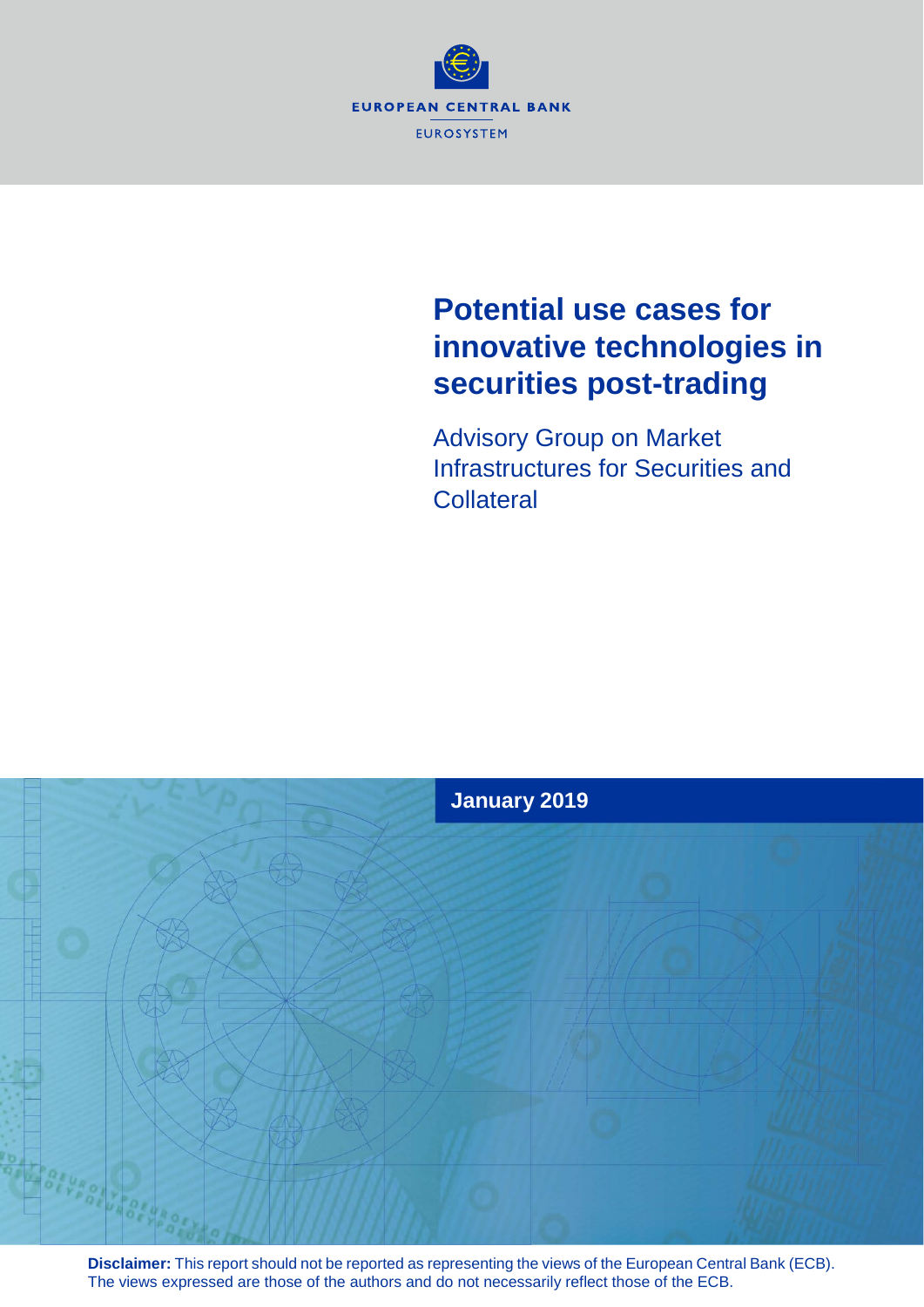EUROPEAN CENTRAL BANK

EUROSYSTEM

# Potential use cases for innovative technologies in securities post-trading

Advisory Group on Market Infrastructures for Securities and Collateral

January 2019

**Disclaimer:** This report should not be reported as representing the views of the European Central Bank (ECB). The views expressed are those of the authors and do not necessarily reflect those of the ECB.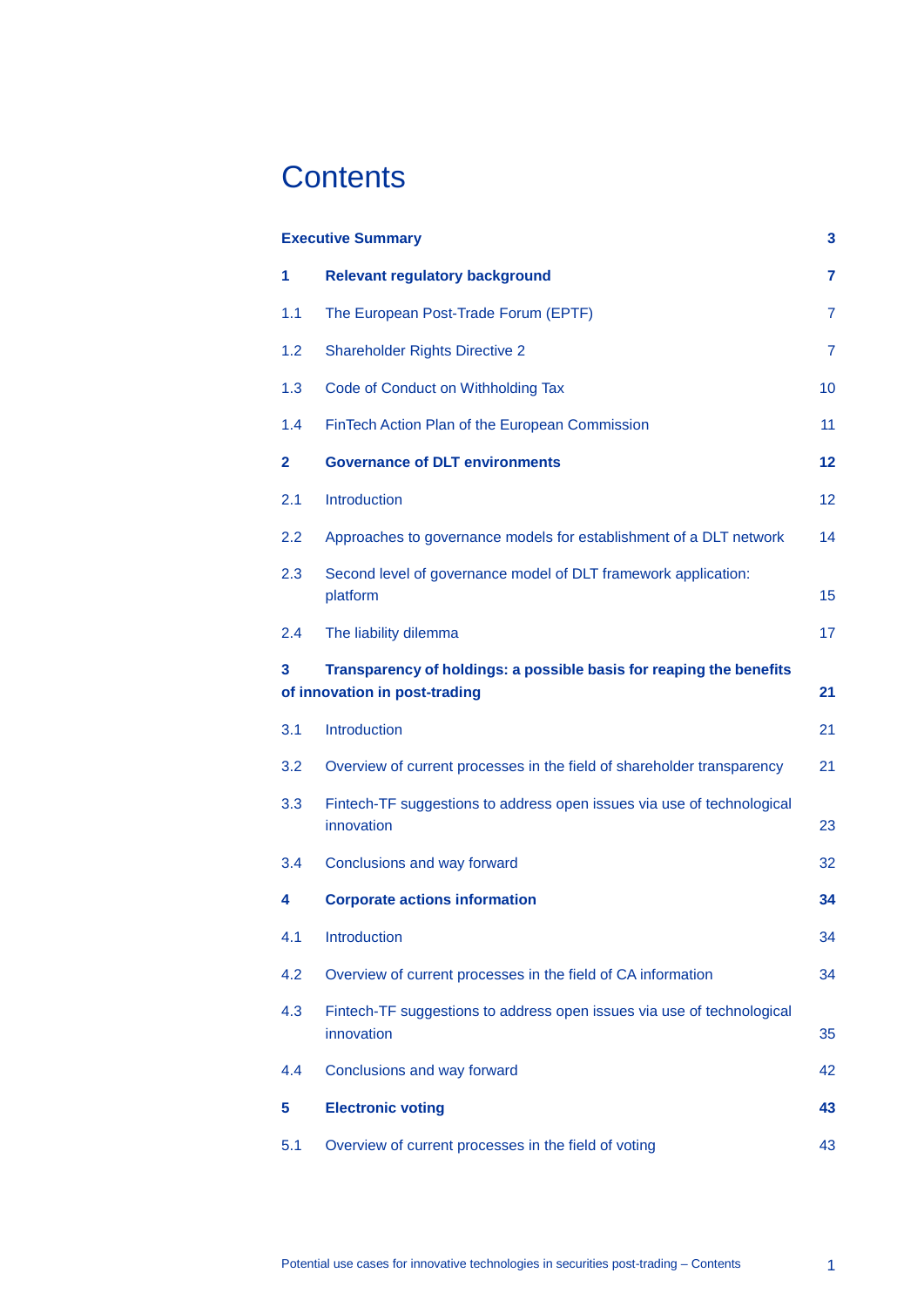# Contents

| | | |
|---|---|---|
| **Executive Summary** | | **3** |
| **1** | **Relevant regulatory background** | **7** |
| 1.1 | The European Post-Trade Forum (EPTF) | 7 |
| 1.2 | Shareholder Rights Directive 2 | 7 |
| 1.3 | Code of Conduct on Withholding Tax | 10 |
| 1.4 | FinTech Action Plan of the European Commission | 11 |
| **2** | **Governance of DLT environments** | **12** |
| 2.1 | Introduction | 12 |
| 2.2 | Approaches to governance models for establishment of a DLT network | 14 |
| 2.3 | Second level of governance model of DLT framework application: platform | 15 |
| 2.4 | The liability dilemma | 17 |
| **3** | **Transparency of holdings: a possible basis for reaping the benefits of innovation in post-trading** | **21** |
| 3.1 | Introduction | 21 |
| 3.2 | Overview of current processes in the field of shareholder transparency | 21 |
| 3.3 | Fintech-TF suggestions to address open issues via use of technological innovation | 23 |
| 3.4 | Conclusions and way forward | 32 |
| **4** | **Corporate actions information** | **34** |
| 4.1 | Introduction | 34 |
| 4.2 | Overview of current processes in the field of CA information | 34 |
| 4.3 | Fintech-TF suggestions to address open issues via use of technological innovation | 35 |
| 4.4 | Conclusions and way forward | 42 |
| **5** | **Electronic voting** | **43** |
| 5.1 | Overview of current processes in the field of voting | 43 |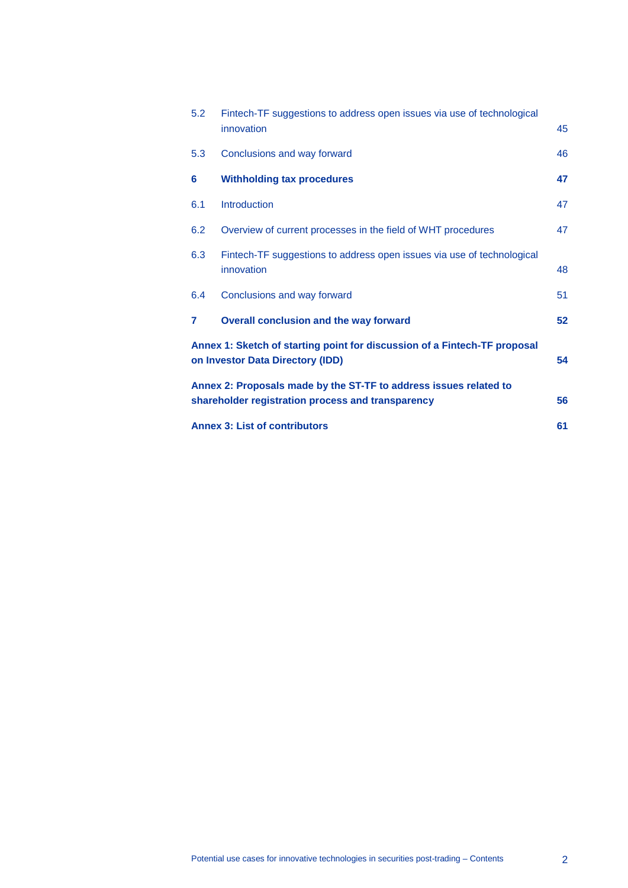| | | |
|---|---|---|
| 5.2 | Fintech-TF suggestions to address open issues via use of technological innovation | 45 |
| 5.3 | Conclusions and way forward | 46 |
| **6** | **Withholding tax procedures** | **47** |
| 6.1 | Introduction | 47 |
| 6.2 | Overview of current processes in the field of WHT procedures | 47 |
| 6.3 | Fintech-TF suggestions to address open issues via use of technological innovation | 48 |
| 6.4 | Conclusions and way forward | 51 |
| **7** | **Overall conclusion and the way forward** | **52** |
| **Annex 1: Sketch of starting point for discussion of a Fintech-TF proposal on Investor Data Directory (IDD)** | | **54** |
| **Annex 2: Proposals made by the ST-TF to address issues related to shareholder registration process and transparency** | | **56** |
| **Annex 3: List of contributors** | | **61** |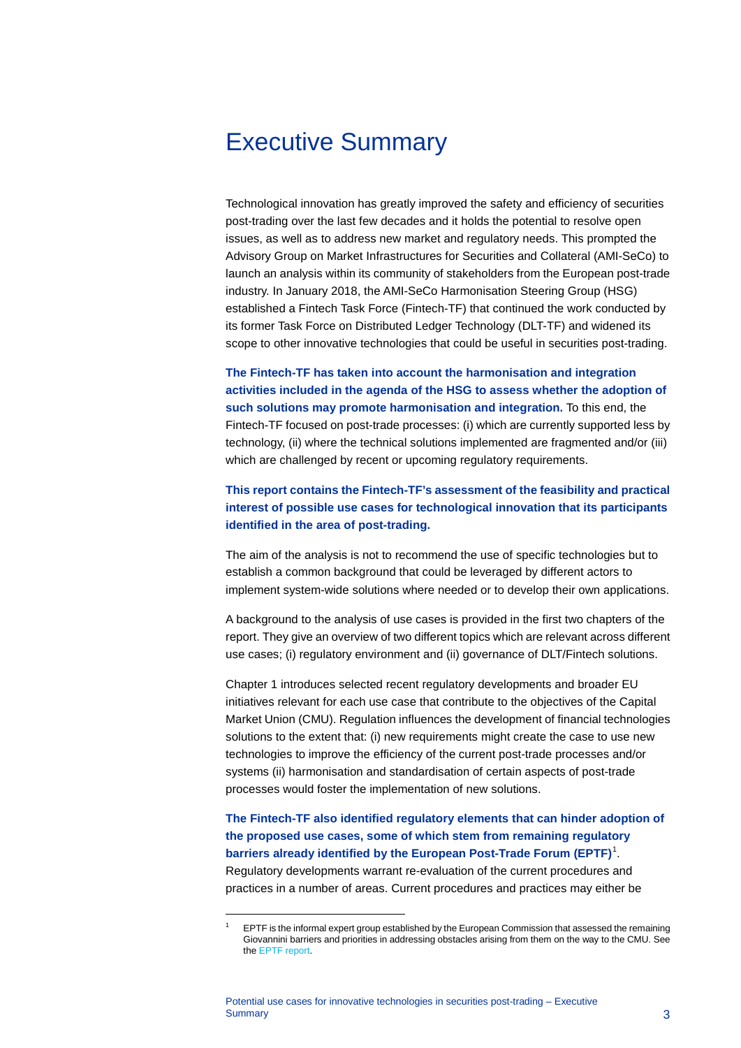# Executive Summary

Technological innovation has greatly improved the safety and efficiency of securities post-trading over the last few decades and it holds the potential to resolve open issues, as well as to address new market and regulatory needs. This prompted the Advisory Group on Market Infrastructures for Securities and Collateral (AMI-SeCo) to launch an analysis within its community of stakeholders from the European post-trade industry. In January 2018, the AMI-SeCo Harmonisation Steering Group (HSG) established a Fintech Task Force (Fintech-TF) that continued the work conducted by its former Task Force on Distributed Ledger Technology (DLT-TF) and widened its scope to other innovative technologies that could be useful in securities post-trading.

**The Fintech-TF has taken into account the harmonisation and integration activities included in the agenda of the HSG to assess whether the adoption of such solutions may promote harmonisation and integration.** To this end, the Fintech-TF focused on post-trade processes: (i) which are currently supported less by technology, (ii) where the technical solutions implemented are fragmented and/or (iii) which are challenged by recent or upcoming regulatory requirements.

**This report contains the Fintech-TF's assessment of the feasibility and practical interest of possible use cases for technological innovation that its participants identified in the area of post-trading.**

The aim of the analysis is not to recommend the use of specific technologies but to establish a common background that could be leveraged by different actors to implement system-wide solutions where needed or to develop their own applications.

A background to the analysis of use cases is provided in the first two chapters of the report. They give an overview of two different topics which are relevant across different use cases; (i) regulatory environment and (ii) governance of DLT/Fintech solutions.

Chapter 1 introduces selected recent regulatory developments and broader EU initiatives relevant for each use case that contribute to the objectives of the Capital Market Union (CMU). Regulation influences the development of financial technologies solutions to the extent that: (i) new requirements might create the case to use new technologies to improve the efficiency of the current post-trade processes and/or systems (ii) harmonisation and standardisation of certain aspects of post-trade processes would foster the implementation of new solutions.

**The Fintech-TF also identified regulatory elements that can hinder adoption of the proposed use cases, some of which stem from remaining regulatory barriers already identified by the European Post-Trade Forum (EPTF)**[1]. Regulatory developments warrant re-evaluation of the current procedures and practices in a number of areas. Current procedures and practices may either be

---

[1] EPTF is the informal expert group established by the European Commission that assessed the remaining Giovannini barriers and priorities in addressing obstacles arising from them on the way to the CMU. See the EPTF report.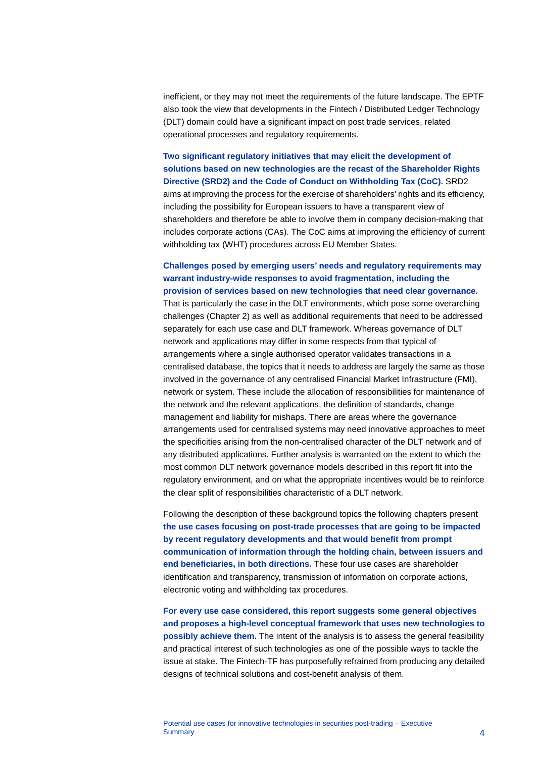inefficient, or they may not meet the requirements of the future landscape. The EPTF also took the view that developments in the Fintech / Distributed Ledger Technology (DLT) domain could have a significant impact on post trade services, related operational processes and regulatory requirements.

**Two significant regulatory initiatives that may elicit the development of solutions based on new technologies are the recast of the Shareholder Rights Directive (SRD2) and the Code of Conduct on Withholding Tax (CoC).** SRD2 aims at improving the process for the exercise of shareholders' rights and its efficiency, including the possibility for European issuers to have a transparent view of shareholders and therefore be able to involve them in company decision-making that includes corporate actions (CAs). The CoC aims at improving the efficiency of current withholding tax (WHT) procedures across EU Member States.

**Challenges posed by emerging users' needs and regulatory requirements may warrant industry-wide responses to avoid fragmentation, including the provision of services based on new technologies that need clear governance.** That is particularly the case in the DLT environments, which pose some overarching challenges (Chapter 2) as well as additional requirements that need to be addressed separately for each use case and DLT framework. Whereas governance of DLT network and applications may differ in some respects from that typical of arrangements where a single authorised operator validates transactions in a centralised database, the topics that it needs to address are largely the same as those involved in the governance of any centralised Financial Market Infrastructure (FMI), network or system. These include the allocation of responsibilities for maintenance of the network and the relevant applications, the definition of standards, change management and liability for mishaps. There are areas where the governance arrangements used for centralised systems may need innovative approaches to meet the specificities arising from the non-centralised character of the DLT network and of any distributed applications. Further analysis is warranted on the extent to which the most common DLT network governance models described in this report fit into the regulatory environment, and on what the appropriate incentives would be to reinforce the clear split of responsibilities characteristic of a DLT network.

Following the description of these background topics the following chapters present **the use cases focusing on post-trade processes that are going to be impacted by recent regulatory developments and that would benefit from prompt communication of information through the holding chain, between issuers and end beneficiaries, in both directions.** These four use cases are shareholder identification and transparency, transmission of information on corporate actions, electronic voting and withholding tax procedures.

**For every use case considered, this report suggests some general objectives and proposes a high-level conceptual framework that uses new technologies to possibly achieve them.** The intent of the analysis is to assess the general feasibility and practical interest of such technologies as one of the possible ways to tackle the issue at stake. The Fintech-TF has purposefully refrained from producing any detailed designs of technical solutions and cost-benefit analysis of them.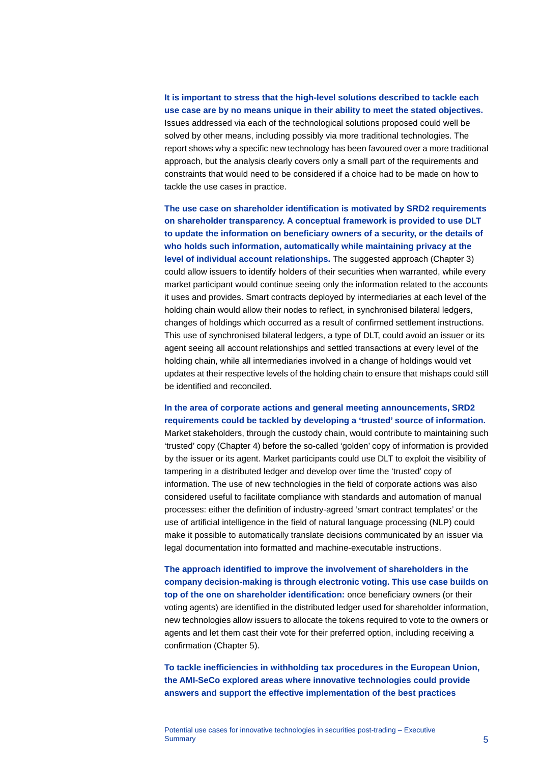**It is important to stress that the high-level solutions described to tackle each use case are by no means unique in their ability to meet the stated objectives.** Issues addressed via each of the technological solutions proposed could well be solved by other means, including possibly via more traditional technologies. The report shows why a specific new technology has been favoured over a more traditional approach, but the analysis clearly covers only a small part of the requirements and constraints that would need to be considered if a choice had to be made on how to tackle the use cases in practice.

**The use case on shareholder identification is motivated by SRD2 requirements on shareholder transparency. A conceptual framework is provided to use DLT to update the information on beneficiary owners of a security, or the details of who holds such information, automatically while maintaining privacy at the level of individual account relationships.** The suggested approach (Chapter 3) could allow issuers to identify holders of their securities when warranted, while every market participant would continue seeing only the information related to the accounts it uses and provides. Smart contracts deployed by intermediaries at each level of the holding chain would allow their nodes to reflect, in synchronised bilateral ledgers, changes of holdings which occurred as a result of confirmed settlement instructions. This use of synchronised bilateral ledgers, a type of DLT, could avoid an issuer or its agent seeing all account relationships and settled transactions at every level of the holding chain, while all intermediaries involved in a change of holdings would vet updates at their respective levels of the holding chain to ensure that mishaps could still be identified and reconciled.

**In the area of corporate actions and general meeting announcements, SRD2 requirements could be tackled by developing a 'trusted' source of information.** Market stakeholders, through the custody chain, would contribute to maintaining such 'trusted' copy (Chapter 4) before the so-called 'golden' copy of information is provided by the issuer or its agent. Market participants could use DLT to exploit the visibility of tampering in a distributed ledger and develop over time the 'trusted' copy of information. The use of new technologies in the field of corporate actions was also considered useful to facilitate compliance with standards and automation of manual processes: either the definition of industry-agreed 'smart contract templates' or the use of artificial intelligence in the field of natural language processing (NLP) could make it possible to automatically translate decisions communicated by an issuer via legal documentation into formatted and machine-executable instructions.

**The approach identified to improve the involvement of shareholders in the company decision-making is through electronic voting. This use case builds on top of the one on shareholder identification:** once beneficiary owners (or their voting agents) are identified in the distributed ledger used for shareholder information, new technologies allow issuers to allocate the tokens required to vote to the owners or agents and let them cast their vote for their preferred option, including receiving a confirmation (Chapter 5).

**To tackle inefficiencies in withholding tax procedures in the European Union, the AMI-SeCo explored areas where innovative technologies could provide answers and support the effective implementation of the best practices**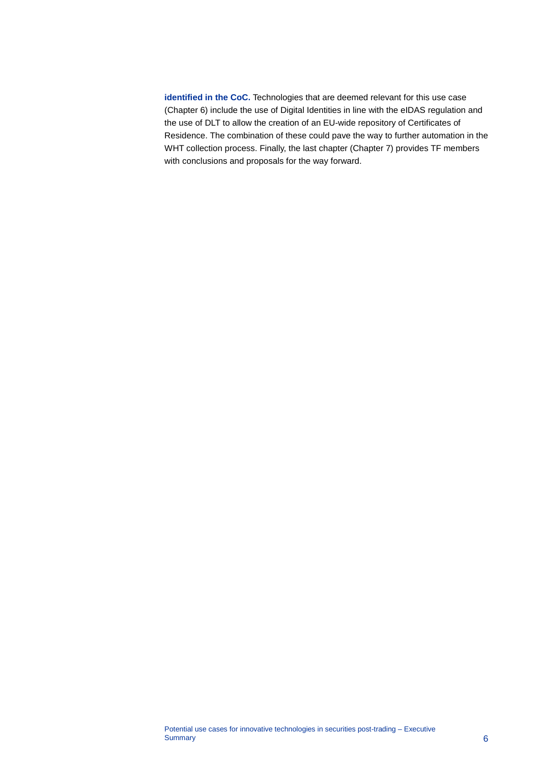**identified in the CoC.** Technologies that are deemed relevant for this use case (Chapter 6) include the use of Digital Identities in line with the eIDAS regulation and the use of DLT to allow the creation of an EU-wide repository of Certificates of Residence. The combination of these could pave the way to further automation in the WHT collection process. Finally, the last chapter (Chapter 7) provides TF members with conclusions and proposals for the way forward.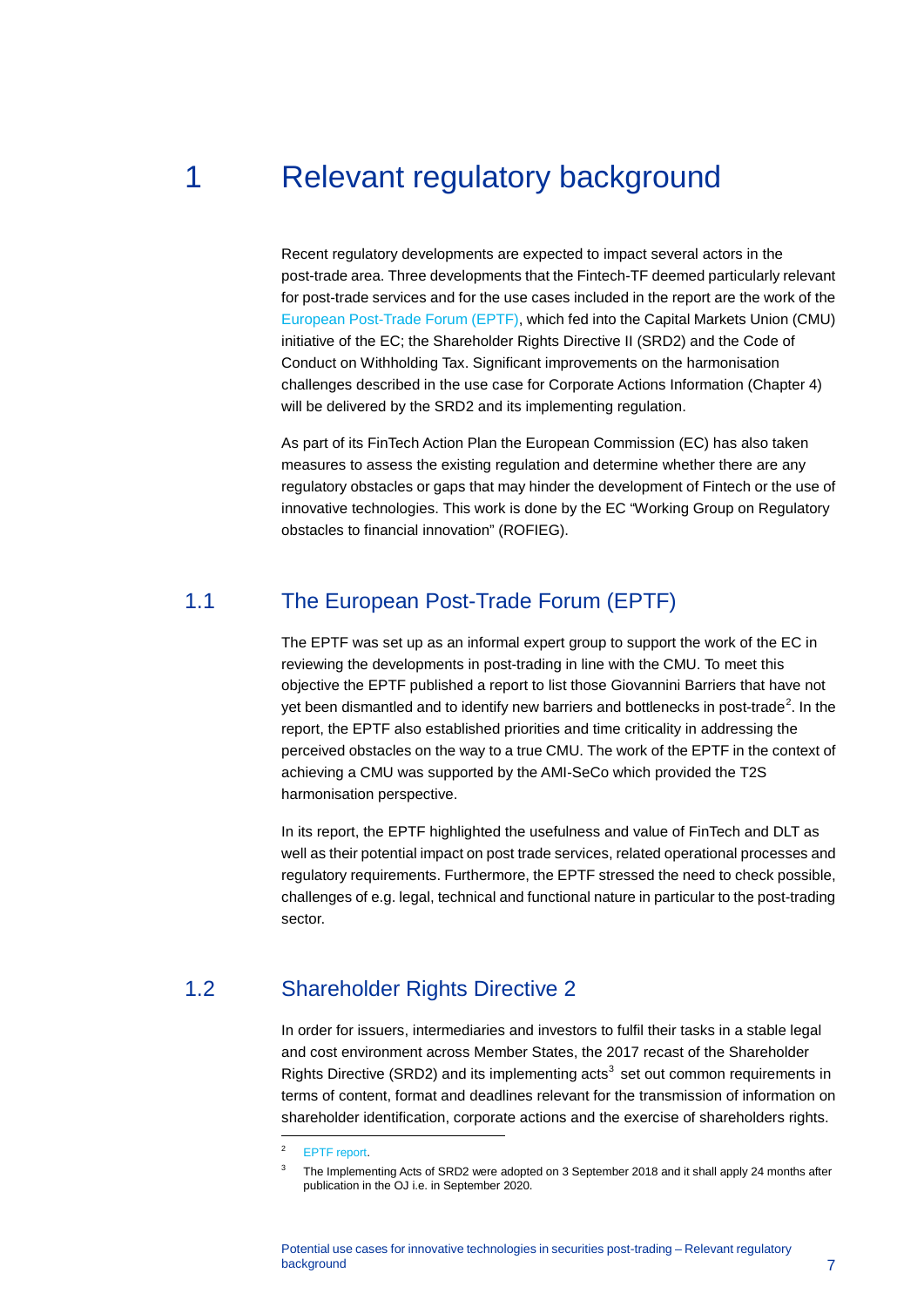# 1 Relevant regulatory background

Recent regulatory developments are expected to impact several actors in the post-trade area. Three developments that the Fintech-TF deemed particularly relevant for post-trade services and for the use cases included in the report are the work of the European Post-Trade Forum (EPTF), which fed into the Capital Markets Union (CMU) initiative of the EC; the Shareholder Rights Directive II (SRD2) and the Code of Conduct on Withholding Tax. Significant improvements on the harmonisation challenges described in the use case for Corporate Actions Information (Chapter 4) will be delivered by the SRD2 and its implementing regulation.

As part of its FinTech Action Plan the European Commission (EC) has also taken measures to assess the existing regulation and determine whether there are any regulatory obstacles or gaps that may hinder the development of Fintech or the use of innovative technologies. This work is done by the EC "Working Group on Regulatory obstacles to financial innovation" (ROFIEG).

## 1.1 The European Post-Trade Forum (EPTF)

The EPTF was set up as an informal expert group to support the work of the EC in reviewing the developments in post-trading in line with the CMU. To meet this objective the EPTF published a report to list those Giovannini Barriers that have not yet been dismantled and to identify new barriers and bottlenecks in post-trade[2]. In the report, the EPTF also established priorities and time criticality in addressing the perceived obstacles on the way to a true CMU. The work of the EPTF in the context of achieving a CMU was supported by the AMI-SeCo which provided the T2S harmonisation perspective.

In its report, the EPTF highlighted the usefulness and value of FinTech and DLT as well as their potential impact on post trade services, related operational processes and regulatory requirements. Furthermore, the EPTF stressed the need to check possible, challenges of e.g. legal, technical and functional nature in particular to the post-trading sector.

## 1.2 Shareholder Rights Directive 2

In order for issuers, intermediaries and investors to fulfil their tasks in a stable legal and cost environment across Member States, the 2017 recast of the Shareholder Rights Directive (SRD2) and its implementing acts[3] set out common requirements in terms of content, format and deadlines relevant for the transmission of information on shareholder identification, corporate actions and the exercise of shareholders rights.

---

[2] EPTF report.

[3] The Implementing Acts of SRD2 were adopted on 3 September 2018 and it shall apply 24 months after publication in the OJ i.e. in September 2020.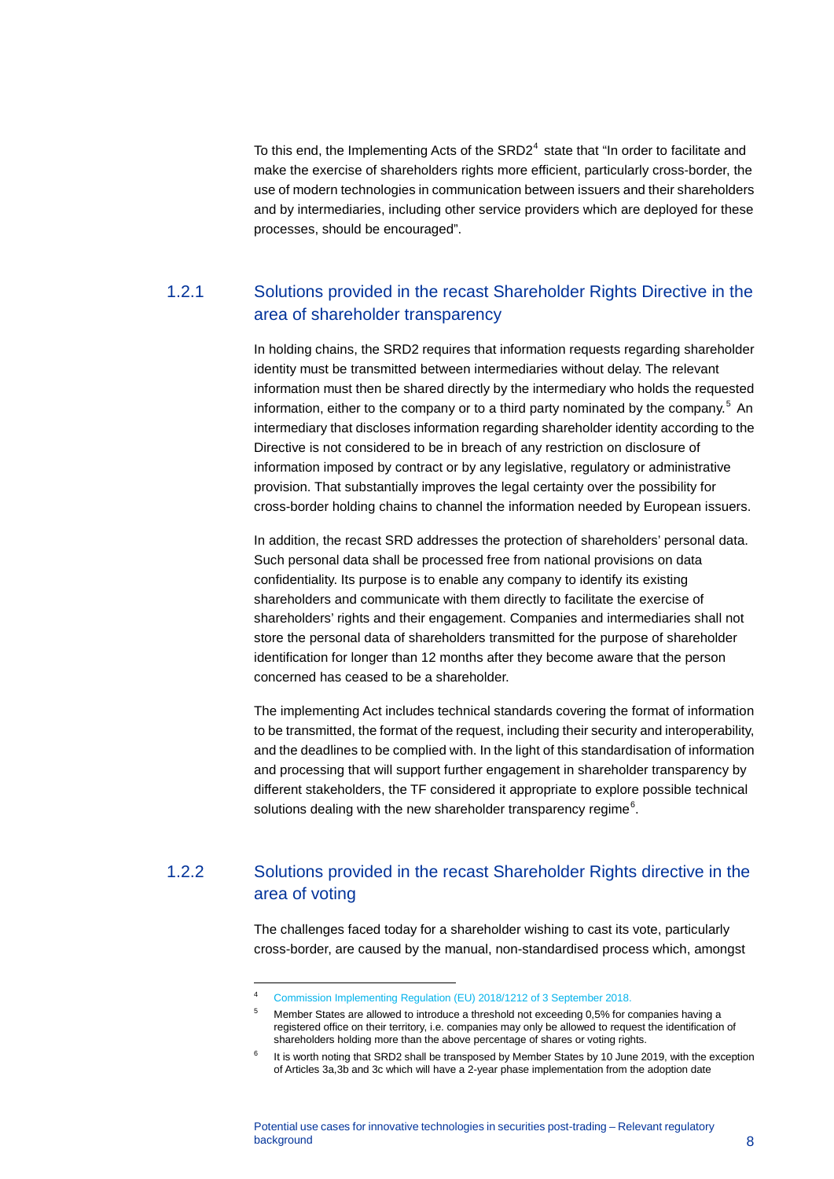To this end, the Implementing Acts of the SRD2[4] state that “In order to facilitate and make the exercise of shareholders rights more efficient, particularly cross-border, the use of modern technologies in communication between issuers and their shareholders and by intermediaries, including other service providers which are deployed for these processes, should be encouraged”.

### 1.2.1 Solutions provided in the recast Shareholder Rights Directive in the area of shareholder transparency

In holding chains, the SRD2 requires that information requests regarding shareholder identity must be transmitted between intermediaries without delay. The relevant information must then be shared directly by the intermediary who holds the requested information, either to the company or to a third party nominated by the company.[5] An intermediary that discloses information regarding shareholder identity according to the Directive is not considered to be in breach of any restriction on disclosure of information imposed by contract or by any legislative, regulatory or administrative provision. That substantially improves the legal certainty over the possibility for cross-border holding chains to channel the information needed by European issuers.

In addition, the recast SRD addresses the protection of shareholders’ personal data. Such personal data shall be processed free from national provisions on data confidentiality. Its purpose is to enable any company to identify its existing shareholders and communicate with them directly to facilitate the exercise of shareholders’ rights and their engagement. Companies and intermediaries shall not store the personal data of shareholders transmitted for the purpose of shareholder identification for longer than 12 months after they become aware that the person concerned has ceased to be a shareholder.

The implementing Act includes technical standards covering the format of information to be transmitted, the format of the request, including their security and interoperability, and the deadlines to be complied with. In the light of this standardisation of information and processing that will support further engagement in shareholder transparency by different stakeholders, the TF considered it appropriate to explore possible technical solutions dealing with the new shareholder transparency regime[6].

### 1.2.2 Solutions provided in the recast Shareholder Rights directive in the area of voting

The challenges faced today for a shareholder wishing to cast its vote, particularly cross-border, are caused by the manual, non-standardised process which, amongst

---

[4] Commission Implementing Regulation (EU) 2018/1212 of 3 September 2018.

[5] Member States are allowed to introduce a threshold not exceeding 0,5% for companies having a registered office on their territory, i.e. companies may only be allowed to request the identification of shareholders holding more than the above percentage of shares or voting rights.

[6] It is worth noting that SRD2 shall be transposed by Member States by 10 June 2019, with the exception of Articles 3a,3b and 3c which will have a 2-year phase implementation from the adoption date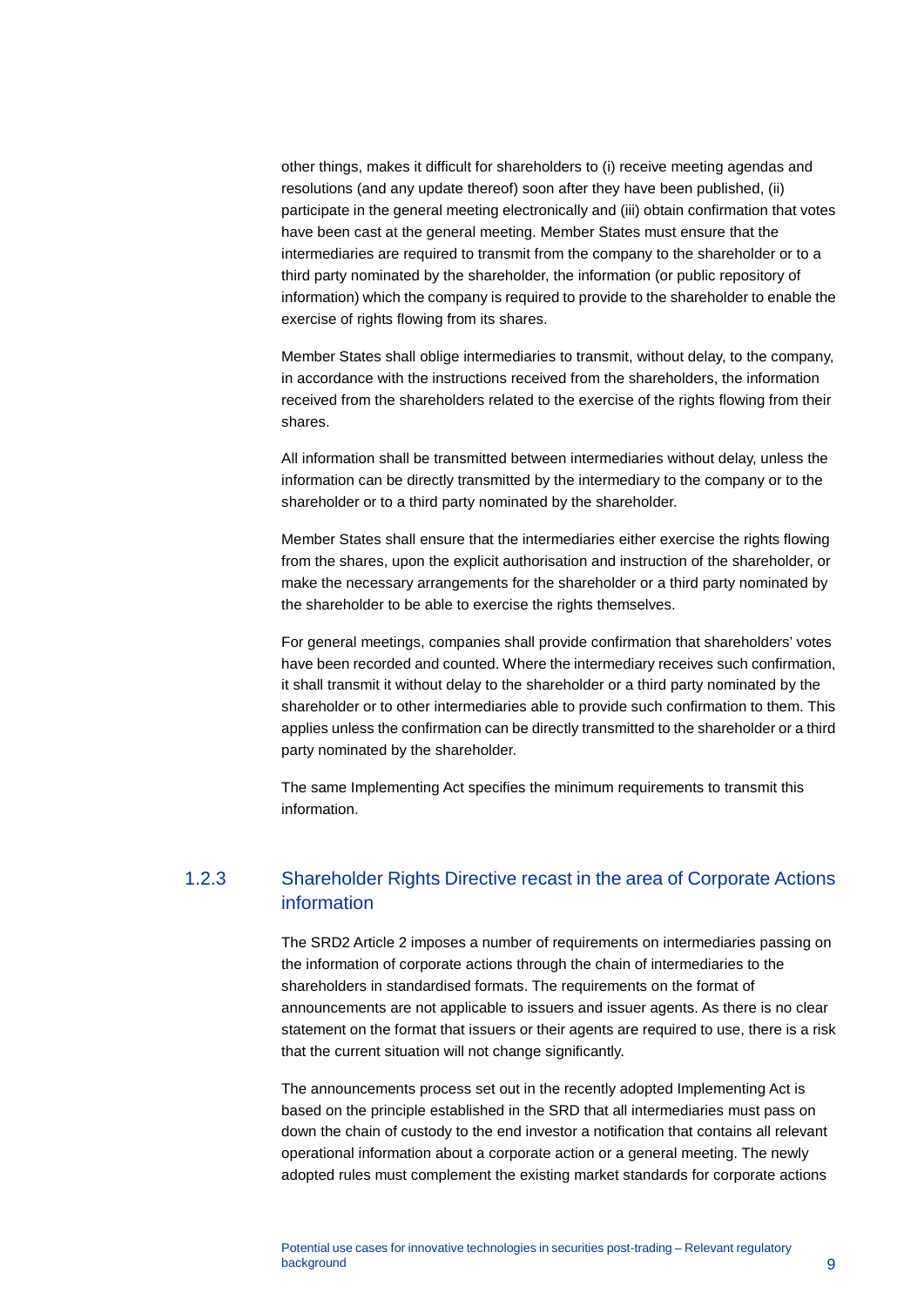other things, makes it difficult for shareholders to (i) receive meeting agendas and resolutions (and any update thereof) soon after they have been published, (ii) participate in the general meeting electronically and (iii) obtain confirmation that votes have been cast at the general meeting. Member States must ensure that the intermediaries are required to transmit from the company to the shareholder or to a third party nominated by the shareholder, the information (or public repository of information) which the company is required to provide to the shareholder to enable the exercise of rights flowing from its shares.

Member States shall oblige intermediaries to transmit, without delay, to the company, in accordance with the instructions received from the shareholders, the information received from the shareholders related to the exercise of the rights flowing from their shares.

All information shall be transmitted between intermediaries without delay, unless the information can be directly transmitted by the intermediary to the company or to the shareholder or to a third party nominated by the shareholder.

Member States shall ensure that the intermediaries either exercise the rights flowing from the shares, upon the explicit authorisation and instruction of the shareholder, or make the necessary arrangements for the shareholder or a third party nominated by the shareholder to be able to exercise the rights themselves.

For general meetings, companies shall provide confirmation that shareholders' votes have been recorded and counted. Where the intermediary receives such confirmation, it shall transmit it without delay to the shareholder or a third party nominated by the shareholder or to other intermediaries able to provide such confirmation to them. This applies unless the confirmation can be directly transmitted to the shareholder or a third party nominated by the shareholder.

The same Implementing Act specifies the minimum requirements to transmit this information.

### 1.2.3 Shareholder Rights Directive recast in the area of Corporate Actions information

The SRD2 Article 2 imposes a number of requirements on intermediaries passing on the information of corporate actions through the chain of intermediaries to the shareholders in standardised formats. The requirements on the format of announcements are not applicable to issuers and issuer agents. As there is no clear statement on the format that issuers or their agents are required to use, there is a risk that the current situation will not change significantly.

The announcements process set out in the recently adopted Implementing Act is based on the principle established in the SRD that all intermediaries must pass on down the chain of custody to the end investor a notification that contains all relevant operational information about a corporate action or a general meeting. The newly adopted rules must complement the existing market standards for corporate actions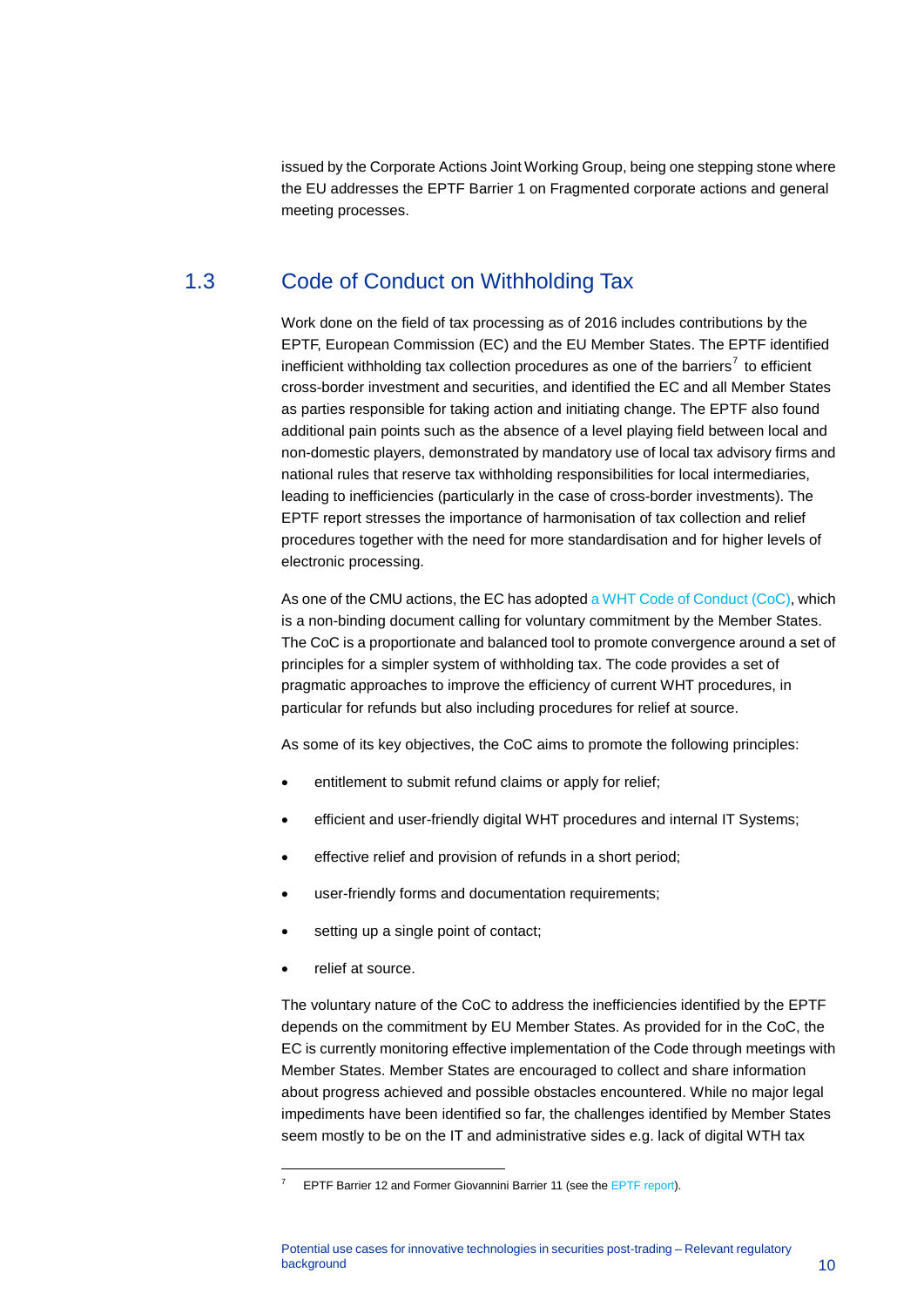issued by the Corporate Actions Joint Working Group, being one stepping stone where the EU addresses the EPTF Barrier 1 on Fragmented corporate actions and general meeting processes.

## 1.3 Code of Conduct on Withholding Tax

Work done on the field of tax processing as of 2016 includes contributions by the EPTF, European Commission (EC) and the EU Member States. The EPTF identified inefficient withholding tax collection procedures as one of the barriers[7] to efficient cross-border investment and securities, and identified the EC and all Member States as parties responsible for taking action and initiating change. The EPTF also found additional pain points such as the absence of a level playing field between local and non-domestic players, demonstrated by mandatory use of local tax advisory firms and national rules that reserve tax withholding responsibilities for local intermediaries, leading to inefficiencies (particularly in the case of cross-border investments). The EPTF report stresses the importance of harmonisation of tax collection and relief procedures together with the need for more standardisation and for higher levels of electronic processing.

As one of the CMU actions, the EC has adopted a WHT Code of Conduct (CoC), which is a non-binding document calling for voluntary commitment by the Member States. The CoC is a proportionate and balanced tool to promote convergence around a set of principles for a simpler system of withholding tax. The code provides a set of pragmatic approaches to improve the efficiency of current WHT procedures, in particular for refunds but also including procedures for relief at source.

As some of its key objectives, the CoC aims to promote the following principles:

- entitlement to submit refund claims or apply for relief;
- efficient and user-friendly digital WHT procedures and internal IT Systems;
- effective relief and provision of refunds in a short period;
- user-friendly forms and documentation requirements;
- setting up a single point of contact;
- relief at source.

The voluntary nature of the CoC to address the inefficiencies identified by the EPTF depends on the commitment by EU Member States. As provided for in the CoC, the EC is currently monitoring effective implementation of the Code through meetings with Member States. Member States are encouraged to collect and share information about progress achieved and possible obstacles encountered. While no major legal impediments have been identified so far, the challenges identified by Member States seem mostly to be on the IT and administrative sides e.g. lack of digital WTH tax

[7] EPTF Barrier 12 and Former Giovannini Barrier 11 (see the EPTF report).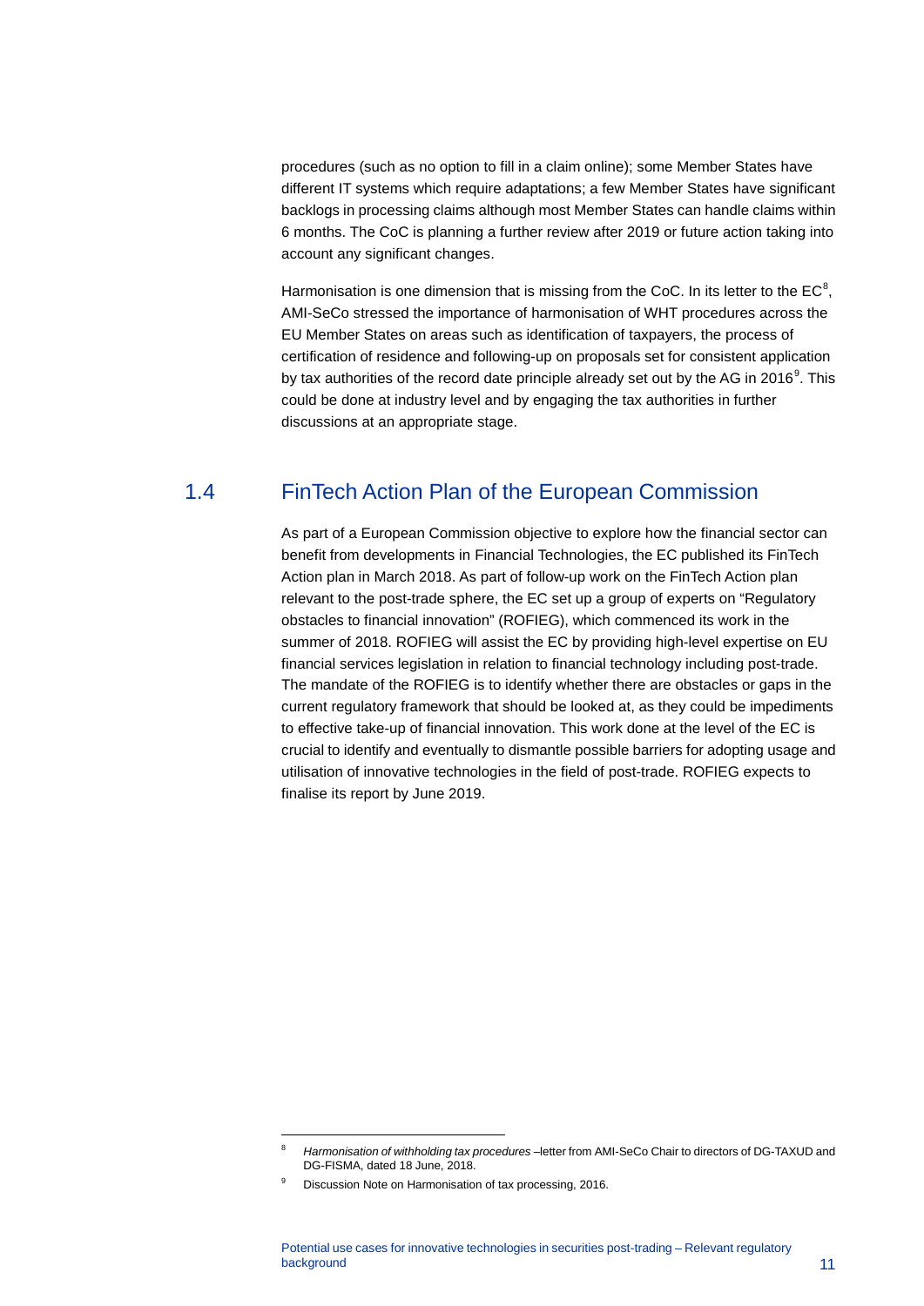procedures (such as no option to fill in a claim online); some Member States have different IT systems which require adaptations; a few Member States have significant backlogs in processing claims although most Member States can handle claims within 6 months. The CoC is planning a further review after 2019 or future action taking into account any significant changes.

Harmonisation is one dimension that is missing from the CoC. In its letter to the EC[8], AMI-SeCo stressed the importance of harmonisation of WHT procedures across the EU Member States on areas such as identification of taxpayers, the process of certification of residence and following-up on proposals set for consistent application by tax authorities of the record date principle already set out by the AG in 2016[9]. This could be done at industry level and by engaging the tax authorities in further discussions at an appropriate stage.

## 1.4 FinTech Action Plan of the European Commission

As part of a European Commission objective to explore how the financial sector can benefit from developments in Financial Technologies, the EC published its FinTech Action plan in March 2018. As part of follow-up work on the FinTech Action plan relevant to the post-trade sphere, the EC set up a group of experts on "Regulatory obstacles to financial innovation" (ROFIEG), which commenced its work in the summer of 2018. ROFIEG will assist the EC by providing high-level expertise on EU financial services legislation in relation to financial technology including post-trade. The mandate of the ROFIEG is to identify whether there are obstacles or gaps in the current regulatory framework that should be looked at, as they could be impediments to effective take-up of financial innovation. This work done at the level of the EC is crucial to identify and eventually to dismantle possible barriers for adopting usage and utilisation of innovative technologies in the field of post-trade. ROFIEG expects to finalise its report by June 2019.

---

[8] *Harmonisation of withholding tax procedures* –letter from AMI-SeCo Chair to directors of DG-TAXUD and DG-FISMA, dated 18 June, 2018.

[9] Discussion Note on Harmonisation of tax processing, 2016.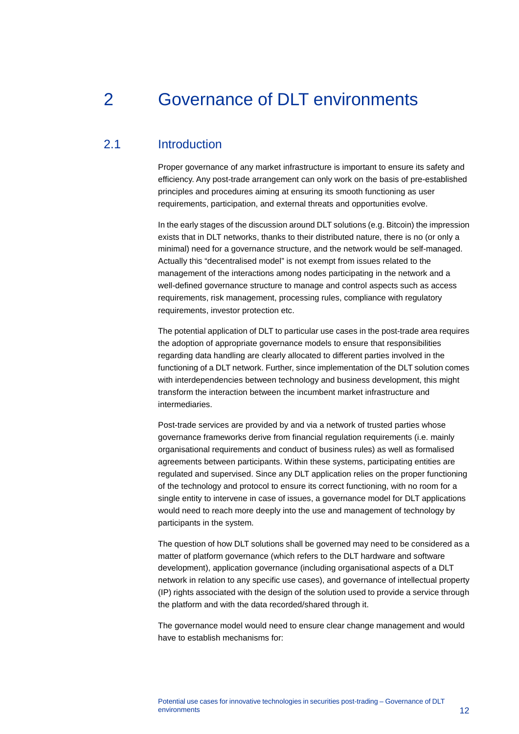# 2 Governance of DLT environments

## 2.1 Introduction

Proper governance of any market infrastructure is important to ensure its safety and efficiency. Any post-trade arrangement can only work on the basis of pre-established principles and procedures aiming at ensuring its smooth functioning as user requirements, participation, and external threats and opportunities evolve.

In the early stages of the discussion around DLT solutions (e.g. Bitcoin) the impression exists that in DLT networks, thanks to their distributed nature, there is no (or only a minimal) need for a governance structure, and the network would be self-managed. Actually this "decentralised model" is not exempt from issues related to the management of the interactions among nodes participating in the network and a well-defined governance structure to manage and control aspects such as access requirements, risk management, processing rules, compliance with regulatory requirements, investor protection etc.

The potential application of DLT to particular use cases in the post-trade area requires the adoption of appropriate governance models to ensure that responsibilities regarding data handling are clearly allocated to different parties involved in the functioning of a DLT network. Further, since implementation of the DLT solution comes with interdependencies between technology and business development, this might transform the interaction between the incumbent market infrastructure and intermediaries.

Post-trade services are provided by and via a network of trusted parties whose governance frameworks derive from financial regulation requirements (i.e. mainly organisational requirements and conduct of business rules) as well as formalised agreements between participants. Within these systems, participating entities are regulated and supervised. Since any DLT application relies on the proper functioning of the technology and protocol to ensure its correct functioning, with no room for a single entity to intervene in case of issues, a governance model for DLT applications would need to reach more deeply into the use and management of technology by participants in the system.

The question of how DLT solutions shall be governed may need to be considered as a matter of platform governance (which refers to the DLT hardware and software development), application governance (including organisational aspects of a DLT network in relation to any specific use cases), and governance of intellectual property (IP) rights associated with the design of the solution used to provide a service through the platform and with the data recorded/shared through it.

The governance model would need to ensure clear change management and would have to establish mechanisms for: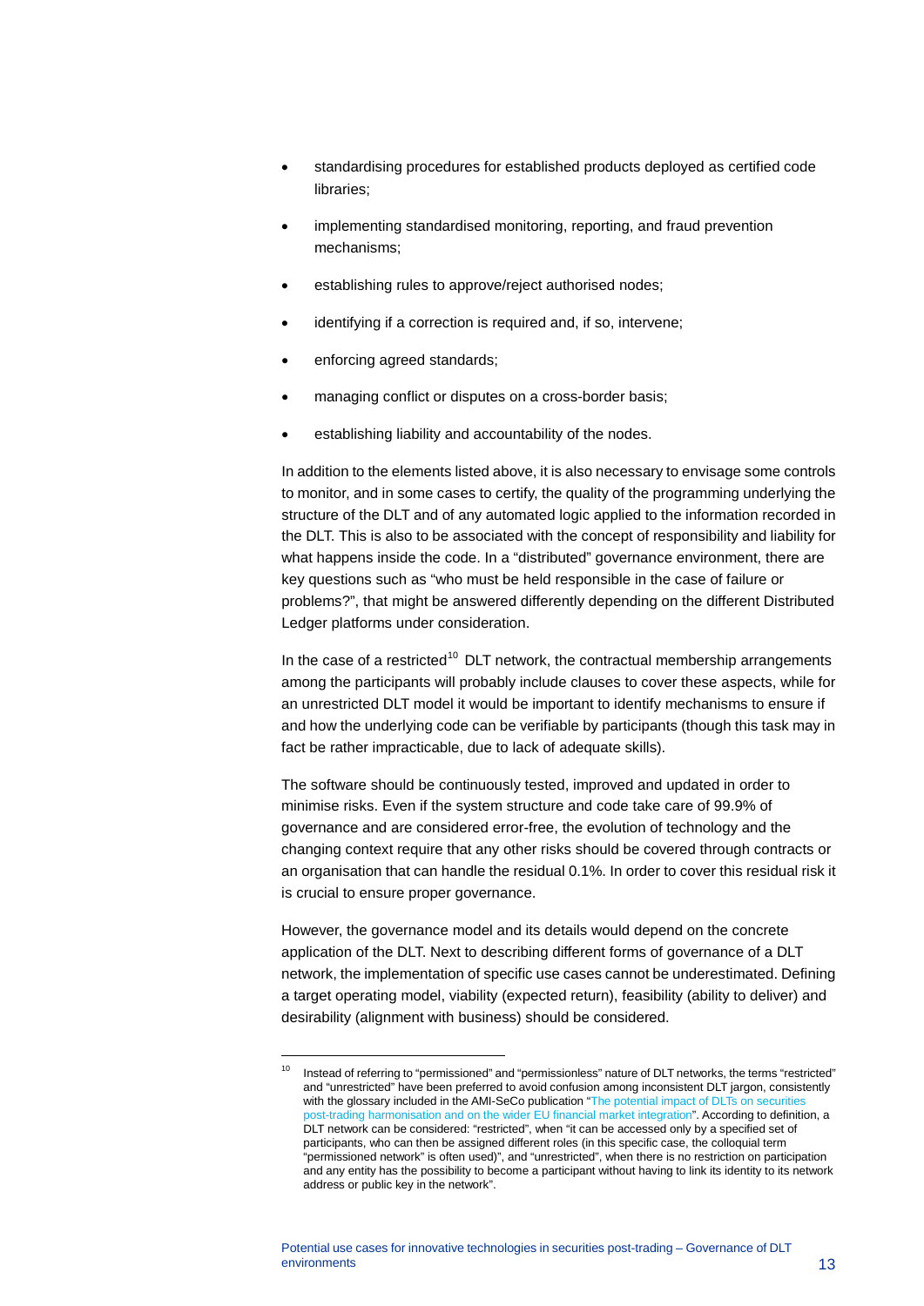- standardising procedures for established products deployed as certified code libraries;
- implementing standardised monitoring, reporting, and fraud prevention mechanisms;
- establishing rules to approve/reject authorised nodes;
- identifying if a correction is required and, if so, intervene;
- enforcing agreed standards;
- managing conflict or disputes on a cross-border basis;
- establishing liability and accountability of the nodes.

In addition to the elements listed above, it is also necessary to envisage some controls to monitor, and in some cases to certify, the quality of the programming underlying the structure of the DLT and of any automated logic applied to the information recorded in the DLT. This is also to be associated with the concept of responsibility and liability for what happens inside the code. In a "distributed" governance environment, there are key questions such as "who must be held responsible in the case of failure or problems?", that might be answered differently depending on the different Distributed Ledger platforms under consideration.

In the case of a restricted[10] DLT network, the contractual membership arrangements among the participants will probably include clauses to cover these aspects, while for an unrestricted DLT model it would be important to identify mechanisms to ensure if and how the underlying code can be verifiable by participants (though this task may in fact be rather impracticable, due to lack of adequate skills).

The software should be continuously tested, improved and updated in order to minimise risks. Even if the system structure and code take care of 99.9% of governance and are considered error-free, the evolution of technology and the changing context require that any other risks should be covered through contracts or an organisation that can handle the residual 0.1%. In order to cover this residual risk it is crucial to ensure proper governance.

However, the governance model and its details would depend on the concrete application of the DLT. Next to describing different forms of governance of a DLT network, the implementation of specific use cases cannot be underestimated. Defining a target operating model, viability (expected return), feasibility (ability to deliver) and desirability (alignment with business) should be considered.

[10] Instead of referring to "permissioned" and "permissionless" nature of DLT networks, the terms "restricted" and "unrestricted" have been preferred to avoid confusion among inconsistent DLT jargon, consistently with the glossary included in the AMI-SeCo publication "The potential impact of DLTs on securities post-trading harmonisation and on the wider EU financial market integration". According to definition, a DLT network can be considered: "restricted", when "it can be accessed only by a specified set of participants, who can then be assigned different roles (in this specific case, the colloquial term "permissioned network" is often used)", and "unrestricted", when there is no restriction on participation and any entity has the possibility to become a participant without having to link its identity to its network address or public key in the network".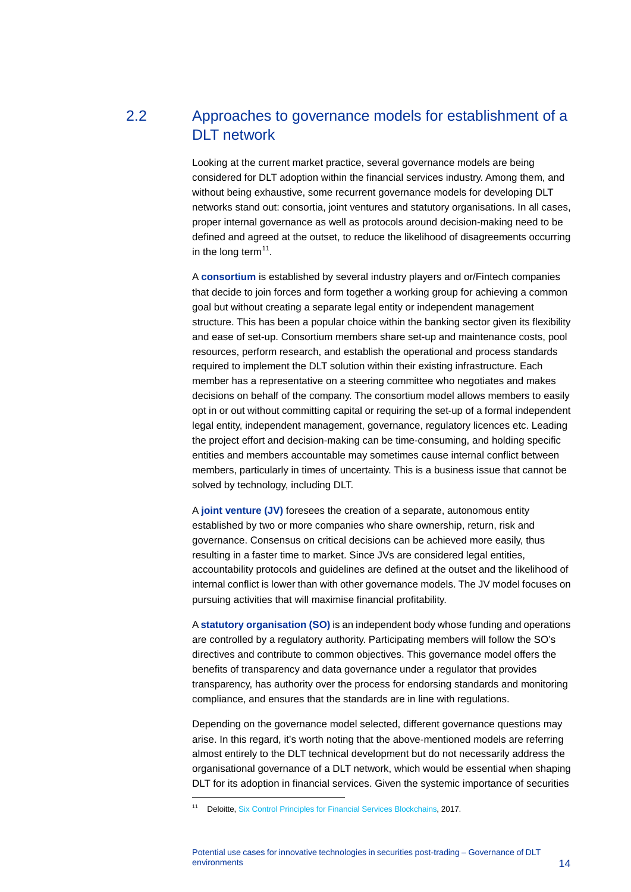## 2.2 Approaches to governance models for establishment of a DLT network

Looking at the current market practice, several governance models are being considered for DLT adoption within the financial services industry. Among them, and without being exhaustive, some recurrent governance models for developing DLT networks stand out: consortia, joint ventures and statutory organisations. In all cases, proper internal governance as well as protocols around decision-making need to be defined and agreed at the outset, to reduce the likelihood of disagreements occurring in the long term[11].

A **consortium** is established by several industry players and or/Fintech companies that decide to join forces and form together a working group for achieving a common goal but without creating a separate legal entity or independent management structure. This has been a popular choice within the banking sector given its flexibility and ease of set-up. Consortium members share set-up and maintenance costs, pool resources, perform research, and establish the operational and process standards required to implement the DLT solution within their existing infrastructure. Each member has a representative on a steering committee who negotiates and makes decisions on behalf of the company. The consortium model allows members to easily opt in or out without committing capital or requiring the set-up of a formal independent legal entity, independent management, governance, regulatory licences etc. Leading the project effort and decision-making can be time-consuming, and holding specific entities and members accountable may sometimes cause internal conflict between members, particularly in times of uncertainty. This is a business issue that cannot be solved by technology, including DLT.

A **joint venture (JV)** foresees the creation of a separate, autonomous entity established by two or more companies who share ownership, return, risk and governance. Consensus on critical decisions can be achieved more easily, thus resulting in a faster time to market. Since JVs are considered legal entities, accountability protocols and guidelines are defined at the outset and the likelihood of internal conflict is lower than with other governance models. The JV model focuses on pursuing activities that will maximise financial profitability.

A **statutory organisation (SO)** is an independent body whose funding and operations are controlled by a regulatory authority. Participating members will follow the SO's directives and contribute to common objectives. This governance model offers the benefits of transparency and data governance under a regulator that provides transparency, has authority over the process for endorsing standards and monitoring compliance, and ensures that the standards are in line with regulations.

Depending on the governance model selected, different governance questions may arise. In this regard, it's worth noting that the above-mentioned models are referring almost entirely to the DLT technical development but do not necessarily address the organisational governance of a DLT network, which would be essential when shaping DLT for its adoption in financial services. Given the systemic importance of securities

---

[11] Deloitte, Six Control Principles for Financial Services Blockchains, 2017.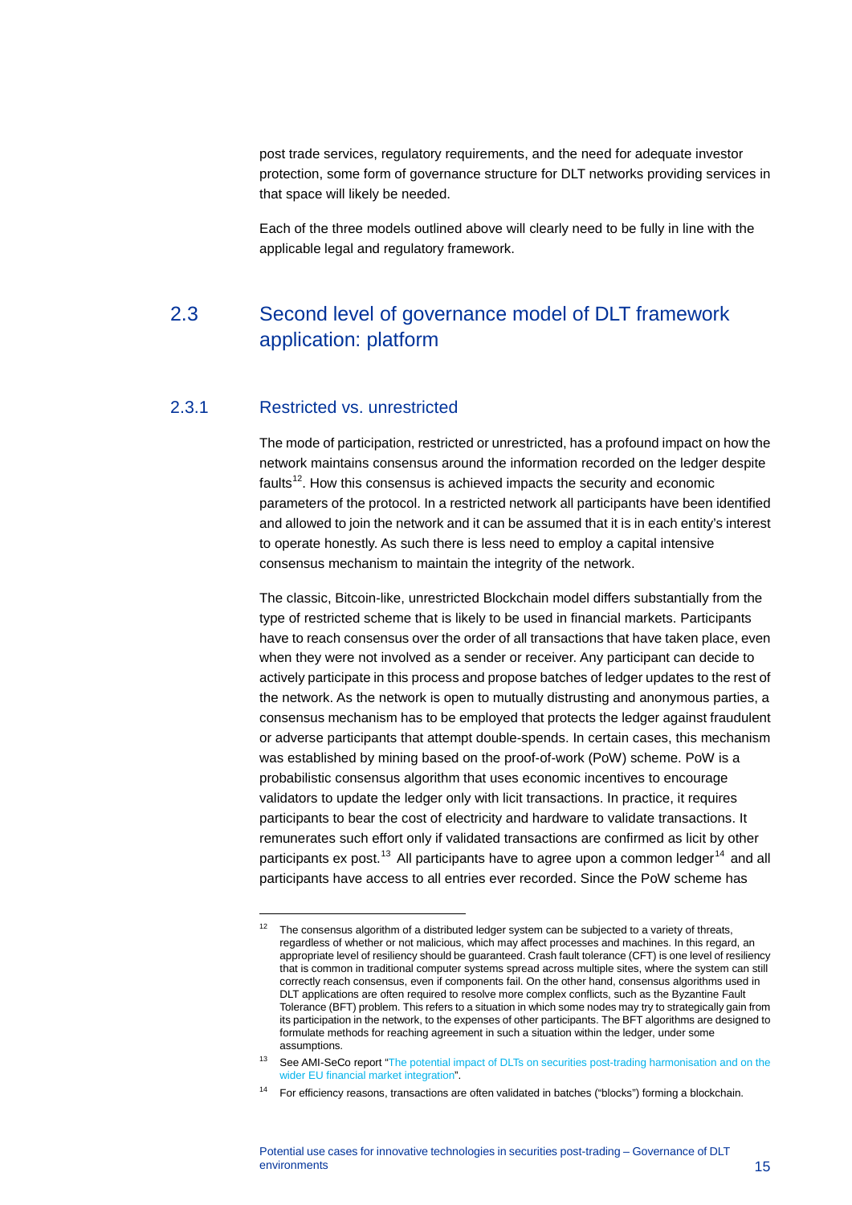post trade services, regulatory requirements, and the need for adequate investor protection, some form of governance structure for DLT networks providing services in that space will likely be needed.

Each of the three models outlined above will clearly need to be fully in line with the applicable legal and regulatory framework.

## 2.3 Second level of governance model of DLT framework application: platform

### 2.3.1 Restricted vs. unrestricted

The mode of participation, restricted or unrestricted, has a profound impact on how the network maintains consensus around the information recorded on the ledger despite faults[12]. How this consensus is achieved impacts the security and economic parameters of the protocol. In a restricted network all participants have been identified and allowed to join the network and it can be assumed that it is in each entity's interest to operate honestly. As such there is less need to employ a capital intensive consensus mechanism to maintain the integrity of the network.

The classic, Bitcoin-like, unrestricted Blockchain model differs substantially from the type of restricted scheme that is likely to be used in financial markets. Participants have to reach consensus over the order of all transactions that have taken place, even when they were not involved as a sender or receiver. Any participant can decide to actively participate in this process and propose batches of ledger updates to the rest of the network. As the network is open to mutually distrusting and anonymous parties, a consensus mechanism has to be employed that protects the ledger against fraudulent or adverse participants that attempt double-spends. In certain cases, this mechanism was established by mining based on the proof-of-work (PoW) scheme. PoW is a probabilistic consensus algorithm that uses economic incentives to encourage validators to update the ledger only with licit transactions. In practice, it requires participants to bear the cost of electricity and hardware to validate transactions. It remunerates such effort only if validated transactions are confirmed as licit by other participants ex post.[13] All participants have to agree upon a common ledger[14] and all participants have access to all entries ever recorded. Since the PoW scheme has

---

[12] The consensus algorithm of a distributed ledger system can be subjected to a variety of threats, regardless of whether or not malicious, which may affect processes and machines. In this regard, an appropriate level of resiliency should be guaranteed. Crash fault tolerance (CFT) is one level of resiliency that is common in traditional computer systems spread across multiple sites, where the system can still correctly reach consensus, even if components fail. On the other hand, consensus algorithms used in DLT applications are often required to resolve more complex conflicts, such as the Byzantine Fault Tolerance (BFT) problem. This refers to a situation in which some nodes may try to strategically gain from its participation in the network, to the expenses of other participants. The BFT algorithms are designed to formulate methods for reaching agreement in such a situation within the ledger, under some assumptions.

[13] See AMI-SeCo report "The potential impact of DLTs on securities post-trading harmonisation and on the wider EU financial market integration".

[14] For efficiency reasons, transactions are often validated in batches ("blocks") forming a blockchain.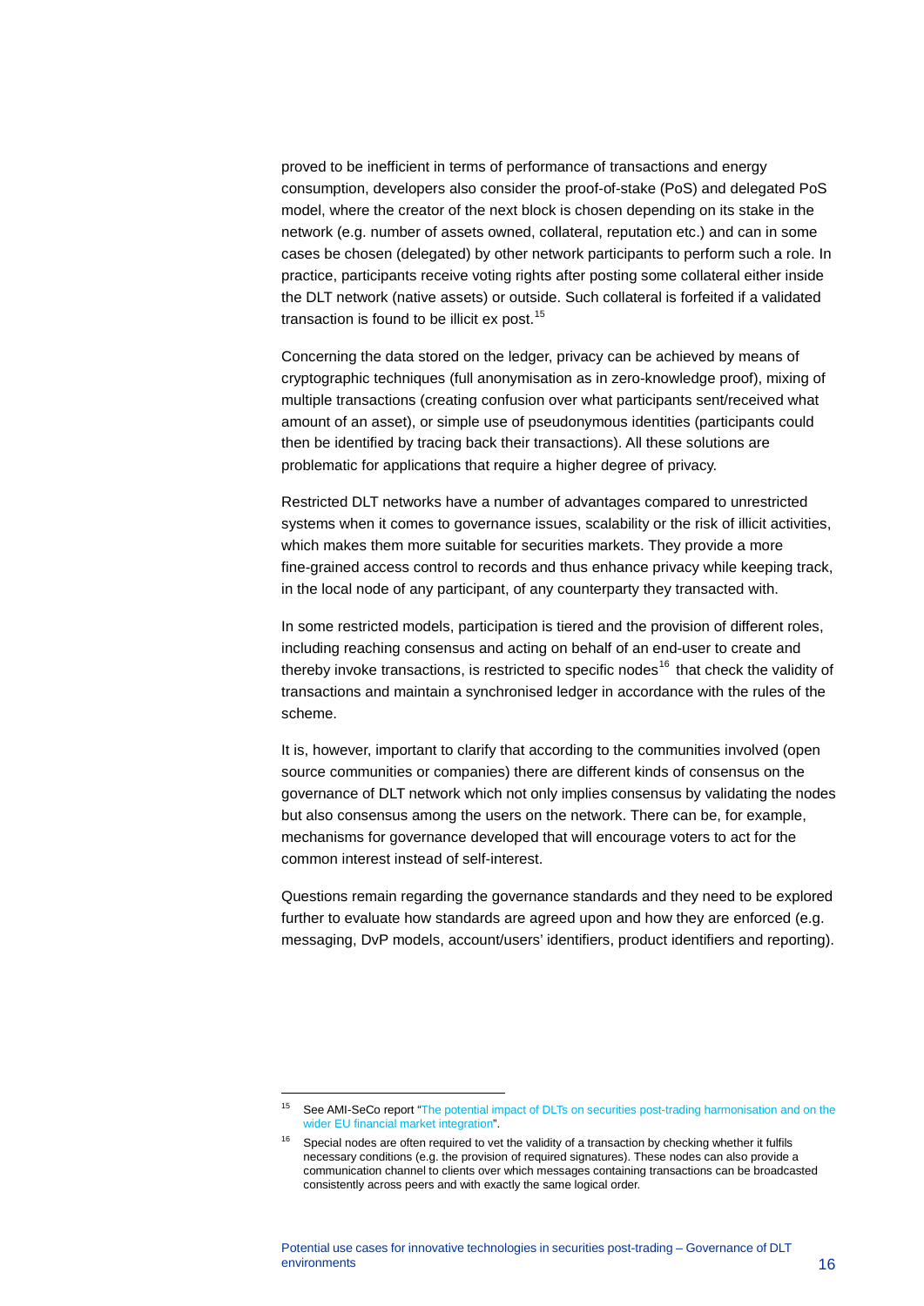proved to be inefficient in terms of performance of transactions and energy consumption, developers also consider the proof-of-stake (PoS) and delegated PoS model, where the creator of the next block is chosen depending on its stake in the network (e.g. number of assets owned, collateral, reputation etc.) and can in some cases be chosen (delegated) by other network participants to perform such a role. In practice, participants receive voting rights after posting some collateral either inside the DLT network (native assets) or outside. Such collateral is forfeited if a validated transaction is found to be illicit ex post.[15]

Concerning the data stored on the ledger, privacy can be achieved by means of cryptographic techniques (full anonymisation as in zero-knowledge proof), mixing of multiple transactions (creating confusion over what participants sent/received what amount of an asset), or simple use of pseudonymous identities (participants could then be identified by tracing back their transactions). All these solutions are problematic for applications that require a higher degree of privacy.

Restricted DLT networks have a number of advantages compared to unrestricted systems when it comes to governance issues, scalability or the risk of illicit activities, which makes them more suitable for securities markets. They provide a more fine-grained access control to records and thus enhance privacy while keeping track, in the local node of any participant, of any counterparty they transacted with.

In some restricted models, participation is tiered and the provision of different roles, including reaching consensus and acting on behalf of an end-user to create and thereby invoke transactions, is restricted to specific nodes[16] that check the validity of transactions and maintain a synchronised ledger in accordance with the rules of the scheme.

It is, however, important to clarify that according to the communities involved (open source communities or companies) there are different kinds of consensus on the governance of DLT network which not only implies consensus by validating the nodes but also consensus among the users on the network. There can be, for example, mechanisms for governance developed that will encourage voters to act for the common interest instead of self-interest.

Questions remain regarding the governance standards and they need to be explored further to evaluate how standards are agreed upon and how they are enforced (e.g. messaging, DvP models, account/users' identifiers, product identifiers and reporting).

---

[15] See AMI-SeCo report "The potential impact of DLTs on securities post-trading harmonisation and on the wider EU financial market integration".

[16] Special nodes are often required to vet the validity of a transaction by checking whether it fulfils necessary conditions (e.g. the provision of required signatures). These nodes can also provide a communication channel to clients over which messages containing transactions can be broadcasted consistently across peers and with exactly the same logical order.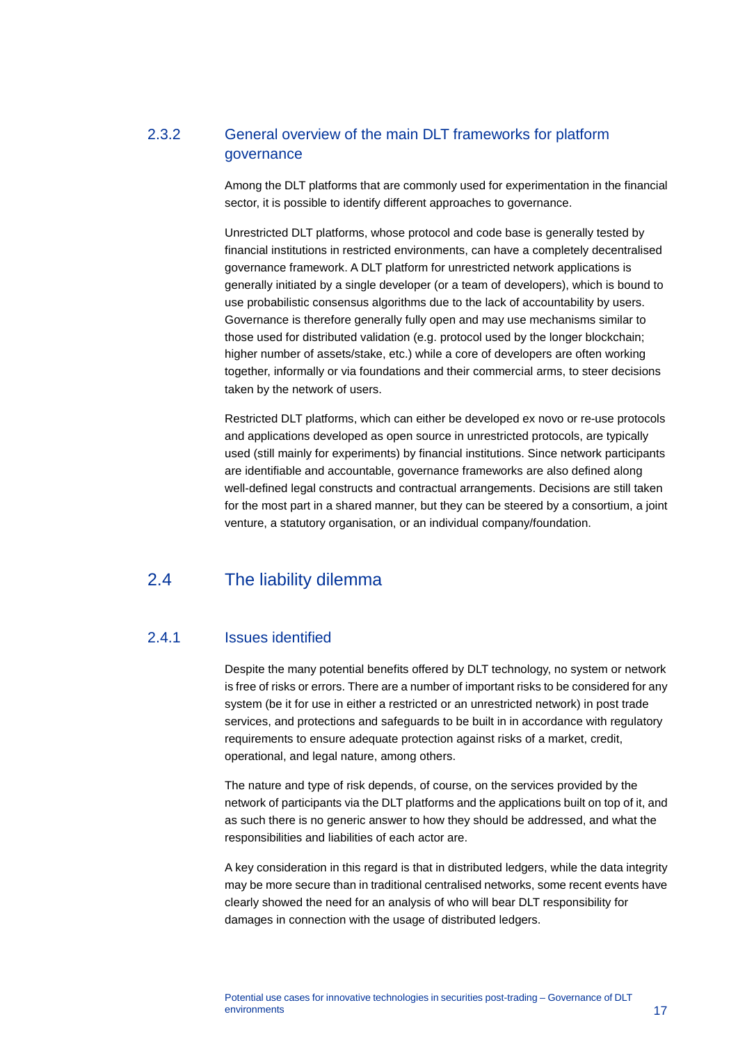### 2.3.2 General overview of the main DLT frameworks for platform governance

Among the DLT platforms that are commonly used for experimentation in the financial sector, it is possible to identify different approaches to governance.

Unrestricted DLT platforms, whose protocol and code base is generally tested by financial institutions in restricted environments, can have a completely decentralised governance framework. A DLT platform for unrestricted network applications is generally initiated by a single developer (or a team of developers), which is bound to use probabilistic consensus algorithms due to the lack of accountability by users. Governance is therefore generally fully open and may use mechanisms similar to those used for distributed validation (e.g. protocol used by the longer blockchain; higher number of assets/stake, etc.) while a core of developers are often working together, informally or via foundations and their commercial arms, to steer decisions taken by the network of users.

Restricted DLT platforms, which can either be developed ex novo or re-use protocols and applications developed as open source in unrestricted protocols, are typically used (still mainly for experiments) by financial institutions. Since network participants are identifiable and accountable, governance frameworks are also defined along well-defined legal constructs and contractual arrangements. Decisions are still taken for the most part in a shared manner, but they can be steered by a consortium, a joint venture, a statutory organisation, or an individual company/foundation.

## 2.4 The liability dilemma

### 2.4.1 Issues identified

Despite the many potential benefits offered by DLT technology, no system or network is free of risks or errors. There are a number of important risks to be considered for any system (be it for use in either a restricted or an unrestricted network) in post trade services, and protections and safeguards to be built in in accordance with regulatory requirements to ensure adequate protection against risks of a market, credit, operational, and legal nature, among others.

The nature and type of risk depends, of course, on the services provided by the network of participants via the DLT platforms and the applications built on top of it, and as such there is no generic answer to how they should be addressed, and what the responsibilities and liabilities of each actor are.

A key consideration in this regard is that in distributed ledgers, while the data integrity may be more secure than in traditional centralised networks, some recent events have clearly showed the need for an analysis of who will bear DLT responsibility for damages in connection with the usage of distributed ledgers.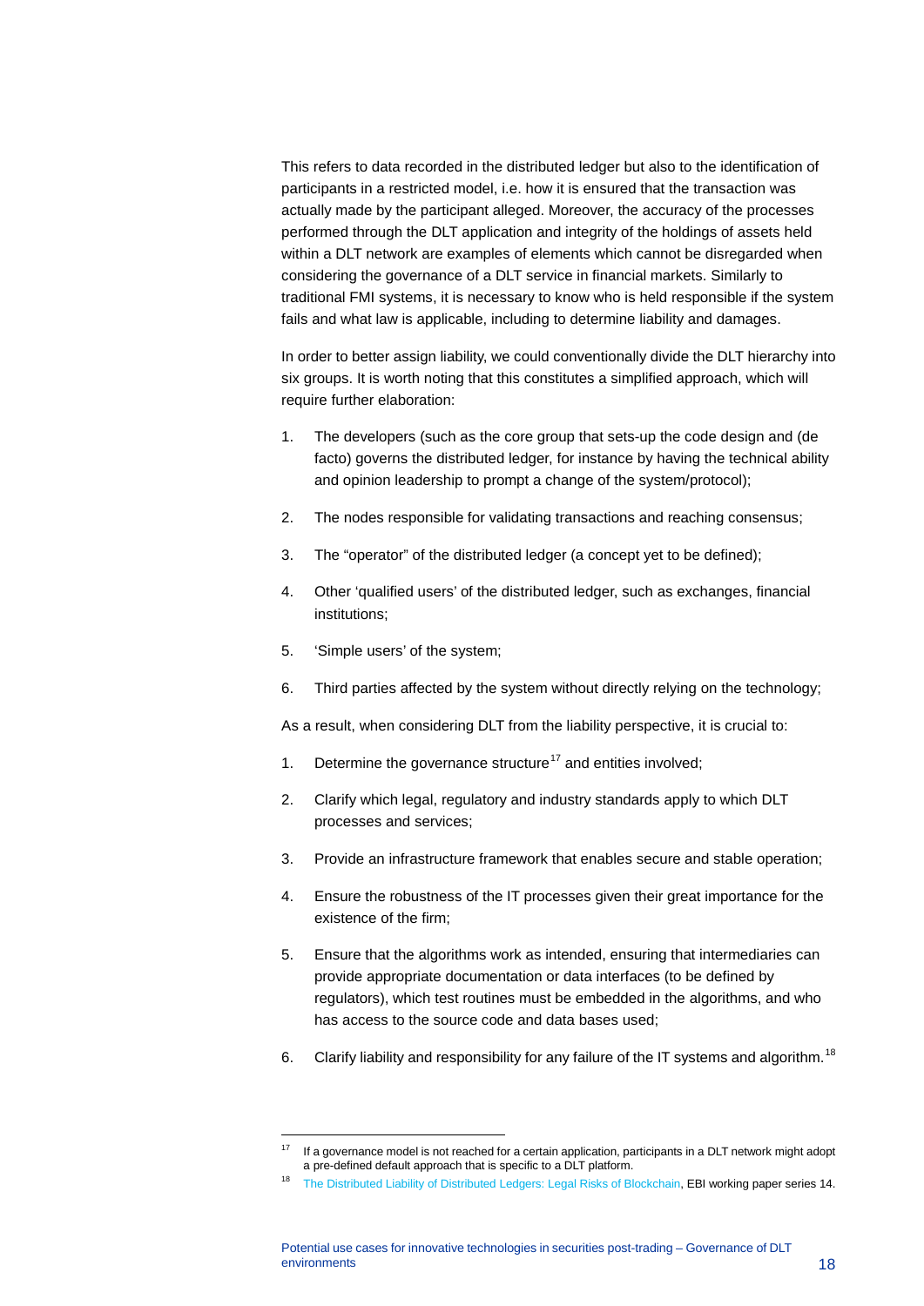This refers to data recorded in the distributed ledger but also to the identification of participants in a restricted model, i.e. how it is ensured that the transaction was actually made by the participant alleged. Moreover, the accuracy of the processes performed through the DLT application and integrity of the holdings of assets held within a DLT network are examples of elements which cannot be disregarded when considering the governance of a DLT service in financial markets. Similarly to traditional FMI systems, it is necessary to know who is held responsible if the system fails and what law is applicable, including to determine liability and damages.

In order to better assign liability, we could conventionally divide the DLT hierarchy into six groups. It is worth noting that this constitutes a simplified approach, which will require further elaboration:

1. The developers (such as the core group that sets-up the code design and (de facto) governs the distributed ledger, for instance by having the technical ability and opinion leadership to prompt a change of the system/protocol);
2. The nodes responsible for validating transactions and reaching consensus;
3. The "operator" of the distributed ledger (a concept yet to be defined);
4. Other 'qualified users' of the distributed ledger, such as exchanges, financial institutions;
5. 'Simple users' of the system;
6. Third parties affected by the system without directly relying on the technology;

As a result, when considering DLT from the liability perspective, it is crucial to:

1. Determine the governance structure[17] and entities involved;
2. Clarify which legal, regulatory and industry standards apply to which DLT processes and services;
3. Provide an infrastructure framework that enables secure and stable operation;
4. Ensure the robustness of the IT processes given their great importance for the existence of the firm;
5. Ensure that the algorithms work as intended, ensuring that intermediaries can provide appropriate documentation or data interfaces (to be defined by regulators), which test routines must be embedded in the algorithms, and who has access to the source code and data bases used;
6. Clarify liability and responsibility for any failure of the IT systems and algorithm.[18]

---

[17] If a governance model is not reached for a certain application, participants in a DLT network might adopt a pre-defined default approach that is specific to a DLT platform.

[18] The Distributed Liability of Distributed Ledgers: Legal Risks of Blockchain, EBI working paper series 14.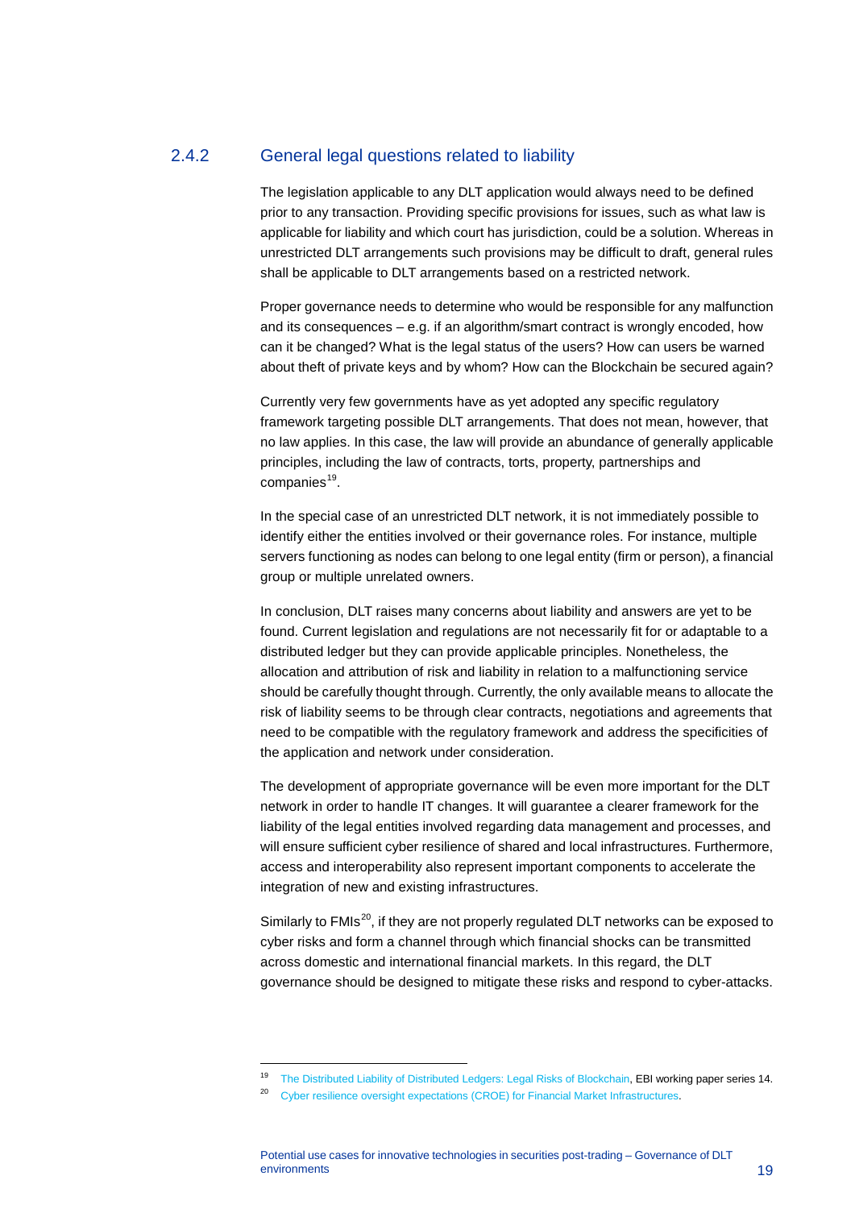### 2.4.2 General legal questions related to liability

The legislation applicable to any DLT application would always need to be defined prior to any transaction. Providing specific provisions for issues, such as what law is applicable for liability and which court has jurisdiction, could be a solution. Whereas in unrestricted DLT arrangements such provisions may be difficult to draft, general rules shall be applicable to DLT arrangements based on a restricted network.

Proper governance needs to determine who would be responsible for any malfunction and its consequences – e.g. if an algorithm/smart contract is wrongly encoded, how can it be changed? What is the legal status of the users? How can users be warned about theft of private keys and by whom? How can the Blockchain be secured again?

Currently very few governments have as yet adopted any specific regulatory framework targeting possible DLT arrangements. That does not mean, however, that no law applies. In this case, the law will provide an abundance of generally applicable principles, including the law of contracts, torts, property, partnerships and companies[19].

In the special case of an unrestricted DLT network, it is not immediately possible to identify either the entities involved or their governance roles. For instance, multiple servers functioning as nodes can belong to one legal entity (firm or person), a financial group or multiple unrelated owners.

In conclusion, DLT raises many concerns about liability and answers are yet to be found. Current legislation and regulations are not necessarily fit for or adaptable to a distributed ledger but they can provide applicable principles. Nonetheless, the allocation and attribution of risk and liability in relation to a malfunctioning service should be carefully thought through. Currently, the only available means to allocate the risk of liability seems to be through clear contracts, negotiations and agreements that need to be compatible with the regulatory framework and address the specificities of the application and network under consideration.

The development of appropriate governance will be even more important for the DLT network in order to handle IT changes. It will guarantee a clearer framework for the liability of the legal entities involved regarding data management and processes, and will ensure sufficient cyber resilience of shared and local infrastructures. Furthermore, access and interoperability also represent important components to accelerate the integration of new and existing infrastructures.

Similarly to FMIs[20], if they are not properly regulated DLT networks can be exposed to cyber risks and form a channel through which financial shocks can be transmitted across domestic and international financial markets. In this regard, the DLT governance should be designed to mitigate these risks and respond to cyber-attacks.

---

[19] The Distributed Liability of Distributed Ledgers: Legal Risks of Blockchain, EBI working paper series 14.

[20] Cyber resilience oversight expectations (CROE) for Financial Market Infrastructures.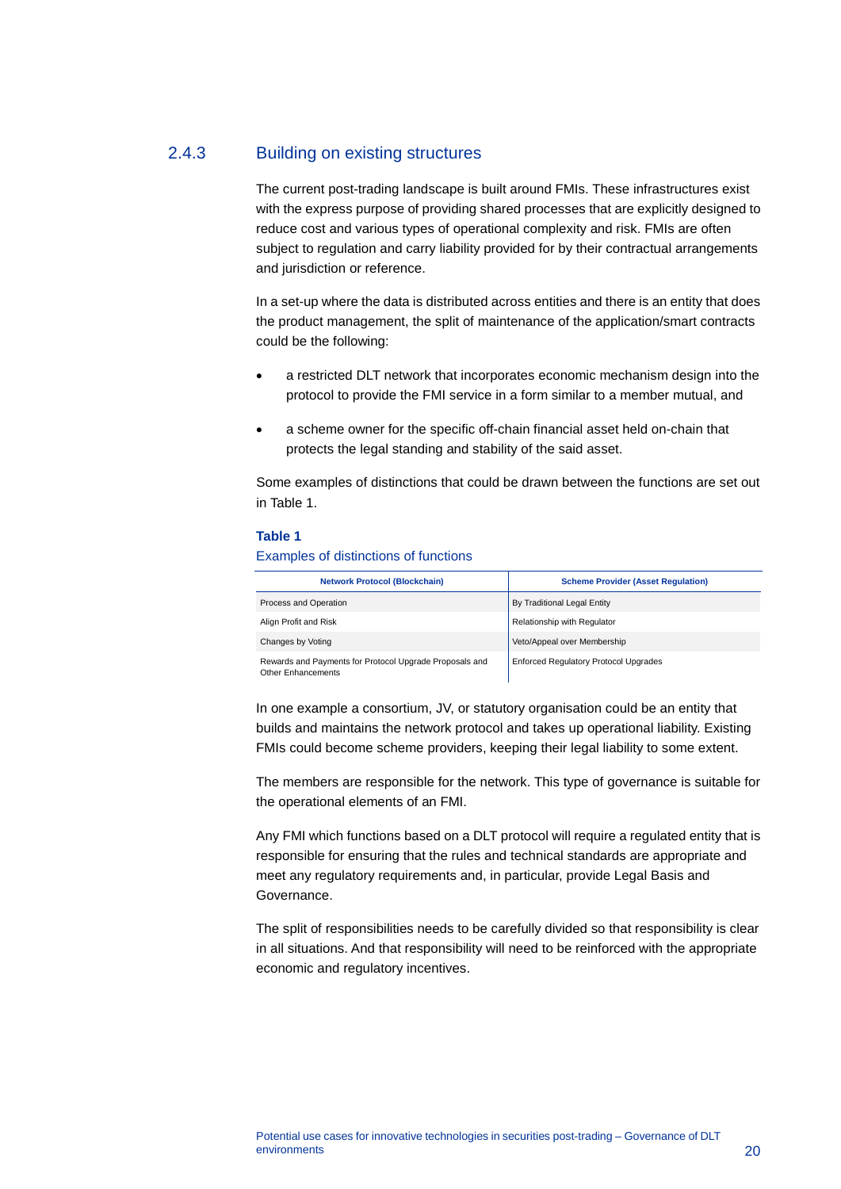### 2.4.3 Building on existing structures

The current post-trading landscape is built around FMIs. These infrastructures exist with the express purpose of providing shared processes that are explicitly designed to reduce cost and various types of operational complexity and risk. FMIs are often subject to regulation and carry liability provided for by their contractual arrangements and jurisdiction or reference.

In a set-up where the data is distributed across entities and there is an entity that does the product management, the split of maintenance of the application/smart contracts could be the following:

- a restricted DLT network that incorporates economic mechanism design into the protocol to provide the FMI service in a form similar to a member mutual, and
- a scheme owner for the specific off-chain financial asset held on-chain that protects the legal standing and stability of the said asset.

Some examples of distinctions that could be drawn between the functions are set out in Table 1.

**Table 1**

Examples of distinctions of functions

| Network Protocol (Blockchain) | Scheme Provider (Asset Regulation) |
| --- | --- |
| Process and Operation | By Traditional Legal Entity |
| Align Profit and Risk | Relationship with Regulator |
| Changes by Voting | Veto/Appeal over Membership |
| Rewards and Payments for Protocol Upgrade Proposals and Other Enhancements | Enforced Regulatory Protocol Upgrades |

In one example a consortium, JV, or statutory organisation could be an entity that builds and maintains the network protocol and takes up operational liability. Existing FMIs could become scheme providers, keeping their legal liability to some extent.

The members are responsible for the network. This type of governance is suitable for the operational elements of an FMI.

Any FMI which functions based on a DLT protocol will require a regulated entity that is responsible for ensuring that the rules and technical standards are appropriate and meet any regulatory requirements and, in particular, provide Legal Basis and Governance.

The split of responsibilities needs to be carefully divided so that responsibility is clear in all situations. And that responsibility will need to be reinforced with the appropriate economic and regulatory incentives.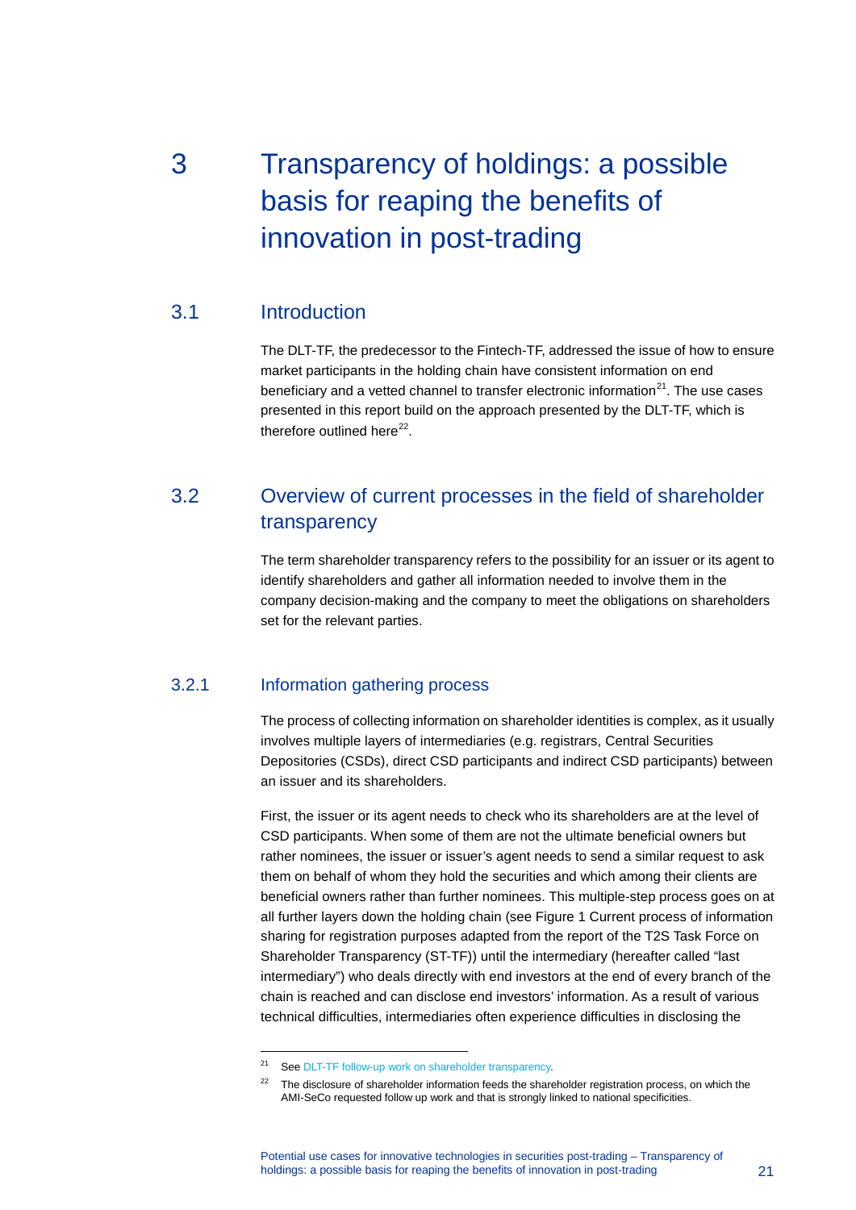# 3 Transparency of holdings: a possible basis for reaping the benefits of innovation in post-trading

## 3.1 Introduction

The DLT-TF, the predecessor to the Fintech-TF, addressed the issue of how to ensure market participants in the holding chain have consistent information on end beneficiary and a vetted channel to transfer electronic information[21]. The use cases presented in this report build on the approach presented by the DLT-TF, which is therefore outlined here[22].

## 3.2 Overview of current processes in the field of shareholder transparency

The term shareholder transparency refers to the possibility for an issuer or its agent to identify shareholders and gather all information needed to involve them in the company decision-making and the company to meet the obligations on shareholders set for the relevant parties.

### 3.2.1 Information gathering process

The process of collecting information on shareholder identities is complex, as it usually involves multiple layers of intermediaries (e.g. registrars, Central Securities Depositories (CSDs), direct CSD participants and indirect CSD participants) between an issuer and its shareholders.

First, the issuer or its agent needs to check who its shareholders are at the level of CSD participants. When some of them are not the ultimate beneficial owners but rather nominees, the issuer or issuer's agent needs to send a similar request to ask them on behalf of whom they hold the securities and which among their clients are beneficial owners rather than further nominees. This multiple-step process goes on at all further layers down the holding chain (see Figure 1 Current process of information sharing for registration purposes adapted from the report of the T2S Task Force on Shareholder Transparency (ST-TF)) until the intermediary (hereafter called "last intermediary") who deals directly with end investors at the end of every branch of the chain is reached and can disclose end investors' information. As a result of various technical difficulties, intermediaries often experience difficulties in disclosing the

---

[21] See DLT-TF follow-up work on shareholder transparency.

[22] The disclosure of shareholder information feeds the shareholder registration process, on which the AMI-SeCo requested follow up work and that is strongly linked to national specificities.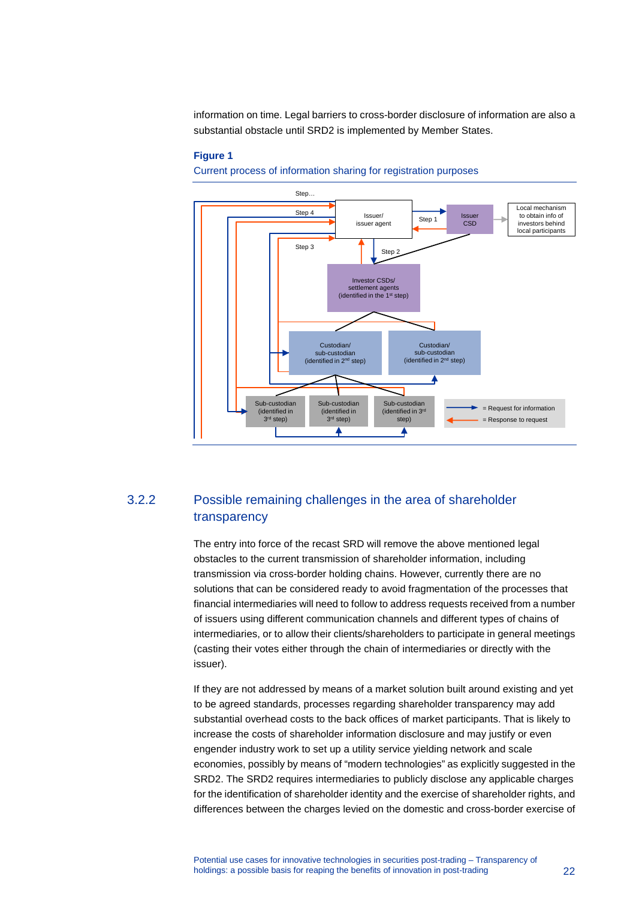information on time. Legal barriers to cross-border disclosure of information are also a substantial obstacle until SRD2 is implemented by Member States.

**Figure 1**

Current process of information sharing for registration purposes

Step…

Step 4

Step 3

Issuer/ issuer agent

Step 1

Issuer CSD

Local mechanism to obtain info of investors behind local participants

Step 2

Investor CSDs/ settlement agents (identified in the 1st step)

Custodian/ sub-custodian (identified in 2nd step)

Custodian/ sub-custodian (identified in 2nd step)

Sub-custodian (identified in 3rd step)

Sub-custodian (identified in 3rd step)

Sub-custodian (identified in 3rd step)

= Request for information

= Response to request

## 3.2.2 Possible remaining challenges in the area of shareholder transparency

The entry into force of the recast SRD will remove the above mentioned legal obstacles to the current transmission of shareholder information, including transmission via cross-border holding chains. However, currently there are no solutions that can be considered ready to avoid fragmentation of the processes that financial intermediaries will need to follow to address requests received from a number of issuers using different communication channels and different types of chains of intermediaries, or to allow their clients/shareholders to participate in general meetings (casting their votes either through the chain of intermediaries or directly with the issuer).

If they are not addressed by means of a market solution built around existing and yet to be agreed standards, processes regarding shareholder transparency may add substantial overhead costs to the back offices of market participants. That is likely to increase the costs of shareholder information disclosure and may justify or even engender industry work to set up a utility service yielding network and scale economies, possibly by means of "modern technologies" as explicitly suggested in the SRD2. The SRD2 requires intermediaries to publicly disclose any applicable charges for the identification of shareholder identity and the exercise of shareholder rights, and differences between the charges levied on the domestic and cross-border exercise of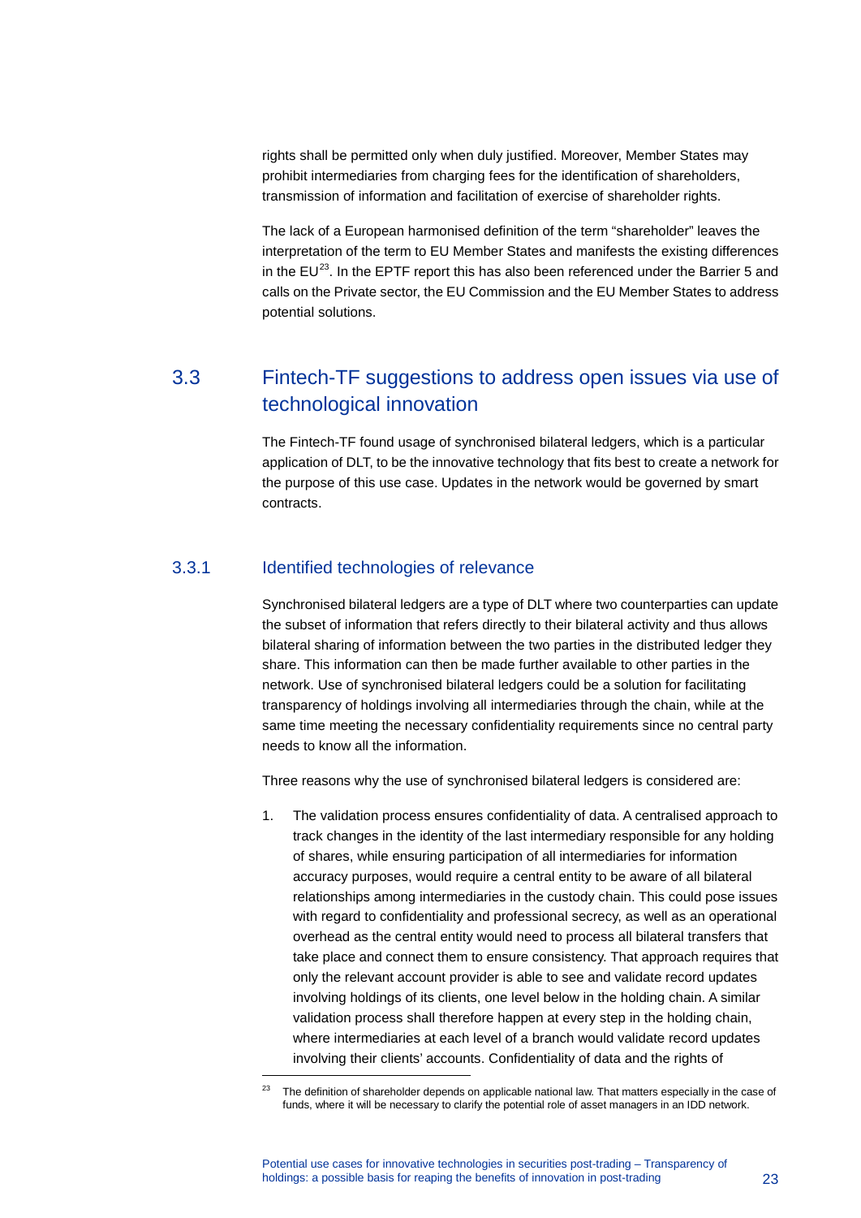rights shall be permitted only when duly justified. Moreover, Member States may prohibit intermediaries from charging fees for the identification of shareholders, transmission of information and facilitation of exercise of shareholder rights.

The lack of a European harmonised definition of the term "shareholder" leaves the interpretation of the term to EU Member States and manifests the existing differences in the EU[23]. In the EPTF report this has also been referenced under the Barrier 5 and calls on the Private sector, the EU Commission and the EU Member States to address potential solutions.

## 3.3 Fintech-TF suggestions to address open issues via use of technological innovation

The Fintech-TF found usage of synchronised bilateral ledgers, which is a particular application of DLT, to be the innovative technology that fits best to create a network for the purpose of this use case. Updates in the network would be governed by smart contracts.

### 3.3.1 Identified technologies of relevance

Synchronised bilateral ledgers are a type of DLT where two counterparties can update the subset of information that refers directly to their bilateral activity and thus allows bilateral sharing of information between the two parties in the distributed ledger they share. This information can then be made further available to other parties in the network. Use of synchronised bilateral ledgers could be a solution for facilitating transparency of holdings involving all intermediaries through the chain, while at the same time meeting the necessary confidentiality requirements since no central party needs to know all the information.

Three reasons why the use of synchronised bilateral ledgers is considered are:

1. The validation process ensures confidentiality of data. A centralised approach to track changes in the identity of the last intermediary responsible for any holding of shares, while ensuring participation of all intermediaries for information accuracy purposes, would require a central entity to be aware of all bilateral relationships among intermediaries in the custody chain. This could pose issues with regard to confidentiality and professional secrecy, as well as an operational overhead as the central entity would need to process all bilateral transfers that take place and connect them to ensure consistency. That approach requires that only the relevant account provider is able to see and validate record updates involving holdings of its clients, one level below in the holding chain. A similar validation process shall therefore happen at every step in the holding chain, where intermediaries at each level of a branch would validate record updates involving their clients' accounts. Confidentiality of data and the rights of

[23] The definition of shareholder depends on applicable national law. That matters especially in the case of funds, where it will be necessary to clarify the potential role of asset managers in an IDD network.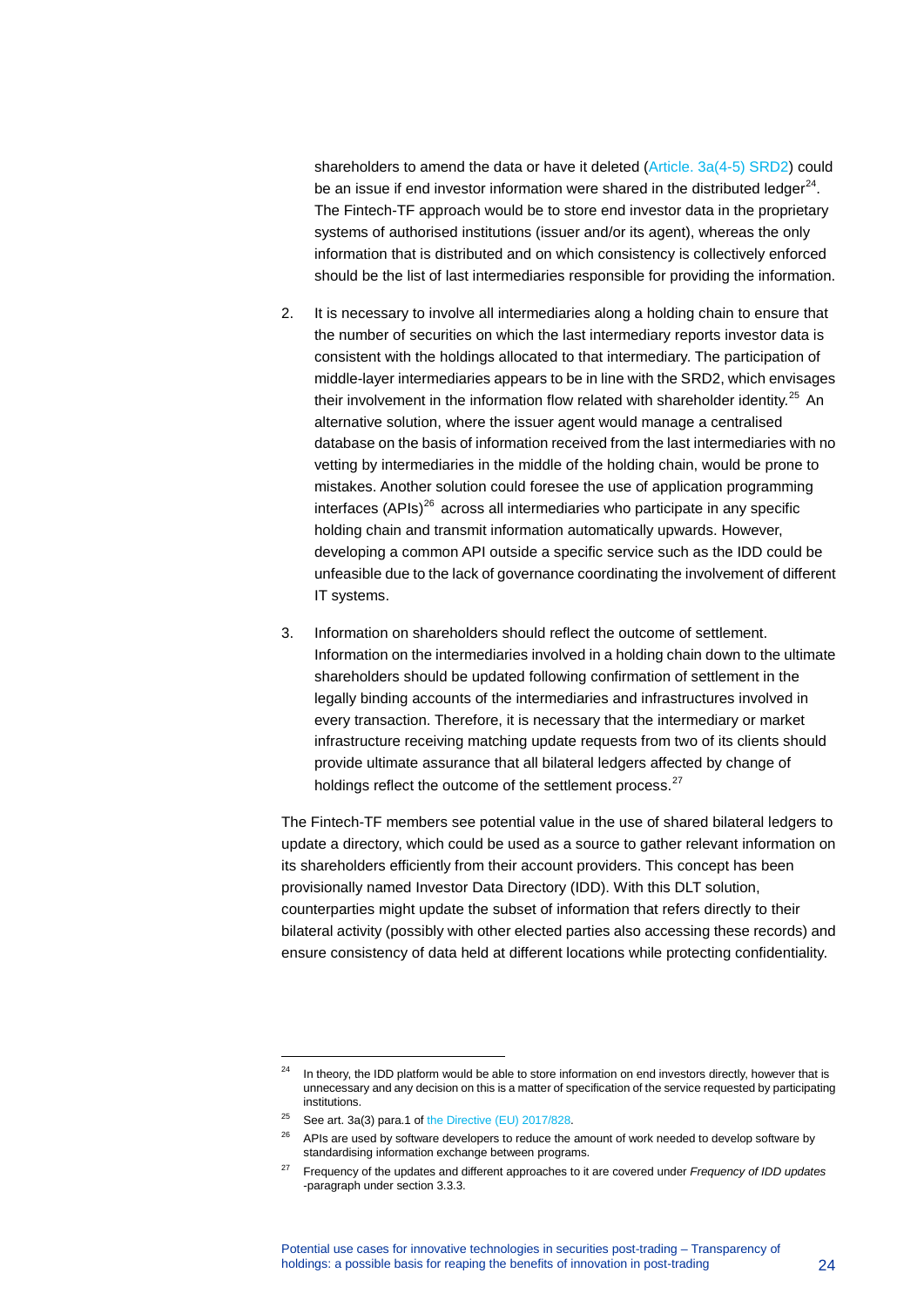shareholders to amend the data or have it deleted (Article. 3a(4-5) SRD2) could be an issue if end investor information were shared in the distributed ledger[24]. The Fintech-TF approach would be to store end investor data in the proprietary systems of authorised institutions (issuer and/or its agent), whereas the only information that is distributed and on which consistency is collectively enforced should be the list of last intermediaries responsible for providing the information.

2. It is necessary to involve all intermediaries along a holding chain to ensure that the number of securities on which the last intermediary reports investor data is consistent with the holdings allocated to that intermediary. The participation of middle-layer intermediaries appears to be in line with the SRD2, which envisages their involvement in the information flow related with shareholder identity.[25] An alternative solution, where the issuer agent would manage a centralised database on the basis of information received from the last intermediaries with no vetting by intermediaries in the middle of the holding chain, would be prone to mistakes. Another solution could foresee the use of application programming interfaces (APIs)[26] across all intermediaries who participate in any specific holding chain and transmit information automatically upwards. However, developing a common API outside a specific service such as the IDD could be unfeasible due to the lack of governance coordinating the involvement of different IT systems.

3. Information on shareholders should reflect the outcome of settlement. Information on the intermediaries involved in a holding chain down to the ultimate shareholders should be updated following confirmation of settlement in the legally binding accounts of the intermediaries and infrastructures involved in every transaction. Therefore, it is necessary that the intermediary or market infrastructure receiving matching update requests from two of its clients should provide ultimate assurance that all bilateral ledgers affected by change of holdings reflect the outcome of the settlement process.[27]

The Fintech-TF members see potential value in the use of shared bilateral ledgers to update a directory, which could be used as a source to gather relevant information on its shareholders efficiently from their account providers. This concept has been provisionally named Investor Data Directory (IDD). With this DLT solution, counterparties might update the subset of information that refers directly to their bilateral activity (possibly with other elected parties also accessing these records) and ensure consistency of data held at different locations while protecting confidentiality.

---

[24] In theory, the IDD platform would be able to store information on end investors directly, however that is unnecessary and any decision on this is a matter of specification of the service requested by participating institutions.

[25] See art. 3a(3) para.1 of the Directive (EU) 2017/828.

[26] APIs are used by software developers to reduce the amount of work needed to develop software by standardising information exchange between programs.

[27] Frequency of the updates and different approaches to it are covered under *Frequency of IDD updates* -paragraph under section 3.3.3.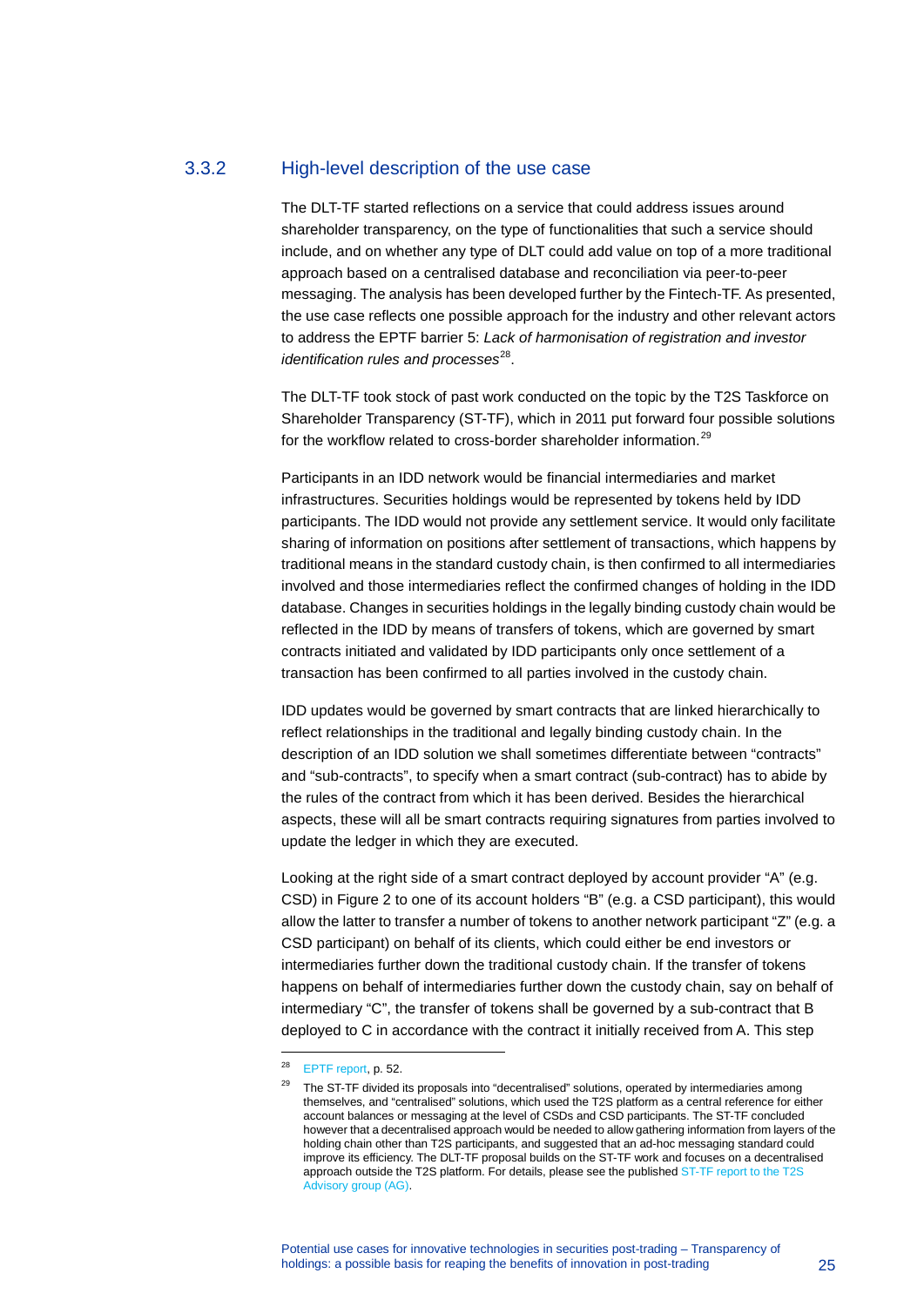### 3.3.2 High-level description of the use case

The DLT-TF started reflections on a service that could address issues around shareholder transparency, on the type of functionalities that such a service should include, and on whether any type of DLT could add value on top of a more traditional approach based on a centralised database and reconciliation via peer-to-peer messaging. The analysis has been developed further by the Fintech-TF. As presented, the use case reflects one possible approach for the industry and other relevant actors to address the EPTF barrier 5: *Lack of harmonisation of registration and investor identification rules and processes*[28].

The DLT-TF took stock of past work conducted on the topic by the T2S Taskforce on Shareholder Transparency (ST-TF), which in 2011 put forward four possible solutions for the workflow related to cross-border shareholder information.[29]

Participants in an IDD network would be financial intermediaries and market infrastructures. Securities holdings would be represented by tokens held by IDD participants. The IDD would not provide any settlement service. It would only facilitate sharing of information on positions after settlement of transactions, which happens by traditional means in the standard custody chain, is then confirmed to all intermediaries involved and those intermediaries reflect the confirmed changes of holding in the IDD database. Changes in securities holdings in the legally binding custody chain would be reflected in the IDD by means of transfers of tokens, which are governed by smart contracts initiated and validated by IDD participants only once settlement of a transaction has been confirmed to all parties involved in the custody chain.

IDD updates would be governed by smart contracts that are linked hierarchically to reflect relationships in the traditional and legally binding custody chain. In the description of an IDD solution we shall sometimes differentiate between "contracts" and "sub-contracts", to specify when a smart contract (sub-contract) has to abide by the rules of the contract from which it has been derived. Besides the hierarchical aspects, these will all be smart contracts requiring signatures from parties involved to update the ledger in which they are executed.

Looking at the right side of a smart contract deployed by account provider "A" (e.g. CSD) in Figure 2 to one of its account holders "B" (e.g. a CSD participant), this would allow the latter to transfer a number of tokens to another network participant "Z" (e.g. a CSD participant) on behalf of its clients, which could either be end investors or intermediaries further down the traditional custody chain. If the transfer of tokens happens on behalf of intermediaries further down the custody chain, say on behalf of intermediary "C", the transfer of tokens shall be governed by a sub-contract that B deployed to C in accordance with the contract it initially received from A. This step

---

[28] EPTF report, p. 52.

[29] The ST-TF divided its proposals into "decentralised" solutions, operated by intermediaries among themselves, and "centralised" solutions, which used the T2S platform as a central reference for either account balances or messaging at the level of CSDs and CSD participants. The ST-TF concluded however that a decentralised approach would be needed to allow gathering information from layers of the holding chain other than T2S participants, and suggested that an ad-hoc messaging standard could improve its efficiency. The DLT-TF proposal builds on the ST-TF work and focuses on a decentralised approach outside the T2S platform. For details, please see the published ST-TF report to the T2S Advisory group (AG).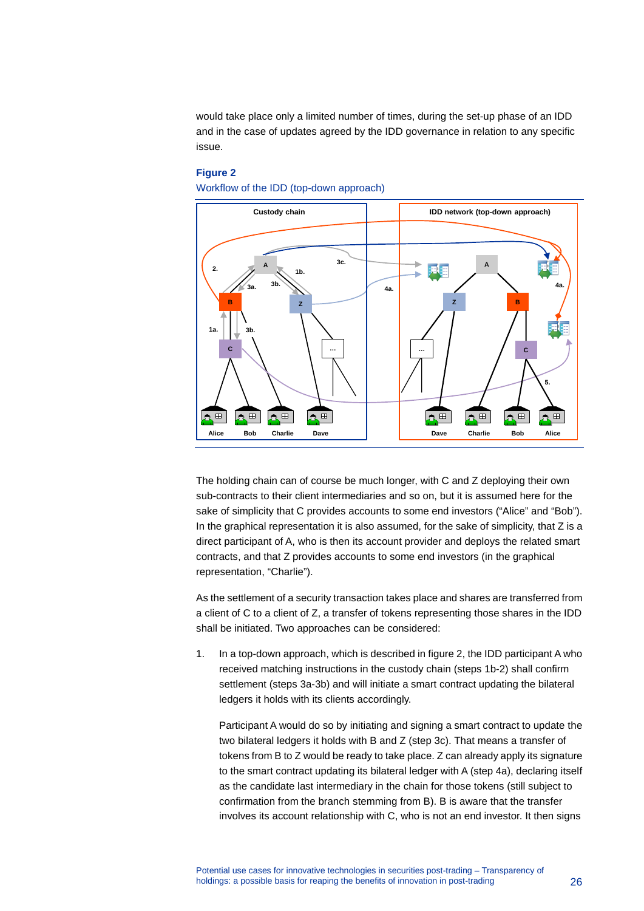would take place only a limited number of times, during the set-up phase of an IDD and in the case of updates agreed by the IDD governance in relation to any specific issue.

**Figure 2**

Workflow of the IDD (top-down approach)

The holding chain can of course be much longer, with C and Z deploying their own sub-contracts to their client intermediaries and so on, but it is assumed here for the sake of simplicity that C provides accounts to some end investors ("Alice" and "Bob"). In the graphical representation it is also assumed, for the sake of simplicity, that Z is a direct participant of A, who is then its account provider and deploys the related smart contracts, and that Z provides accounts to some end investors (in the graphical representation, "Charlie").

As the settlement of a security transaction takes place and shares are transferred from a client of C to a client of Z, a transfer of tokens representing those shares in the IDD shall be initiated. Two approaches can be considered:

1. In a top-down approach, which is described in figure 2, the IDD participant A who received matching instructions in the custody chain (steps 1b-2) shall confirm settlement (steps 3a-3b) and will initiate a smart contract updating the bilateral ledgers it holds with its clients accordingly.

   Participant A would do so by initiating and signing a smart contract to update the two bilateral ledgers it holds with B and Z (step 3c). That means a transfer of tokens from B to Z would be ready to take place. Z can already apply its signature to the smart contract updating its bilateral ledger with A (step 4a), declaring itself as the candidate last intermediary in the chain for those tokens (still subject to confirmation from the branch stemming from B). B is aware that the transfer involves its account relationship with C, who is not an end investor. It then signs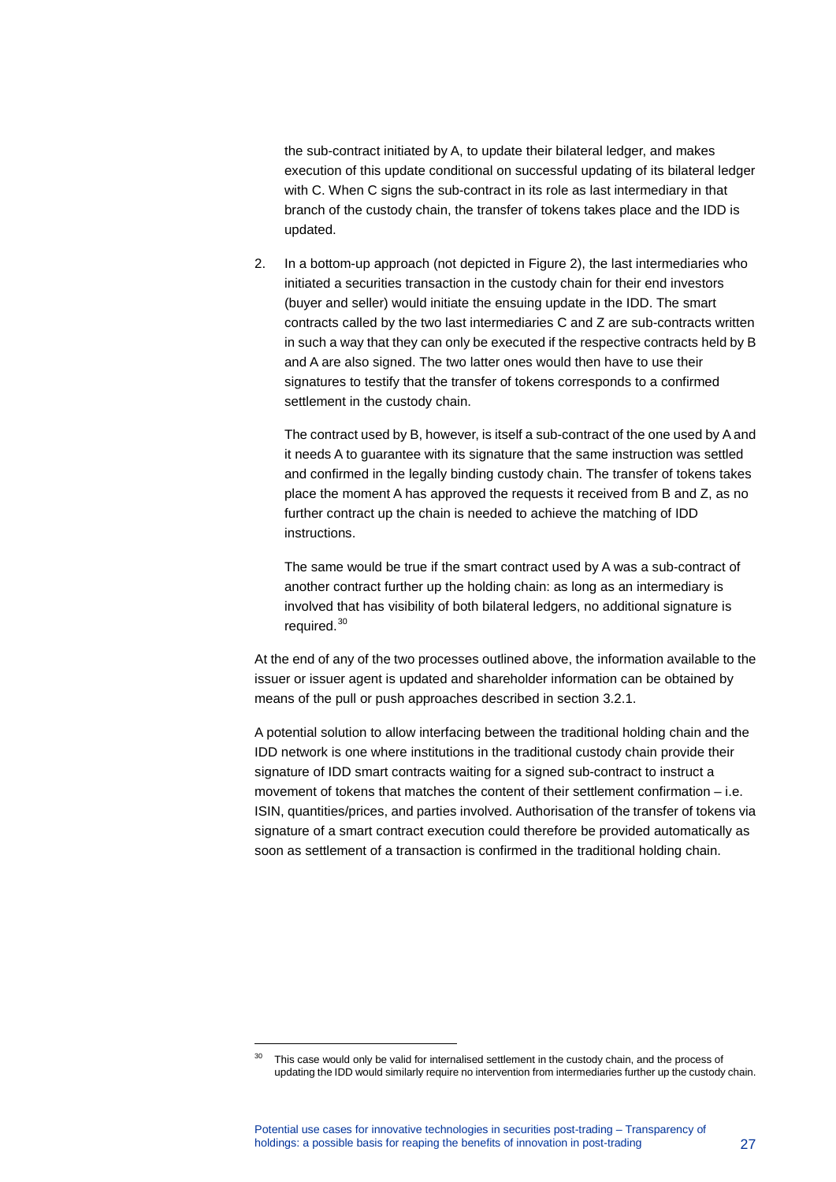the sub-contract initiated by A, to update their bilateral ledger, and makes execution of this update conditional on successful updating of its bilateral ledger with C. When C signs the sub-contract in its role as last intermediary in that branch of the custody chain, the transfer of tokens takes place and the IDD is updated.

2. In a bottom-up approach (not depicted in Figure 2), the last intermediaries who initiated a securities transaction in the custody chain for their end investors (buyer and seller) would initiate the ensuing update in the IDD. The smart contracts called by the two last intermediaries C and Z are sub-contracts written in such a way that they can only be executed if the respective contracts held by B and A are also signed. The two latter ones would then have to use their signatures to testify that the transfer of tokens corresponds to a confirmed settlement in the custody chain.

   The contract used by B, however, is itself a sub-contract of the one used by A and it needs A to guarantee with its signature that the same instruction was settled and confirmed in the legally binding custody chain. The transfer of tokens takes place the moment A has approved the requests it received from B and Z, as no further contract up the chain is needed to achieve the matching of IDD instructions.

   The same would be true if the smart contract used by A was a sub-contract of another contract further up the holding chain: as long as an intermediary is involved that has visibility of both bilateral ledgers, no additional signature is required.[30]

At the end of any of the two processes outlined above, the information available to the issuer or issuer agent is updated and shareholder information can be obtained by means of the pull or push approaches described in section 3.2.1.

A potential solution to allow interfacing between the traditional holding chain and the IDD network is one where institutions in the traditional custody chain provide their signature of IDD smart contracts waiting for a signed sub-contract to instruct a movement of tokens that matches the content of their settlement confirmation – i.e. ISIN, quantities/prices, and parties involved. Authorisation of the transfer of tokens via signature of a smart contract execution could therefore be provided automatically as soon as settlement of a transaction is confirmed in the traditional holding chain.

[30] This case would only be valid for internalised settlement in the custody chain, and the process of updating the IDD would similarly require no intervention from intermediaries further up the custody chain.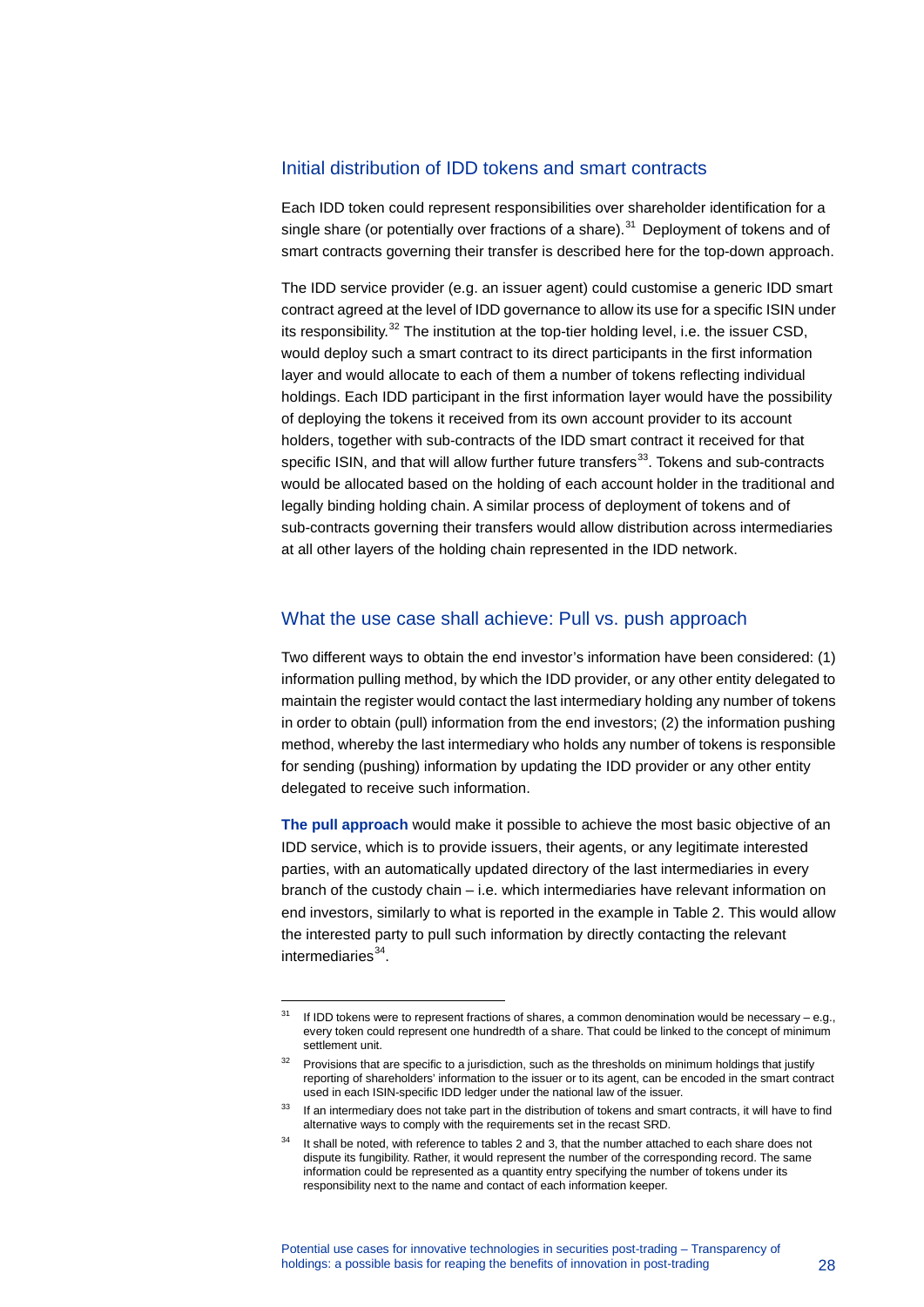## Initial distribution of IDD tokens and smart contracts

Each IDD token could represent responsibilities over shareholder identification for a single share (or potentially over fractions of a share).[31] Deployment of tokens and of smart contracts governing their transfer is described here for the top-down approach.

The IDD service provider (e.g. an issuer agent) could customise a generic IDD smart contract agreed at the level of IDD governance to allow its use for a specific ISIN under its responsibility.[32] The institution at the top-tier holding level, i.e. the issuer CSD, would deploy such a smart contract to its direct participants in the first information layer and would allocate to each of them a number of tokens reflecting individual holdings. Each IDD participant in the first information layer would have the possibility of deploying the tokens it received from its own account provider to its account holders, together with sub-contracts of the IDD smart contract it received for that specific ISIN, and that will allow further future transfers[33]. Tokens and sub-contracts would be allocated based on the holding of each account holder in the traditional and legally binding holding chain. A similar process of deployment of tokens and of sub-contracts governing their transfers would allow distribution across intermediaries at all other layers of the holding chain represented in the IDD network.

## What the use case shall achieve: Pull vs. push approach

Two different ways to obtain the end investor's information have been considered: (1) information pulling method, by which the IDD provider, or any other entity delegated to maintain the register would contact the last intermediary holding any number of tokens in order to obtain (pull) information from the end investors; (2) the information pushing method, whereby the last intermediary who holds any number of tokens is responsible for sending (pushing) information by updating the IDD provider or any other entity delegated to receive such information.

**The pull approach** would make it possible to achieve the most basic objective of an IDD service, which is to provide issuers, their agents, or any legitimate interested parties, with an automatically updated directory of the last intermediaries in every branch of the custody chain – i.e. which intermediaries have relevant information on end investors, similarly to what is reported in the example in Table 2. This would allow the interested party to pull such information by directly contacting the relevant intermediaries[34].

---

[31] If IDD tokens were to represent fractions of shares, a common denomination would be necessary – e.g., every token could represent one hundredth of a share. That could be linked to the concept of minimum settlement unit.

[32] Provisions that are specific to a jurisdiction, such as the thresholds on minimum holdings that justify reporting of shareholders' information to the issuer or to its agent, can be encoded in the smart contract used in each ISIN-specific IDD ledger under the national law of the issuer.

[33] If an intermediary does not take part in the distribution of tokens and smart contracts, it will have to find alternative ways to comply with the requirements set in the recast SRD.

[34] It shall be noted, with reference to tables 2 and 3, that the number attached to each share does not dispute its fungibility. Rather, it would represent the number of the corresponding record. The same information could be represented as a quantity entry specifying the number of tokens under its responsibility next to the name and contact of each information keeper.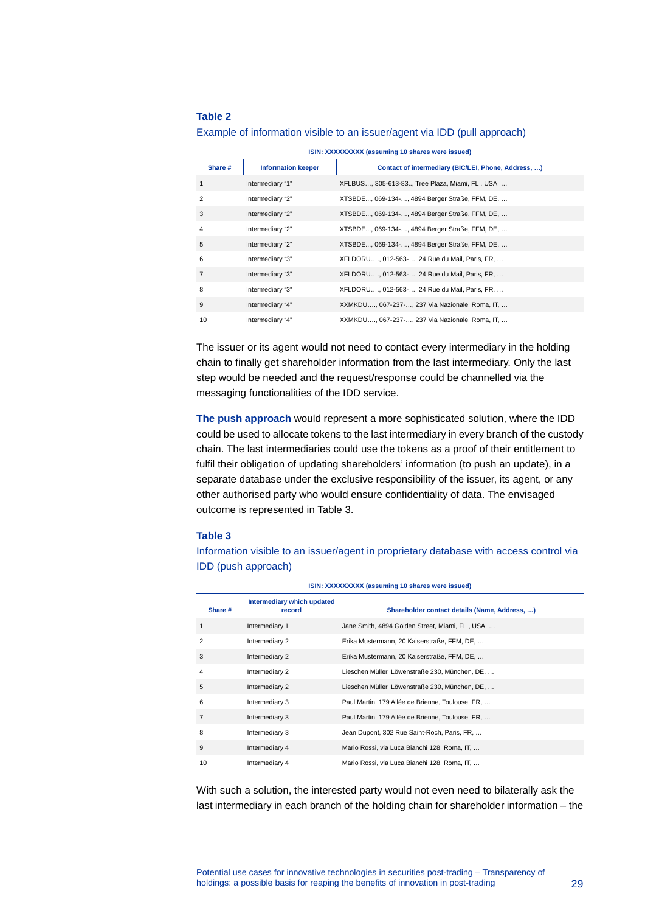**Table 2**

Example of information visible to an issuer/agent via IDD (pull approach)

| ISIN: XXXXXXXXX (assuming 10 shares were issued) | | |
|---|---|---|
| **Share #** | **Information keeper** | **Contact of intermediary (BIC/LEI, Phone, Address, …)** |
| 1 | Intermediary "1" | XFLBUS…, 305-613-83.., Tree Plaza, Miami, FL , USA, … |
| 2 | Intermediary "2" | XTSBDE…, 069-134-…, 4894 Berger Straße, FFM, DE, … |
| 3 | Intermediary "2" | XTSBDE…, 069-134-…, 4894 Berger Straße, FFM, DE, … |
| 4 | Intermediary "2" | XTSBDE…, 069-134-…, 4894 Berger Straße, FFM, DE, … |
| 5 | Intermediary "2" | XTSBDE…, 069-134-…, 4894 Berger Straße, FFM, DE, … |
| 6 | Intermediary "3" | XFLDORU…., 012-563-…, 24 Rue du Mail, Paris, FR, … |
| 7 | Intermediary "3" | XFLDORU…., 012-563-…, 24 Rue du Mail, Paris, FR, … |
| 8 | Intermediary "3" | XFLDORU…., 012-563-…, 24 Rue du Mail, Paris, FR, … |
| 9 | Intermediary "4" | XXMKDU…., 067-237-…, 237 Via Nazionale, Roma, IT, … |
| 10 | Intermediary "4" | XXMKDU…., 067-237-…, 237 Via Nazionale, Roma, IT, … |

The issuer or its agent would not need to contact every intermediary in the holding chain to finally get shareholder information from the last intermediary. Only the last step would be needed and the request/response could be channelled via the messaging functionalities of the IDD service.

**The push approach** would represent a more sophisticated solution, where the IDD could be used to allocate tokens to the last intermediary in every branch of the custody chain. The last intermediaries could use the tokens as a proof of their entitlement to fulfil their obligation of updating shareholders' information (to push an update), in a separate database under the exclusive responsibility of the issuer, its agent, or any other authorised party who would ensure confidentiality of data. The envisaged outcome is represented in Table 3.

**Table 3**

Information visible to an issuer/agent in proprietary database with access control via IDD (push approach)

| ISIN: XXXXXXXXX (assuming 10 shares were issued) | | |
|---|---|---|
| **Share #** | **Intermediary which updated record** | **Shareholder contact details (Name, Address, …)** |
| 1 | Intermediary 1 | Jane Smith, 4894 Golden Street, Miami, FL , USA, … |
| 2 | Intermediary 2 | Erika Mustermann, 20 Kaiserstraße, FFM, DE, … |
| 3 | Intermediary 2 | Erika Mustermann, 20 Kaiserstraße, FFM, DE, … |
| 4 | Intermediary 2 | Lieschen Müller, Löwenstraße 230, München, DE, … |
| 5 | Intermediary 2 | Lieschen Müller, Löwenstraße 230, München, DE, … |
| 6 | Intermediary 3 | Paul Martin, 179 Allée de Brienne, Toulouse, FR, … |
| 7 | Intermediary 3 | Paul Martin, 179 Allée de Brienne, Toulouse, FR, … |
| 8 | Intermediary 3 | Jean Dupont, 302 Rue Saint-Roch, Paris, FR, … |
| 9 | Intermediary 4 | Mario Rossi, via Luca Bianchi 128, Roma, IT, … |
| 10 | Intermediary 4 | Mario Rossi, via Luca Bianchi 128, Roma, IT, … |

With such a solution, the interested party would not even need to bilaterally ask the last intermediary in each branch of the holding chain for shareholder information – the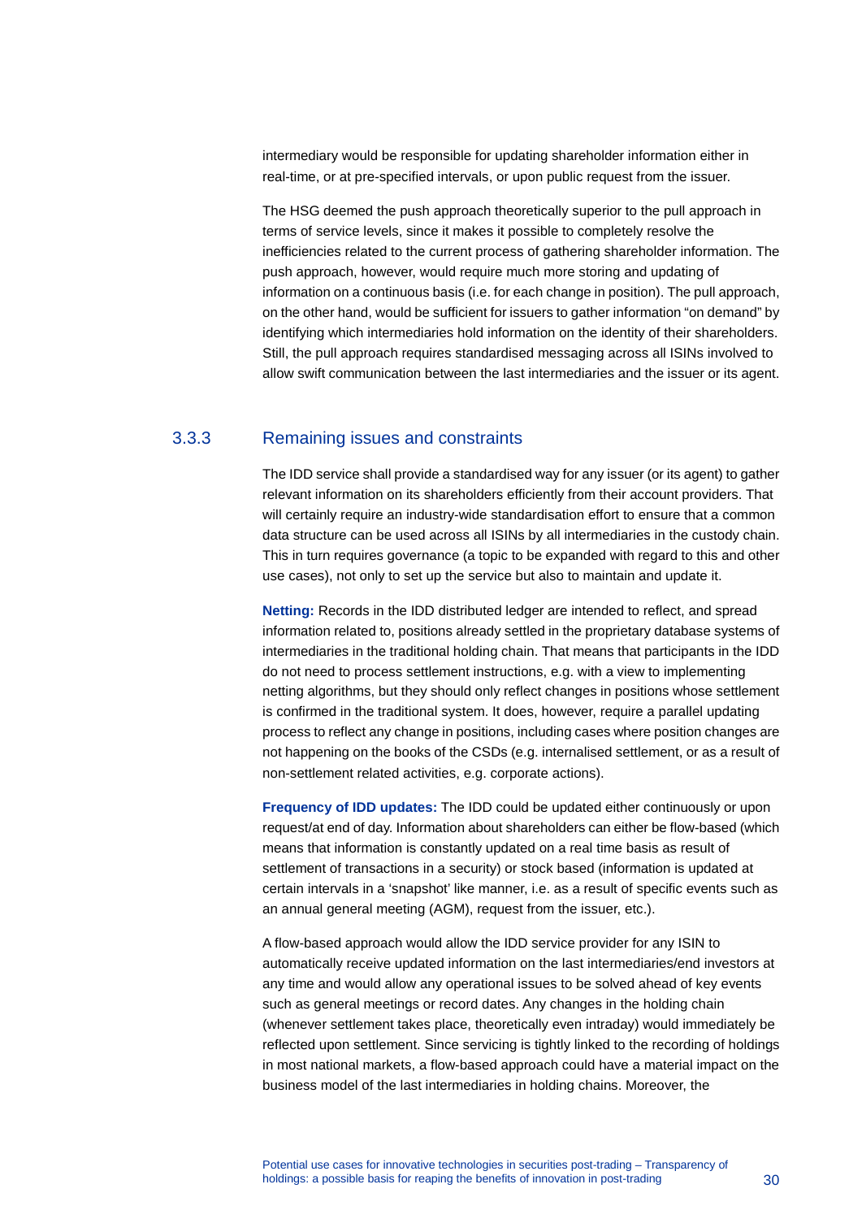intermediary would be responsible for updating shareholder information either in real-time, or at pre-specified intervals, or upon public request from the issuer.

The HSG deemed the push approach theoretically superior to the pull approach in terms of service levels, since it makes it possible to completely resolve the inefficiencies related to the current process of gathering shareholder information. The push approach, however, would require much more storing and updating of information on a continuous basis (i.e. for each change in position). The pull approach, on the other hand, would be sufficient for issuers to gather information “on demand” by identifying which intermediaries hold information on the identity of their shareholders. Still, the pull approach requires standardised messaging across all ISINs involved to allow swift communication between the last intermediaries and the issuer or its agent.

### 3.3.3 Remaining issues and constraints

The IDD service shall provide a standardised way for any issuer (or its agent) to gather relevant information on its shareholders efficiently from their account providers. That will certainly require an industry-wide standardisation effort to ensure that a common data structure can be used across all ISINs by all intermediaries in the custody chain. This in turn requires governance (a topic to be expanded with regard to this and other use cases), not only to set up the service but also to maintain and update it.

**Netting:** Records in the IDD distributed ledger are intended to reflect, and spread information related to, positions already settled in the proprietary database systems of intermediaries in the traditional holding chain. That means that participants in the IDD do not need to process settlement instructions, e.g. with a view to implementing netting algorithms, but they should only reflect changes in positions whose settlement is confirmed in the traditional system. It does, however, require a parallel updating process to reflect any change in positions, including cases where position changes are not happening on the books of the CSDs (e.g. internalised settlement, or as a result of non-settlement related activities, e.g. corporate actions).

**Frequency of IDD updates:** The IDD could be updated either continuously or upon request/at end of day. Information about shareholders can either be flow-based (which means that information is constantly updated on a real time basis as result of settlement of transactions in a security) or stock based (information is updated at certain intervals in a ‘snapshot’ like manner, i.e. as a result of specific events such as an annual general meeting (AGM), request from the issuer, etc.).

A flow-based approach would allow the IDD service provider for any ISIN to automatically receive updated information on the last intermediaries/end investors at any time and would allow any operational issues to be solved ahead of key events such as general meetings or record dates. Any changes in the holding chain (whenever settlement takes place, theoretically even intraday) would immediately be reflected upon settlement. Since servicing is tightly linked to the recording of holdings in most national markets, a flow-based approach could have a material impact on the business model of the last intermediaries in holding chains. Moreover, the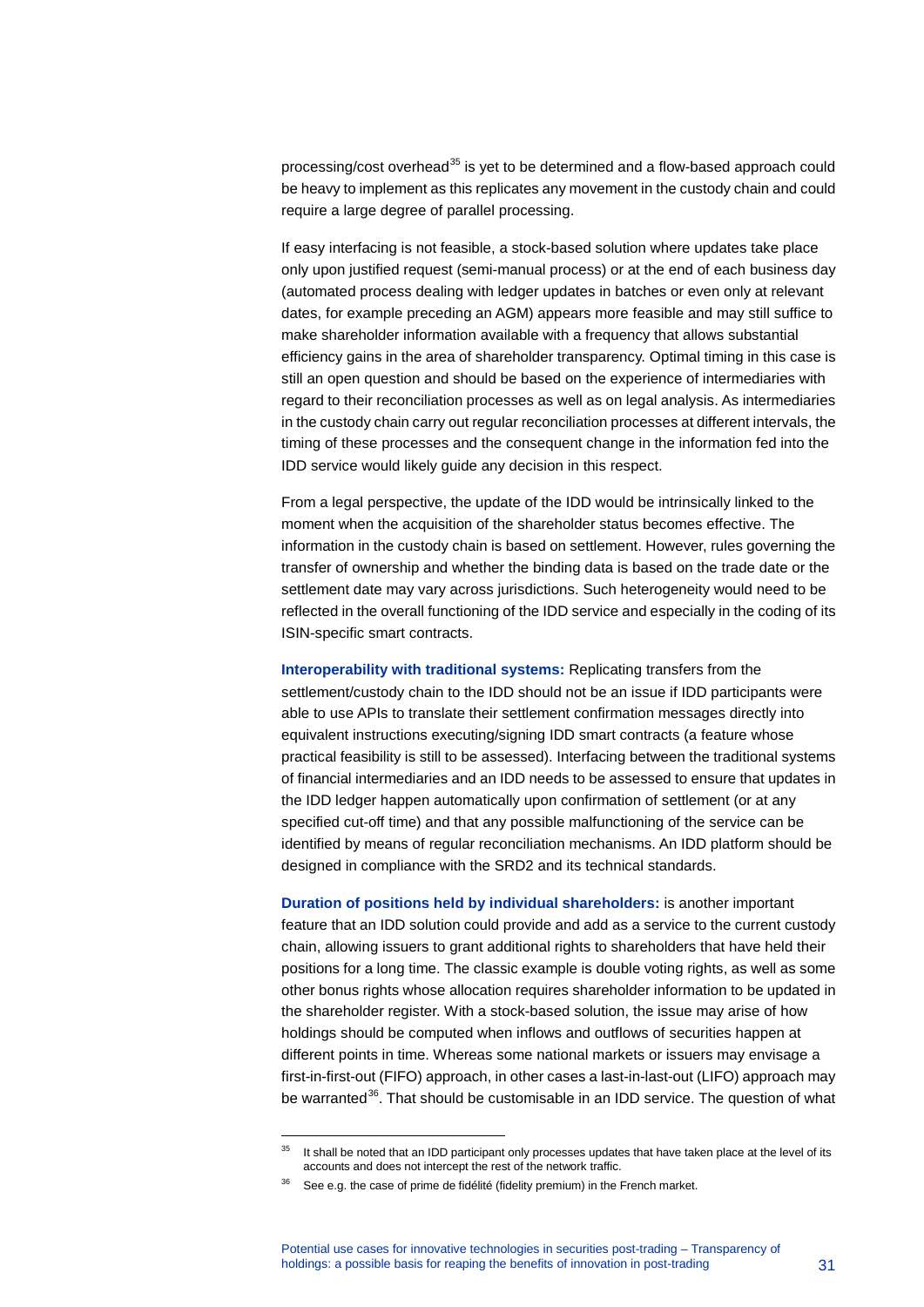processing/cost overhead[35] is yet to be determined and a flow-based approach could be heavy to implement as this replicates any movement in the custody chain and could require a large degree of parallel processing.

If easy interfacing is not feasible, a stock-based solution where updates take place only upon justified request (semi-manual process) or at the end of each business day (automated process dealing with ledger updates in batches or even only at relevant dates, for example preceding an AGM) appears more feasible and may still suffice to make shareholder information available with a frequency that allows substantial efficiency gains in the area of shareholder transparency. Optimal timing in this case is still an open question and should be based on the experience of intermediaries with regard to their reconciliation processes as well as on legal analysis. As intermediaries in the custody chain carry out regular reconciliation processes at different intervals, the timing of these processes and the consequent change in the information fed into the IDD service would likely guide any decision in this respect.

From a legal perspective, the update of the IDD would be intrinsically linked to the moment when the acquisition of the shareholder status becomes effective. The information in the custody chain is based on settlement. However, rules governing the transfer of ownership and whether the binding data is based on the trade date or the settlement date may vary across jurisdictions. Such heterogeneity would need to be reflected in the overall functioning of the IDD service and especially in the coding of its ISIN-specific smart contracts.

**Interoperability with traditional systems:** Replicating transfers from the settlement/custody chain to the IDD should not be an issue if IDD participants were able to use APIs to translate their settlement confirmation messages directly into equivalent instructions executing/signing IDD smart contracts (a feature whose practical feasibility is still to be assessed). Interfacing between the traditional systems of financial intermediaries and an IDD needs to be assessed to ensure that updates in the IDD ledger happen automatically upon confirmation of settlement (or at any specified cut-off time) and that any possible malfunctioning of the service can be identified by means of regular reconciliation mechanisms. An IDD platform should be designed in compliance with the SRD2 and its technical standards.

**Duration of positions held by individual shareholders:** is another important feature that an IDD solution could provide and add as a service to the current custody chain, allowing issuers to grant additional rights to shareholders that have held their positions for a long time. The classic example is double voting rights, as well as some other bonus rights whose allocation requires shareholder information to be updated in the shareholder register. With a stock-based solution, the issue may arise of how holdings should be computed when inflows and outflows of securities happen at different points in time. Whereas some national markets or issuers may envisage a first-in-first-out (FIFO) approach, in other cases a last-in-last-out (LIFO) approach may be warranted[36]. That should be customisable in an IDD service. The question of what

---

[35] It shall be noted that an IDD participant only processes updates that have taken place at the level of its accounts and does not intercept the rest of the network traffic.

[36] See e.g. the case of prime de fidélité (fidelity premium) in the French market.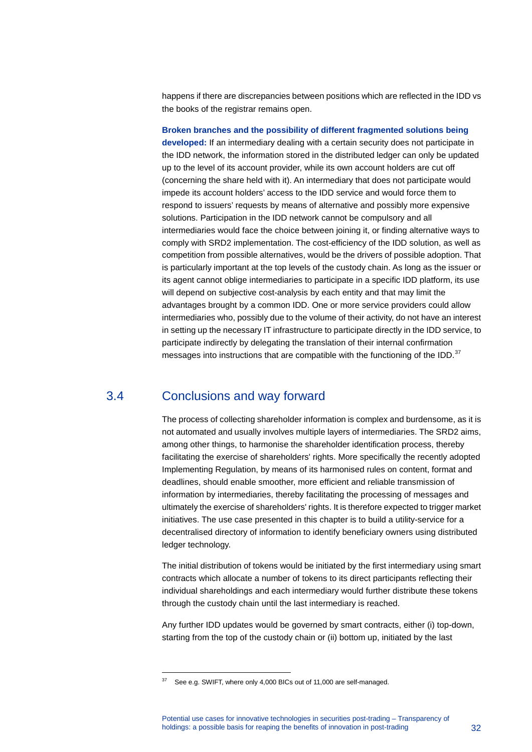happens if there are discrepancies between positions which are reflected in the IDD vs the books of the registrar remains open.

**Broken branches and the possibility of different fragmented solutions being developed:** If an intermediary dealing with a certain security does not participate in the IDD network, the information stored in the distributed ledger can only be updated up to the level of its account provider, while its own account holders are cut off (concerning the share held with it). An intermediary that does not participate would impede its account holders' access to the IDD service and would force them to respond to issuers' requests by means of alternative and possibly more expensive solutions. Participation in the IDD network cannot be compulsory and all intermediaries would face the choice between joining it, or finding alternative ways to comply with SRD2 implementation. The cost-efficiency of the IDD solution, as well as competition from possible alternatives, would be the drivers of possible adoption. That is particularly important at the top levels of the custody chain. As long as the issuer or its agent cannot oblige intermediaries to participate in a specific IDD platform, its use will depend on subjective cost-analysis by each entity and that may limit the advantages brought by a common IDD. One or more service providers could allow intermediaries who, possibly due to the volume of their activity, do not have an interest in setting up the necessary IT infrastructure to participate directly in the IDD service, to participate indirectly by delegating the translation of their internal confirmation messages into instructions that are compatible with the functioning of the IDD.[37]

## 3.4 Conclusions and way forward

The process of collecting shareholder information is complex and burdensome, as it is not automated and usually involves multiple layers of intermediaries. The SRD2 aims, among other things, to harmonise the shareholder identification process, thereby facilitating the exercise of shareholders' rights. More specifically the recently adopted Implementing Regulation, by means of its harmonised rules on content, format and deadlines, should enable smoother, more efficient and reliable transmission of information by intermediaries, thereby facilitating the processing of messages and ultimately the exercise of shareholders' rights. It is therefore expected to trigger market initiatives. The use case presented in this chapter is to build a utility-service for a decentralised directory of information to identify beneficiary owners using distributed ledger technology.

The initial distribution of tokens would be initiated by the first intermediary using smart contracts which allocate a number of tokens to its direct participants reflecting their individual shareholdings and each intermediary would further distribute these tokens through the custody chain until the last intermediary is reached.

Any further IDD updates would be governed by smart contracts, either (i) top-down, starting from the top of the custody chain or (ii) bottom up, initiated by the last

[37] See e.g. SWIFT, where only 4,000 BICs out of 11,000 are self-managed.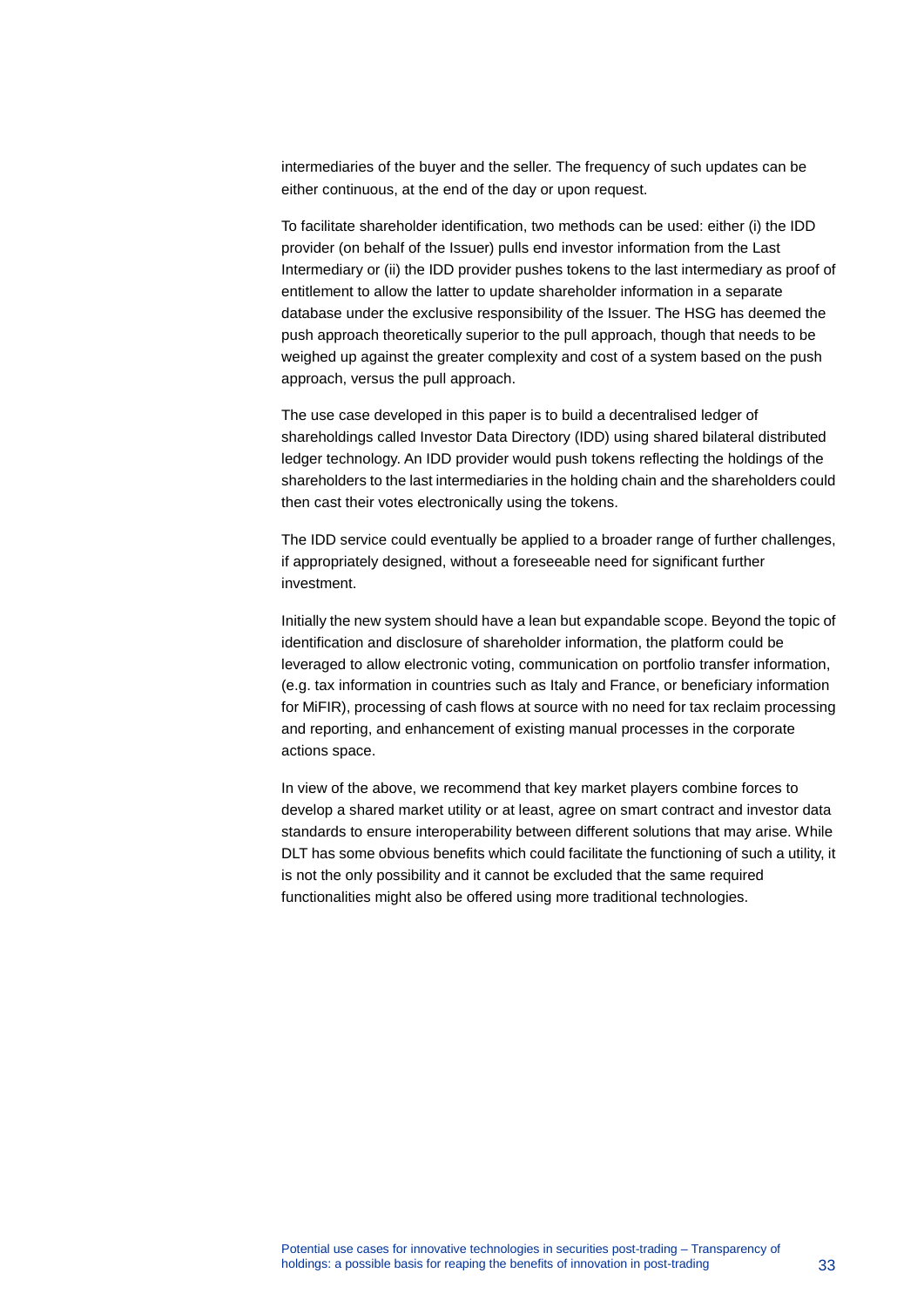intermediaries of the buyer and the seller. The frequency of such updates can be either continuous, at the end of the day or upon request.

To facilitate shareholder identification, two methods can be used: either (i) the IDD provider (on behalf of the Issuer) pulls end investor information from the Last Intermediary or (ii) the IDD provider pushes tokens to the last intermediary as proof of entitlement to allow the latter to update shareholder information in a separate database under the exclusive responsibility of the Issuer. The HSG has deemed the push approach theoretically superior to the pull approach, though that needs to be weighed up against the greater complexity and cost of a system based on the push approach, versus the pull approach.

The use case developed in this paper is to build a decentralised ledger of shareholdings called Investor Data Directory (IDD) using shared bilateral distributed ledger technology. An IDD provider would push tokens reflecting the holdings of the shareholders to the last intermediaries in the holding chain and the shareholders could then cast their votes electronically using the tokens.

The IDD service could eventually be applied to a broader range of further challenges, if appropriately designed, without a foreseeable need for significant further investment.

Initially the new system should have a lean but expandable scope. Beyond the topic of identification and disclosure of shareholder information, the platform could be leveraged to allow electronic voting, communication on portfolio transfer information, (e.g. tax information in countries such as Italy and France, or beneficiary information for MiFIR), processing of cash flows at source with no need for tax reclaim processing and reporting, and enhancement of existing manual processes in the corporate actions space.

In view of the above, we recommend that key market players combine forces to develop a shared market utility or at least, agree on smart contract and investor data standards to ensure interoperability between different solutions that may arise. While DLT has some obvious benefits which could facilitate the functioning of such a utility, it is not the only possibility and it cannot be excluded that the same required functionalities might also be offered using more traditional technologies.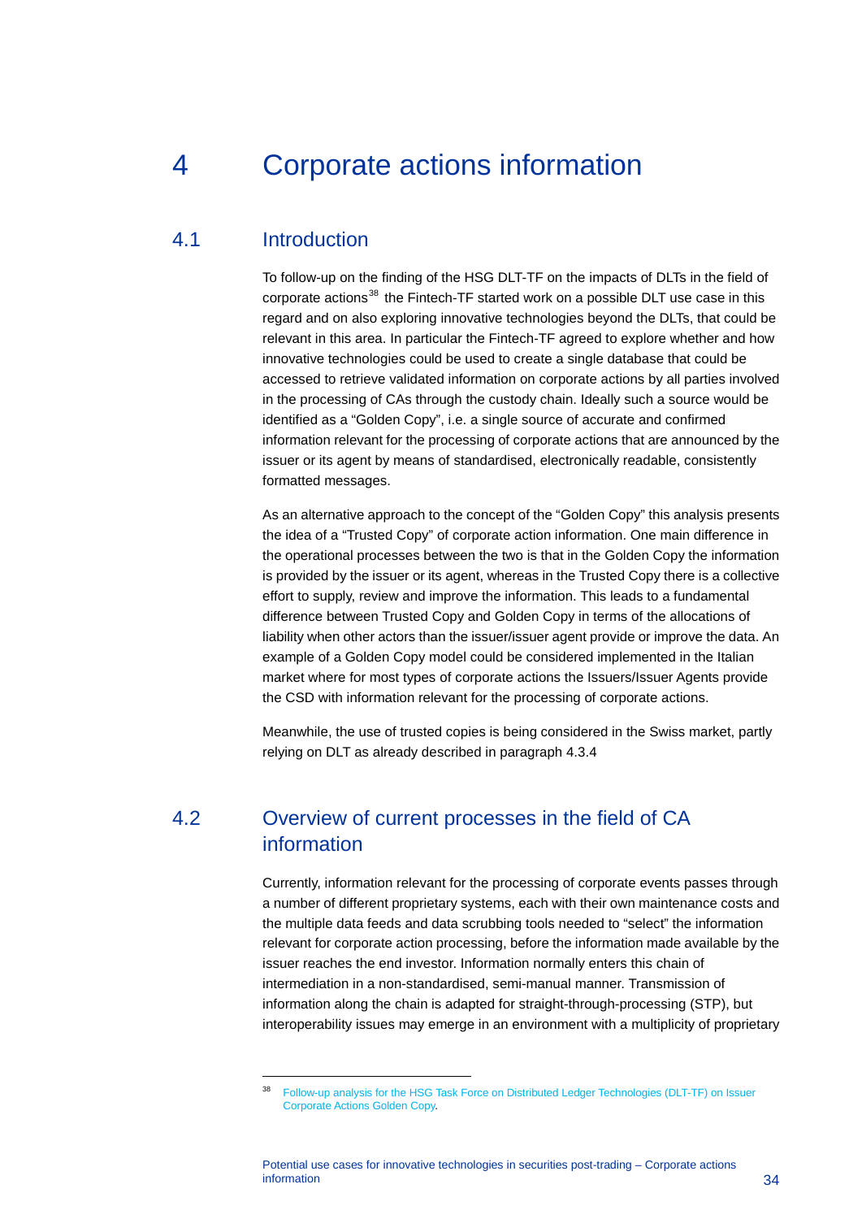# 4 Corporate actions information

## 4.1 Introduction

To follow-up on the finding of the HSG DLT-TF on the impacts of DLTs in the field of corporate actions[38] the Fintech-TF started work on a possible DLT use case in this regard and on also exploring innovative technologies beyond the DLTs, that could be relevant in this area. In particular the Fintech-TF agreed to explore whether and how innovative technologies could be used to create a single database that could be accessed to retrieve validated information on corporate actions by all parties involved in the processing of CAs through the custody chain. Ideally such a source would be identified as a "Golden Copy", i.e. a single source of accurate and confirmed information relevant for the processing of corporate actions that are announced by the issuer or its agent by means of standardised, electronically readable, consistently formatted messages.

As an alternative approach to the concept of the "Golden Copy" this analysis presents the idea of a "Trusted Copy" of corporate action information. One main difference in the operational processes between the two is that in the Golden Copy the information is provided by the issuer or its agent, whereas in the Trusted Copy there is a collective effort to supply, review and improve the information. This leads to a fundamental difference between Trusted Copy and Golden Copy in terms of the allocations of liability when other actors than the issuer/issuer agent provide or improve the data. An example of a Golden Copy model could be considered implemented in the Italian market where for most types of corporate actions the Issuers/Issuer Agents provide the CSD with information relevant for the processing of corporate actions.

Meanwhile, the use of trusted copies is being considered in the Swiss market, partly relying on DLT as already described in paragraph 4.3.4

## 4.2 Overview of current processes in the field of CA information

Currently, information relevant for the processing of corporate events passes through a number of different proprietary systems, each with their own maintenance costs and the multiple data feeds and data scrubbing tools needed to "select" the information relevant for corporate action processing, before the information made available by the issuer reaches the end investor. Information normally enters this chain of intermediation in a non-standardised, semi-manual manner. Transmission of information along the chain is adapted for straight-through-processing (STP), but interoperability issues may emerge in an environment with a multiplicity of proprietary

[38] Follow-up analysis for the HSG Task Force on Distributed Ledger Technologies (DLT-TF) on Issuer Corporate Actions Golden Copy.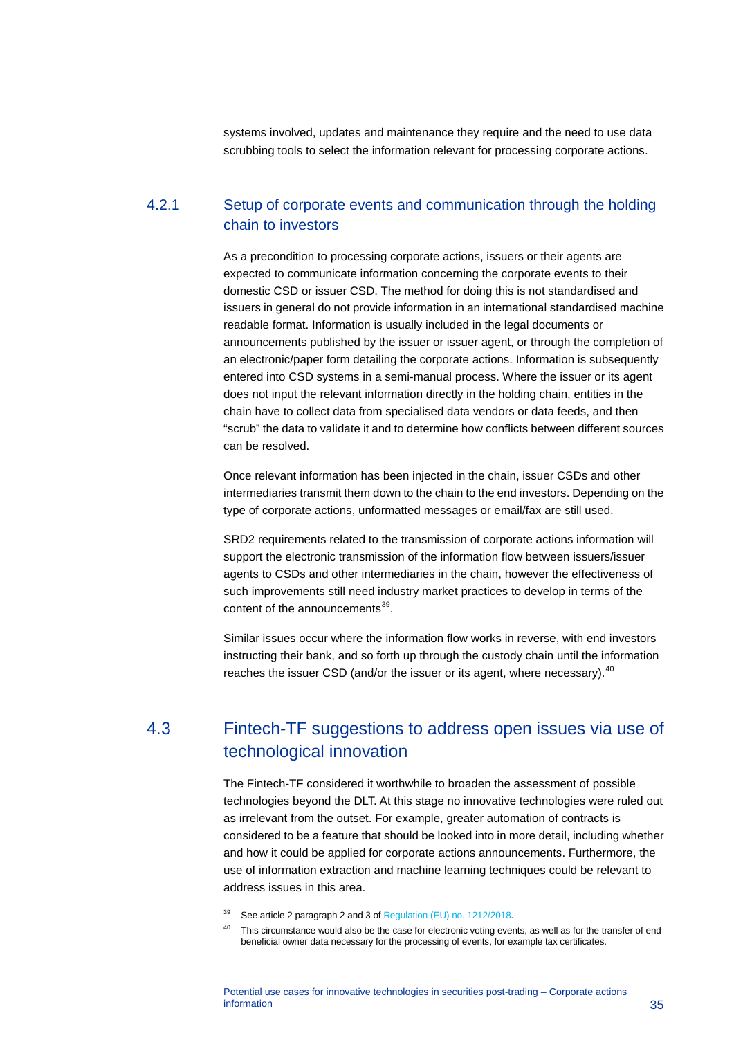systems involved, updates and maintenance they require and the need to use data scrubbing tools to select the information relevant for processing corporate actions.

### 4.2.1 Setup of corporate events and communication through the holding chain to investors

As a precondition to processing corporate actions, issuers or their agents are expected to communicate information concerning the corporate events to their domestic CSD or issuer CSD. The method for doing this is not standardised and issuers in general do not provide information in an international standardised machine readable format. Information is usually included in the legal documents or announcements published by the issuer or issuer agent, or through the completion of an electronic/paper form detailing the corporate actions. Information is subsequently entered into CSD systems in a semi-manual process. Where the issuer or its agent does not input the relevant information directly in the holding chain, entities in the chain have to collect data from specialised data vendors or data feeds, and then "scrub" the data to validate it and to determine how conflicts between different sources can be resolved.

Once relevant information has been injected in the chain, issuer CSDs and other intermediaries transmit them down to the chain to the end investors. Depending on the type of corporate actions, unformatted messages or email/fax are still used.

SRD2 requirements related to the transmission of corporate actions information will support the electronic transmission of the information flow between issuers/issuer agents to CSDs and other intermediaries in the chain, however the effectiveness of such improvements still need industry market practices to develop in terms of the content of the announcements[39].

Similar issues occur where the information flow works in reverse, with end investors instructing their bank, and so forth up through the custody chain until the information reaches the issuer CSD (and/or the issuer or its agent, where necessary).[40]

## 4.3 Fintech-TF suggestions to address open issues via use of technological innovation

The Fintech-TF considered it worthwhile to broaden the assessment of possible technologies beyond the DLT. At this stage no innovative technologies were ruled out as irrelevant from the outset. For example, greater automation of contracts is considered to be a feature that should be looked into in more detail, including whether and how it could be applied for corporate actions announcements. Furthermore, the use of information extraction and machine learning techniques could be relevant to address issues in this area.

---

[39] See article 2 paragraph 2 and 3 of Regulation (EU) no. 1212/2018.

[40] This circumstance would also be the case for electronic voting events, as well as for the transfer of end beneficial owner data necessary for the processing of events, for example tax certificates.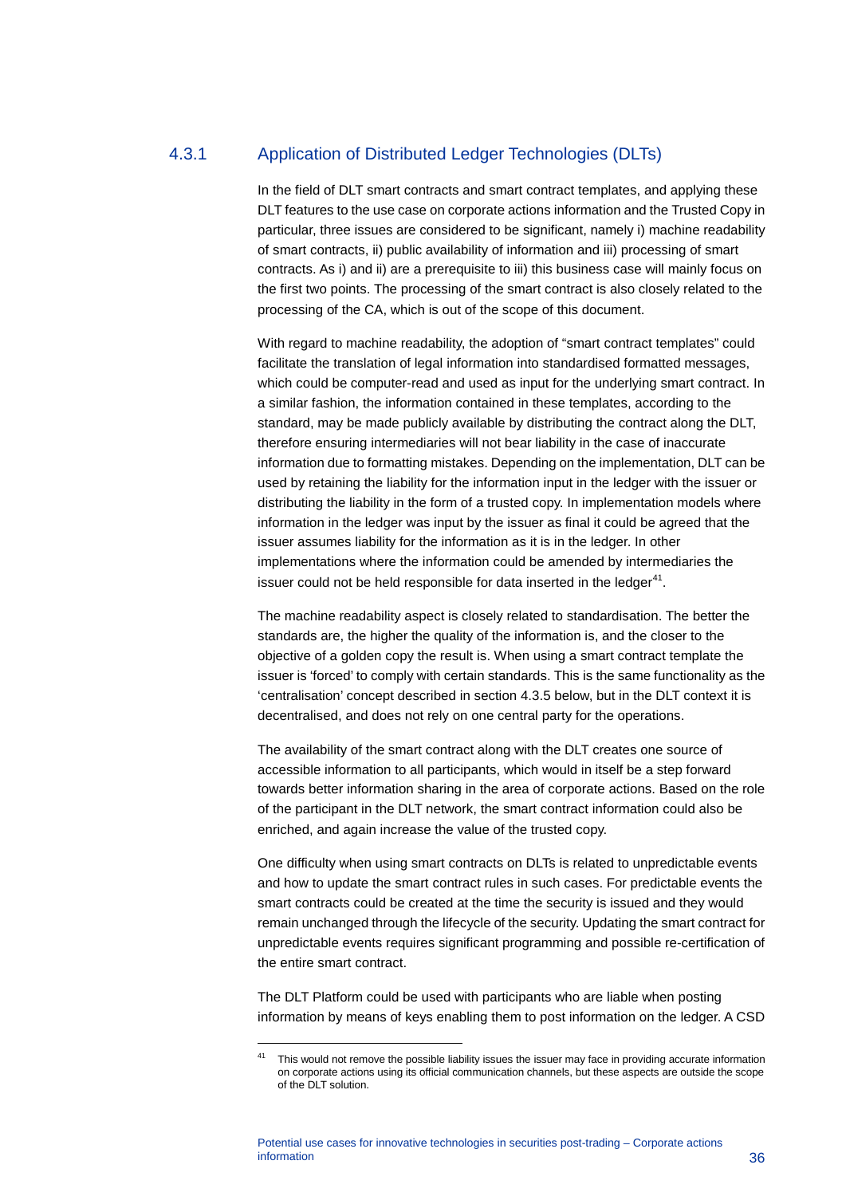### 4.3.1 Application of Distributed Ledger Technologies (DLTs)

In the field of DLT smart contracts and smart contract templates, and applying these DLT features to the use case on corporate actions information and the Trusted Copy in particular, three issues are considered to be significant, namely i) machine readability of smart contracts, ii) public availability of information and iii) processing of smart contracts. As i) and ii) are a prerequisite to iii) this business case will mainly focus on the first two points. The processing of the smart contract is also closely related to the processing of the CA, which is out of the scope of this document.

With regard to machine readability, the adoption of "smart contract templates" could facilitate the translation of legal information into standardised formatted messages, which could be computer-read and used as input for the underlying smart contract. In a similar fashion, the information contained in these templates, according to the standard, may be made publicly available by distributing the contract along the DLT, therefore ensuring intermediaries will not bear liability in the case of inaccurate information due to formatting mistakes. Depending on the implementation, DLT can be used by retaining the liability for the information input in the ledger with the issuer or distributing the liability in the form of a trusted copy. In implementation models where information in the ledger was input by the issuer as final it could be agreed that the issuer assumes liability for the information as it is in the ledger. In other implementations where the information could be amended by intermediaries the issuer could not be held responsible for data inserted in the ledger[41].

The machine readability aspect is closely related to standardisation. The better the standards are, the higher the quality of the information is, and the closer to the objective of a golden copy the result is. When using a smart contract template the issuer is 'forced' to comply with certain standards. This is the same functionality as the 'centralisation' concept described in section 4.3.5 below, but in the DLT context it is decentralised, and does not rely on one central party for the operations.

The availability of the smart contract along with the DLT creates one source of accessible information to all participants, which would in itself be a step forward towards better information sharing in the area of corporate actions. Based on the role of the participant in the DLT network, the smart contract information could also be enriched, and again increase the value of the trusted copy.

One difficulty when using smart contracts on DLTs is related to unpredictable events and how to update the smart contract rules in such cases. For predictable events the smart contracts could be created at the time the security is issued and they would remain unchanged through the lifecycle of the security. Updating the smart contract for unpredictable events requires significant programming and possible re-certification of the entire smart contract.

The DLT Platform could be used with participants who are liable when posting information by means of keys enabling them to post information on the ledger. A CSD

[41] This would not remove the possible liability issues the issuer may face in providing accurate information on corporate actions using its official communication channels, but these aspects are outside the scope of the DLT solution.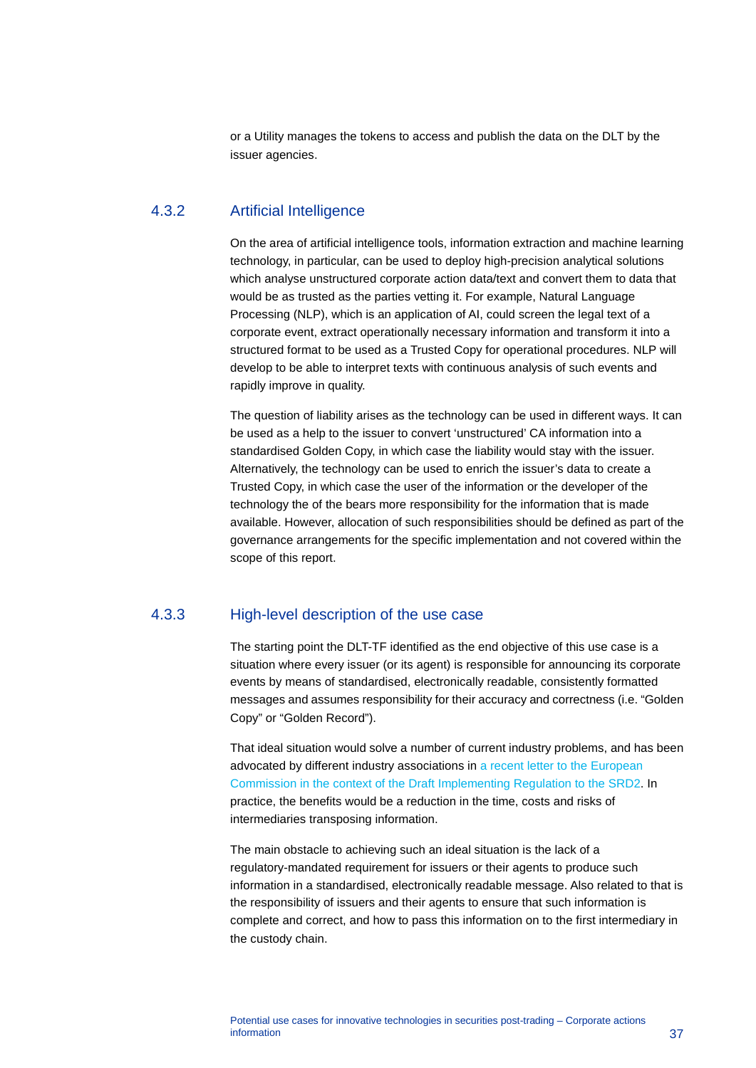or a Utility manages the tokens to access and publish the data on the DLT by the issuer agencies.

### 4.3.2 Artificial Intelligence

On the area of artificial intelligence tools, information extraction and machine learning technology, in particular, can be used to deploy high-precision analytical solutions which analyse unstructured corporate action data/text and convert them to data that would be as trusted as the parties vetting it. For example, Natural Language Processing (NLP), which is an application of AI, could screen the legal text of a corporate event, extract operationally necessary information and transform it into a structured format to be used as a Trusted Copy for operational procedures. NLP will develop to be able to interpret texts with continuous analysis of such events and rapidly improve in quality.

The question of liability arises as the technology can be used in different ways. It can be used as a help to the issuer to convert 'unstructured' CA information into a standardised Golden Copy, in which case the liability would stay with the issuer. Alternatively, the technology can be used to enrich the issuer's data to create a Trusted Copy, in which case the user of the information or the developer of the technology the of the bears more responsibility for the information that is made available. However, allocation of such responsibilities should be defined as part of the governance arrangements for the specific implementation and not covered within the scope of this report.

### 4.3.3 High-level description of the use case

The starting point the DLT-TF identified as the end objective of this use case is a situation where every issuer (or its agent) is responsible for announcing its corporate events by means of standardised, electronically readable, consistently formatted messages and assumes responsibility for their accuracy and correctness (i.e. "Golden Copy" or "Golden Record").

That ideal situation would solve a number of current industry problems, and has been advocated by different industry associations in a recent letter to the European Commission in the context of the Draft Implementing Regulation to the SRD2. In practice, the benefits would be a reduction in the time, costs and risks of intermediaries transposing information.

The main obstacle to achieving such an ideal situation is the lack of a regulatory-mandated requirement for issuers or their agents to produce such information in a standardised, electronically readable message. Also related to that is the responsibility of issuers and their agents to ensure that such information is complete and correct, and how to pass this information on to the first intermediary in the custody chain.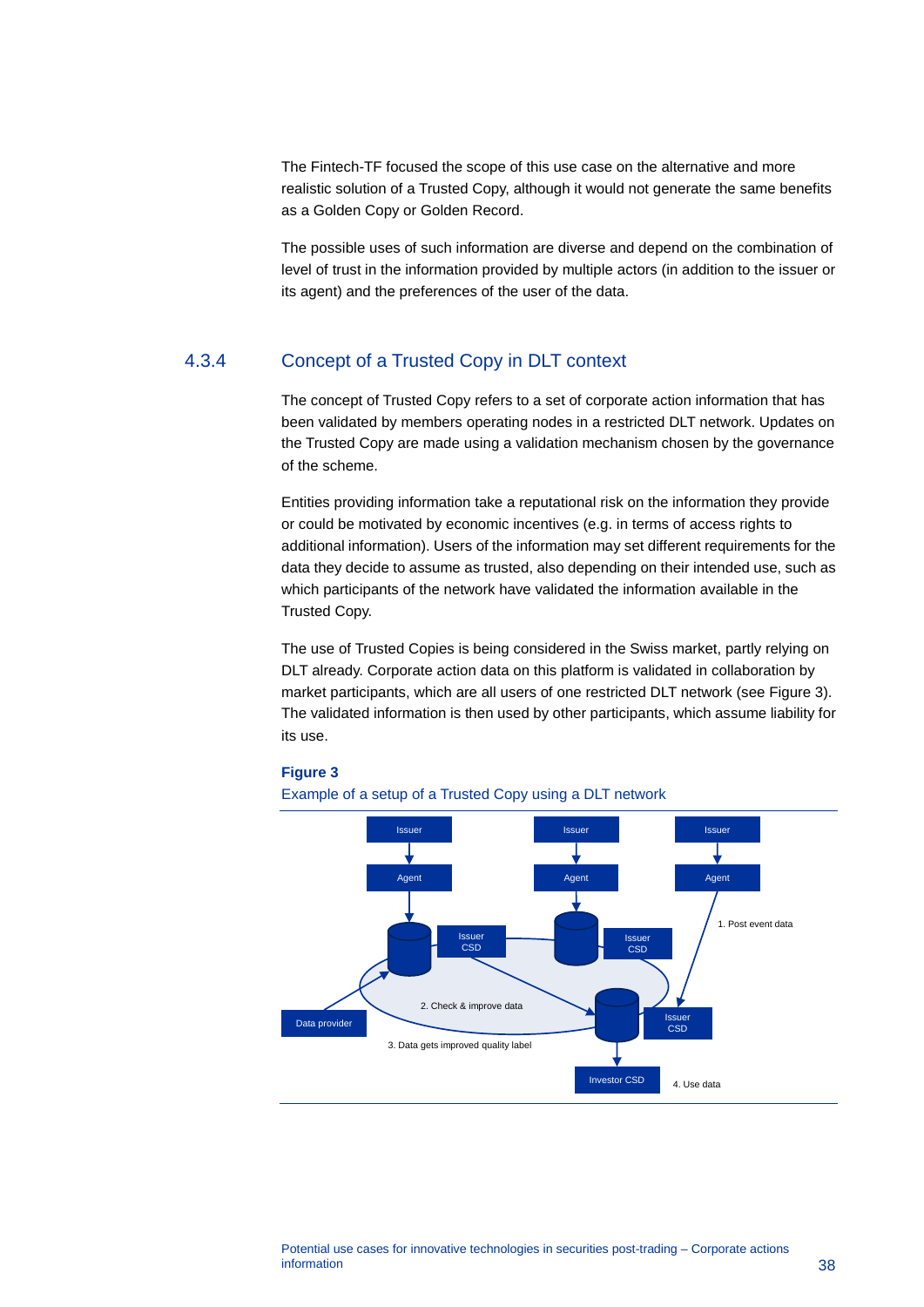The Fintech-TF focused the scope of this use case on the alternative and more realistic solution of a Trusted Copy, although it would not generate the same benefits as a Golden Copy or Golden Record.

The possible uses of such information are diverse and depend on the combination of level of trust in the information provided by multiple actors (in addition to the issuer or its agent) and the preferences of the user of the data.

### 4.3.4 Concept of a Trusted Copy in DLT context

The concept of Trusted Copy refers to a set of corporate action information that has been validated by members operating nodes in a restricted DLT network. Updates on the Trusted Copy are made using a validation mechanism chosen by the governance of the scheme.

Entities providing information take a reputational risk on the information they provide or could be motivated by economic incentives (e.g. in terms of access rights to additional information). Users of the information may set different requirements for the data they decide to assume as trusted, also depending on their intended use, such as which participants of the network have validated the information available in the Trusted Copy.

The use of Trusted Copies is being considered in the Swiss market, partly relying on DLT already. Corporate action data on this platform is validated in collaboration by market participants, which are all users of one restricted DLT network (see Figure 3). The validated information is then used by other participants, which assume liability for its use.

**Figure 3**

Example of a setup of a Trusted Copy using a DLT network

Issuer | Issuer | Issuer

Agent | Agent | Agent

Issuer CSD | Issuer CSD | Issuer CSD

1. Post event data

2. Check & improve data

Data provider

3. Data gets improved quality label

Investor CSD

4. Use data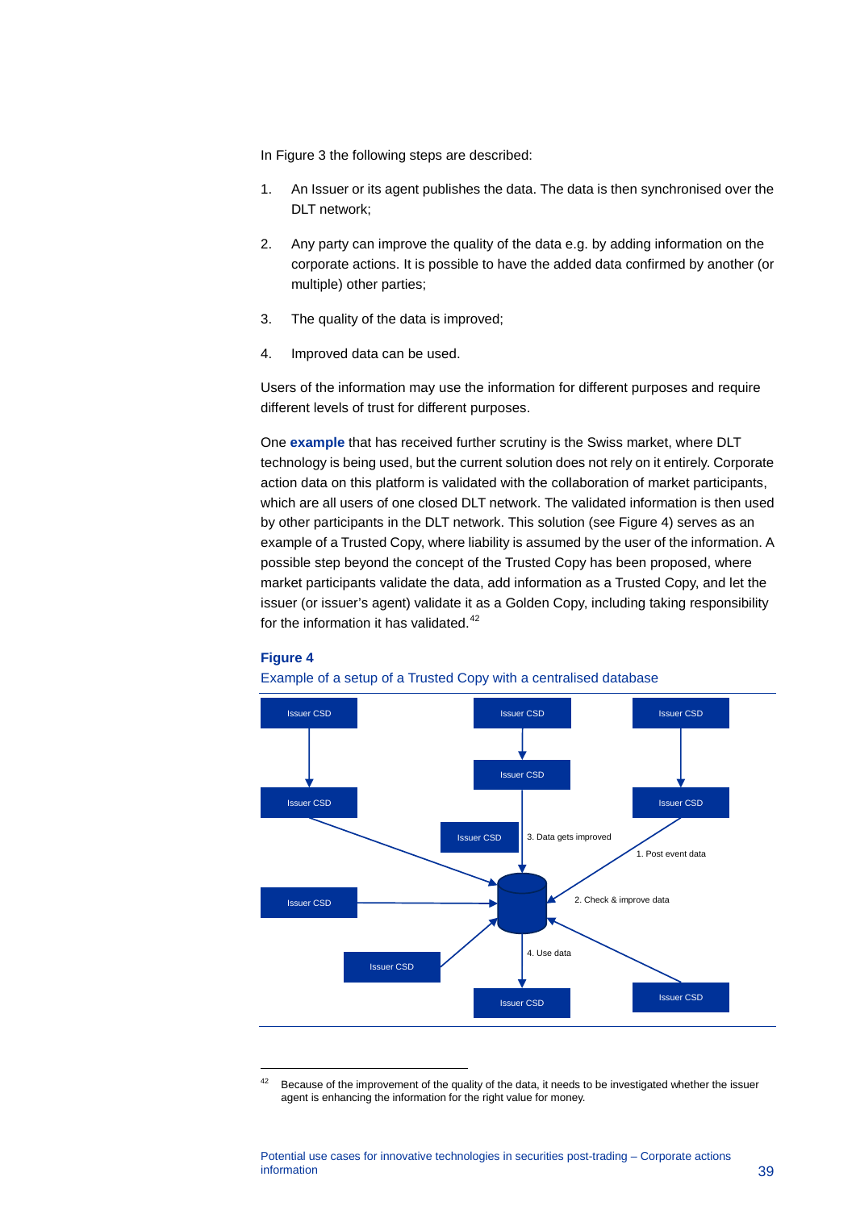In Figure 3 the following steps are described:

1. An Issuer or its agent publishes the data. The data is then synchronised over the DLT network;
2. Any party can improve the quality of the data e.g. by adding information on the corporate actions. It is possible to have the added data confirmed by another (or multiple) other parties;
3. The quality of the data is improved;
4. Improved data can be used.

Users of the information may use the information for different purposes and require different levels of trust for different purposes.

One **example** that has received further scrutiny is the Swiss market, where DLT technology is being used, but the current solution does not rely on it entirely. Corporate action data on this platform is validated with the collaboration of market participants, which are all users of one closed DLT network. The validated information is then used by other participants in the DLT network. This solution (see Figure 4) serves as an example of a Trusted Copy, where liability is assumed by the user of the information. A possible step beyond the concept of the Trusted Copy has been proposed, where market participants validate the data, add information as a Trusted Copy, and let the issuer (or issuer's agent) validate it as a Golden Copy, including taking responsibility for the information it has validated.[42]

**Figure 4**

Example of a setup of a Trusted Copy with a centralised database

Issuer CSD | Issuer CSD | Issuer CSD | Issuer CSD | Issuer CSD | Issuer CSD | Issuer CSD | Issuer CSD | Issuer CSD | Issuer CSD | Issuer CSD

1. Post event data
2. Check & improve data
3. Data gets improved
4. Use data

[42] Because of the improvement of the quality of the data, it needs to be investigated whether the issuer agent is enhancing the information for the right value for money.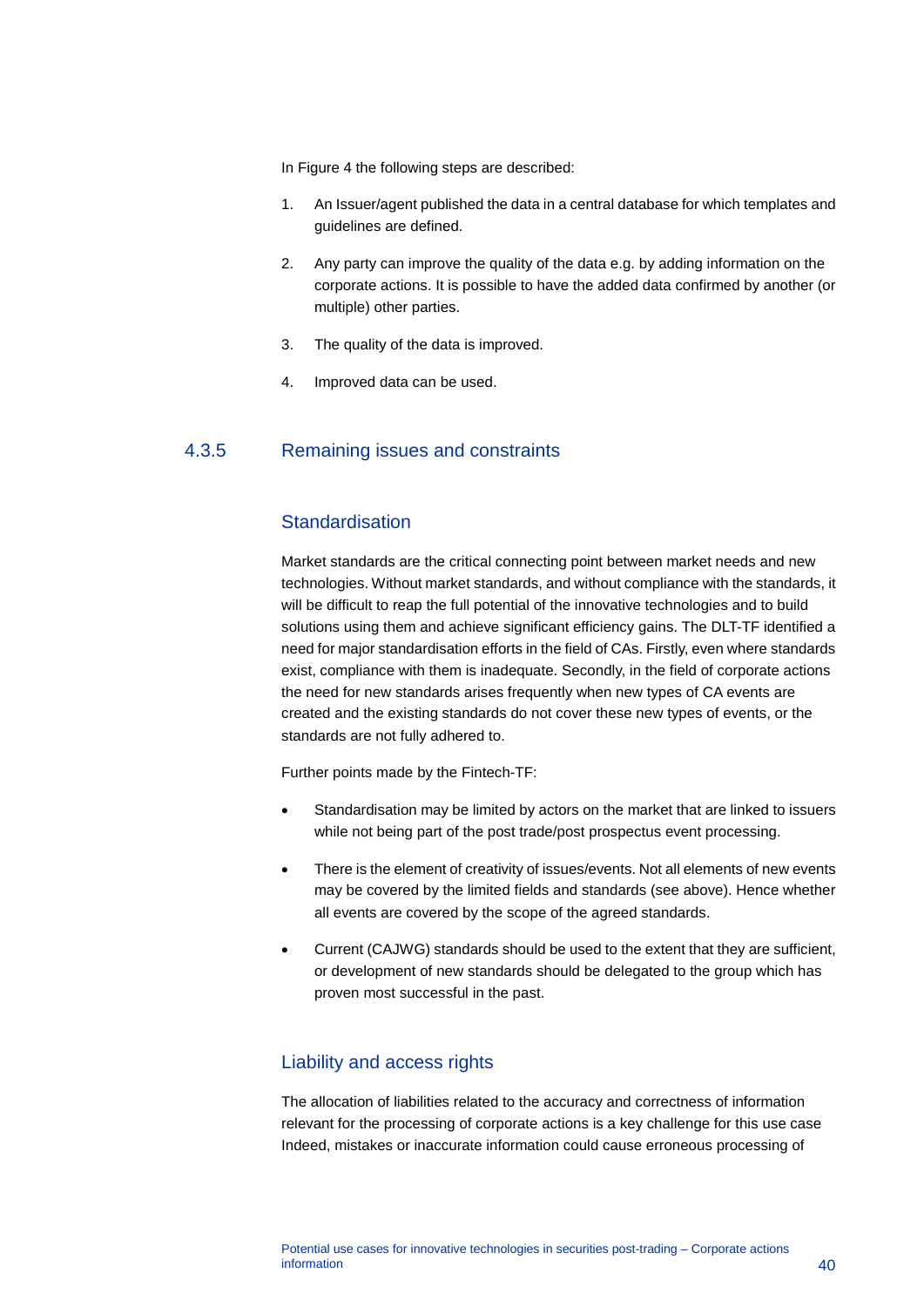In Figure 4 the following steps are described:

1. An Issuer/agent published the data in a central database for which templates and guidelines are defined.

2. Any party can improve the quality of the data e.g. by adding information on the corporate actions. It is possible to have the added data confirmed by another (or multiple) other parties.

3. The quality of the data is improved.

4. Improved data can be used.

### 4.3.5 Remaining issues and constraints

#### Standardisation

Market standards are the critical connecting point between market needs and new technologies. Without market standards, and without compliance with the standards, it will be difficult to reap the full potential of the innovative technologies and to build solutions using them and achieve significant efficiency gains. The DLT-TF identified a need for major standardisation efforts in the field of CAs. Firstly, even where standards exist, compliance with them is inadequate. Secondly, in the field of corporate actions the need for new standards arises frequently when new types of CA events are created and the existing standards do not cover these new types of events, or the standards are not fully adhered to.

Further points made by the Fintech-TF:

- Standardisation may be limited by actors on the market that are linked to issuers while not being part of the post trade/post prospectus event processing.

- There is the element of creativity of issues/events. Not all elements of new events may be covered by the limited fields and standards (see above). Hence whether all events are covered by the scope of the agreed standards.

- Current (CAJWG) standards should be used to the extent that they are sufficient, or development of new standards should be delegated to the group which has proven most successful in the past.

#### Liability and access rights

The allocation of liabilities related to the accuracy and correctness of information relevant for the processing of corporate actions is a key challenge for this use case Indeed, mistakes or inaccurate information could cause erroneous processing of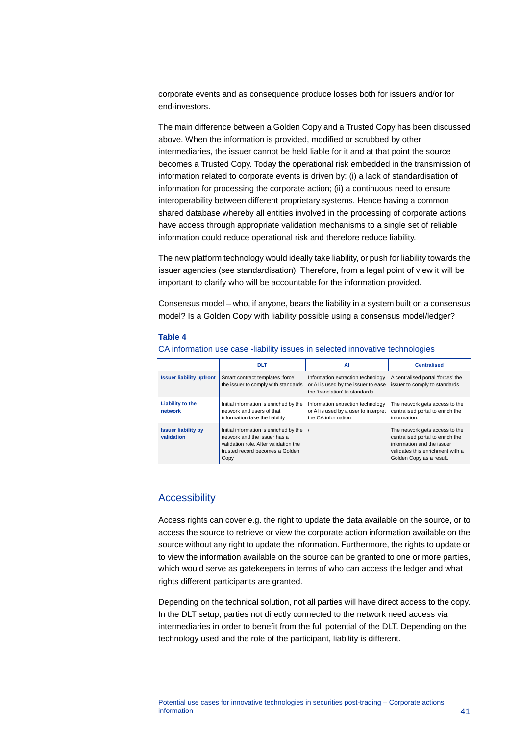corporate events and as consequence produce losses both for issuers and/or for end-investors.

The main difference between a Golden Copy and a Trusted Copy has been discussed above. When the information is provided, modified or scrubbed by other intermediaries, the issuer cannot be held liable for it and at that point the source becomes a Trusted Copy. Today the operational risk embedded in the transmission of information related to corporate events is driven by: (i) a lack of standardisation of information for processing the corporate action; (ii) a continuous need to ensure interoperability between different proprietary systems. Hence having a common shared database whereby all entities involved in the processing of corporate actions have access through appropriate validation mechanisms to a single set of reliable information could reduce operational risk and therefore reduce liability.

The new platform technology would ideally take liability, or push for liability towards the issuer agencies (see standardisation). Therefore, from a legal point of view it will be important to clarify who will be accountable for the information provided.

Consensus model – who, if anyone, bears the liability in a system built on a consensus model? Is a Golden Copy with liability possible using a consensus model/ledger?

**Table 4**

CA information use case -liability issues in selected innovative technologies

| | DLT | AI | Centralised |
|---|---|---|---|
| **Issuer liability upfront** | Smart contract templates 'force' the issuer to comply with standards | Information extraction technology or AI is used by the issuer to ease the 'translation' to standards | A centralised portal 'forces' the issuer to comply to standards |
| **Liability to the network** | Initial information is enriched by the network and users of that information take the liability | Information extraction technology or AI is used by a user to interpret the CA information | The network gets access to the centralised portal to enrich the information. |
| **Issuer liability by validation** | Initial information is enriched by the network and the issuer has a validation role. After validation the trusted record becomes a Golden Copy | / | The network gets access to the centralised portal to enrich the information and the issuer validates this enrichment with a Golden Copy as a result. |

## Accessibility

Access rights can cover e.g. the right to update the data available on the source, or to access the source to retrieve or view the corporate action information available on the source without any right to update the information. Furthermore, the rights to update or to view the information available on the source can be granted to one or more parties, which would serve as gatekeepers in terms of who can access the ledger and what rights different participants are granted.

Depending on the technical solution, not all parties will have direct access to the copy. In the DLT setup, parties not directly connected to the network need access via intermediaries in order to benefit from the full potential of the DLT. Depending on the technology used and the role of the participant, liability is different.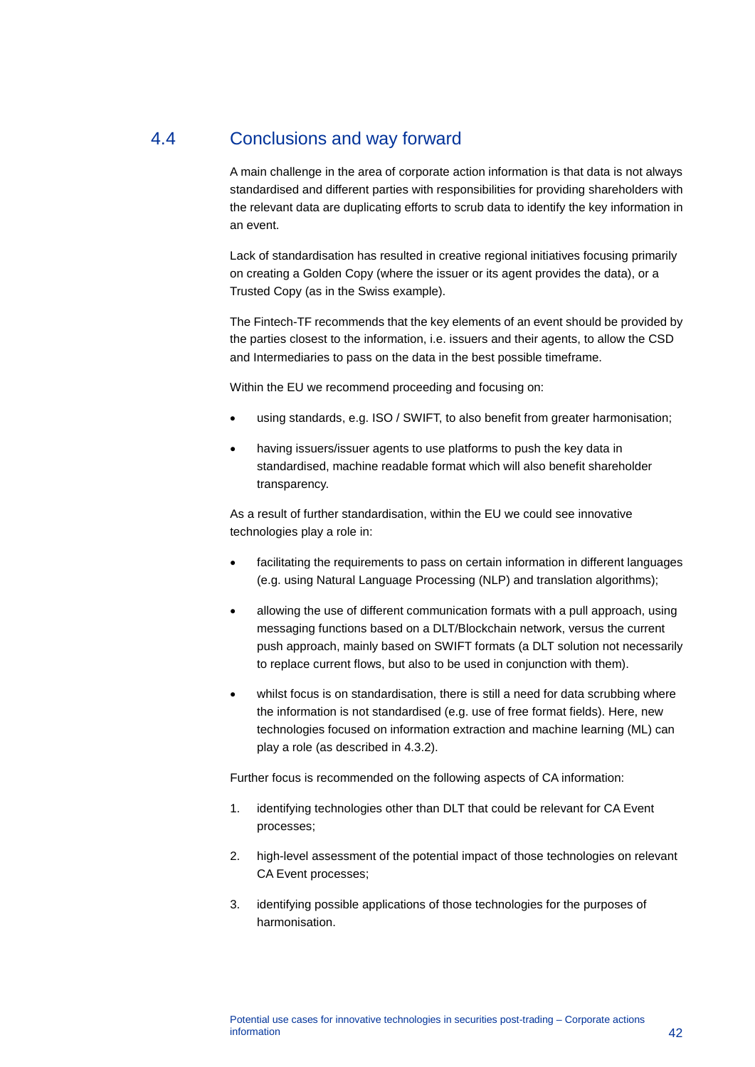## 4.4 Conclusions and way forward

A main challenge in the area of corporate action information is that data is not always standardised and different parties with responsibilities for providing shareholders with the relevant data are duplicating efforts to scrub data to identify the key information in an event.

Lack of standardisation has resulted in creative regional initiatives focusing primarily on creating a Golden Copy (where the issuer or its agent provides the data), or a Trusted Copy (as in the Swiss example).

The Fintech-TF recommends that the key elements of an event should be provided by the parties closest to the information, i.e. issuers and their agents, to allow the CSD and Intermediaries to pass on the data in the best possible timeframe.

Within the EU we recommend proceeding and focusing on:

- using standards, e.g. ISO / SWIFT, to also benefit from greater harmonisation;
- having issuers/issuer agents to use platforms to push the key data in standardised, machine readable format which will also benefit shareholder transparency.

As a result of further standardisation, within the EU we could see innovative technologies play a role in:

- facilitating the requirements to pass on certain information in different languages (e.g. using Natural Language Processing (NLP) and translation algorithms);
- allowing the use of different communication formats with a pull approach, using messaging functions based on a DLT/Blockchain network, versus the current push approach, mainly based on SWIFT formats (a DLT solution not necessarily to replace current flows, but also to be used in conjunction with them).
- whilst focus is on standardisation, there is still a need for data scrubbing where the information is not standardised (e.g. use of free format fields). Here, new technologies focused on information extraction and machine learning (ML) can play a role (as described in 4.3.2).

Further focus is recommended on the following aspects of CA information:

1. identifying technologies other than DLT that could be relevant for CA Event processes;
2. high-level assessment of the potential impact of those technologies on relevant CA Event processes;
3. identifying possible applications of those technologies for the purposes of harmonisation.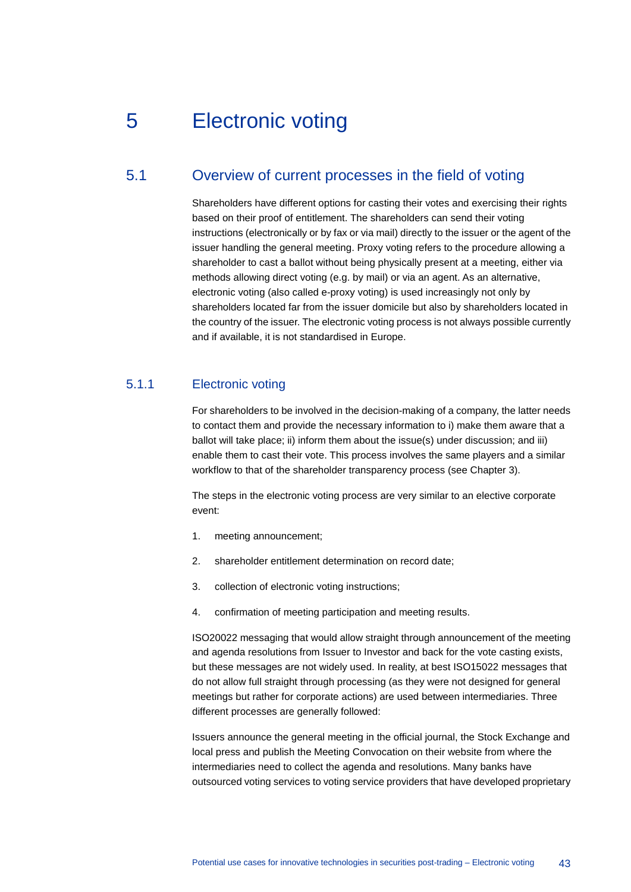# 5 Electronic voting

## 5.1 Overview of current processes in the field of voting

Shareholders have different options for casting their votes and exercising their rights based on their proof of entitlement. The shareholders can send their voting instructions (electronically or by fax or via mail) directly to the issuer or the agent of the issuer handling the general meeting. Proxy voting refers to the procedure allowing a shareholder to cast a ballot without being physically present at a meeting, either via methods allowing direct voting (e.g. by mail) or via an agent. As an alternative, electronic voting (also called e-proxy voting) is used increasingly not only by shareholders located far from the issuer domicile but also by shareholders located in the country of the issuer. The electronic voting process is not always possible currently and if available, it is not standardised in Europe.

### 5.1.1 Electronic voting

For shareholders to be involved in the decision-making of a company, the latter needs to contact them and provide the necessary information to i) make them aware that a ballot will take place; ii) inform them about the issue(s) under discussion; and iii) enable them to cast their vote. This process involves the same players and a similar workflow to that of the shareholder transparency process (see Chapter 3).

The steps in the electronic voting process are very similar to an elective corporate event:

1. meeting announcement;
2. shareholder entitlement determination on record date;
3. collection of electronic voting instructions;
4. confirmation of meeting participation and meeting results.

ISO20022 messaging that would allow straight through announcement of the meeting and agenda resolutions from Issuer to Investor and back for the vote casting exists, but these messages are not widely used. In reality, at best ISO15022 messages that do not allow full straight through processing (as they were not designed for general meetings but rather for corporate actions) are used between intermediaries. Three different processes are generally followed:

Issuers announce the general meeting in the official journal, the Stock Exchange and local press and publish the Meeting Convocation on their website from where the intermediaries need to collect the agenda and resolutions. Many banks have outsourced voting services to voting service providers that have developed proprietary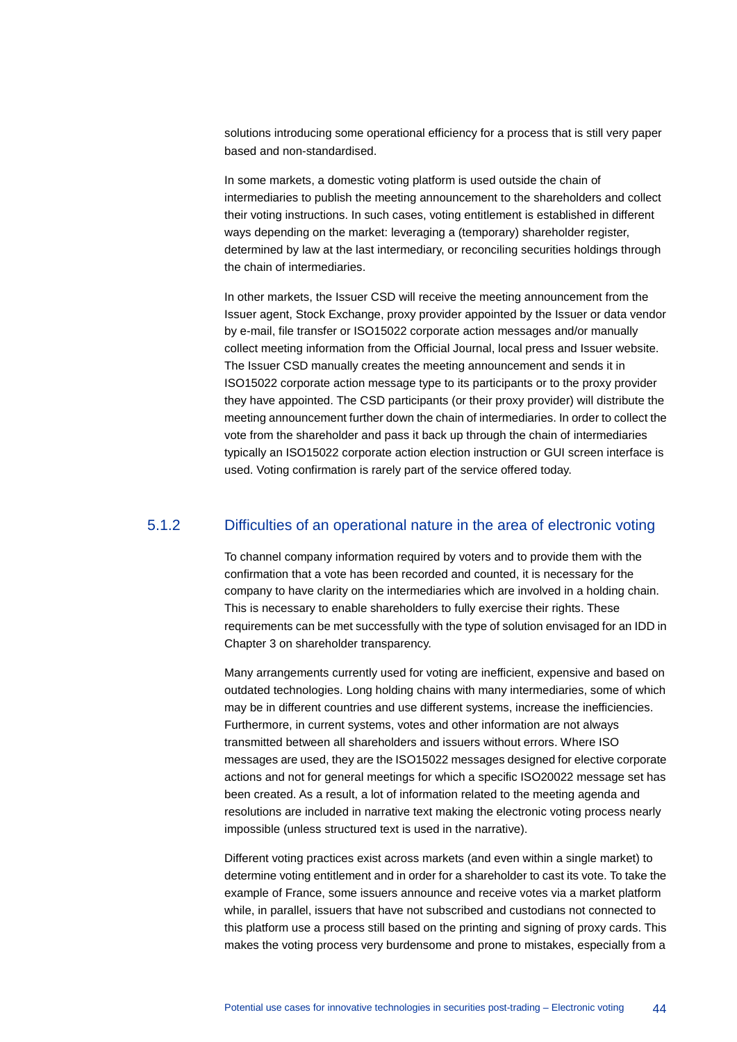solutions introducing some operational efficiency for a process that is still very paper based and non-standardised.

In some markets, a domestic voting platform is used outside the chain of intermediaries to publish the meeting announcement to the shareholders and collect their voting instructions. In such cases, voting entitlement is established in different ways depending on the market: leveraging a (temporary) shareholder register, determined by law at the last intermediary, or reconciling securities holdings through the chain of intermediaries.

In other markets, the Issuer CSD will receive the meeting announcement from the Issuer agent, Stock Exchange, proxy provider appointed by the Issuer or data vendor by e-mail, file transfer or ISO15022 corporate action messages and/or manually collect meeting information from the Official Journal, local press and Issuer website. The Issuer CSD manually creates the meeting announcement and sends it in ISO15022 corporate action message type to its participants or to the proxy provider they have appointed. The CSD participants (or their proxy provider) will distribute the meeting announcement further down the chain of intermediaries. In order to collect the vote from the shareholder and pass it back up through the chain of intermediaries typically an ISO15022 corporate action election instruction or GUI screen interface is used. Voting confirmation is rarely part of the service offered today.

### 5.1.2 Difficulties of an operational nature in the area of electronic voting

To channel company information required by voters and to provide them with the confirmation that a vote has been recorded and counted, it is necessary for the company to have clarity on the intermediaries which are involved in a holding chain. This is necessary to enable shareholders to fully exercise their rights. These requirements can be met successfully with the type of solution envisaged for an IDD in Chapter 3 on shareholder transparency.

Many arrangements currently used for voting are inefficient, expensive and based on outdated technologies. Long holding chains with many intermediaries, some of which may be in different countries and use different systems, increase the inefficiencies. Furthermore, in current systems, votes and other information are not always transmitted between all shareholders and issuers without errors. Where ISO messages are used, they are the ISO15022 messages designed for elective corporate actions and not for general meetings for which a specific ISO20022 message set has been created. As a result, a lot of information related to the meeting agenda and resolutions are included in narrative text making the electronic voting process nearly impossible (unless structured text is used in the narrative).

Different voting practices exist across markets (and even within a single market) to determine voting entitlement and in order for a shareholder to cast its vote. To take the example of France, some issuers announce and receive votes via a market platform while, in parallel, issuers that have not subscribed and custodians not connected to this platform use a process still based on the printing and signing of proxy cards. This makes the voting process very burdensome and prone to mistakes, especially from a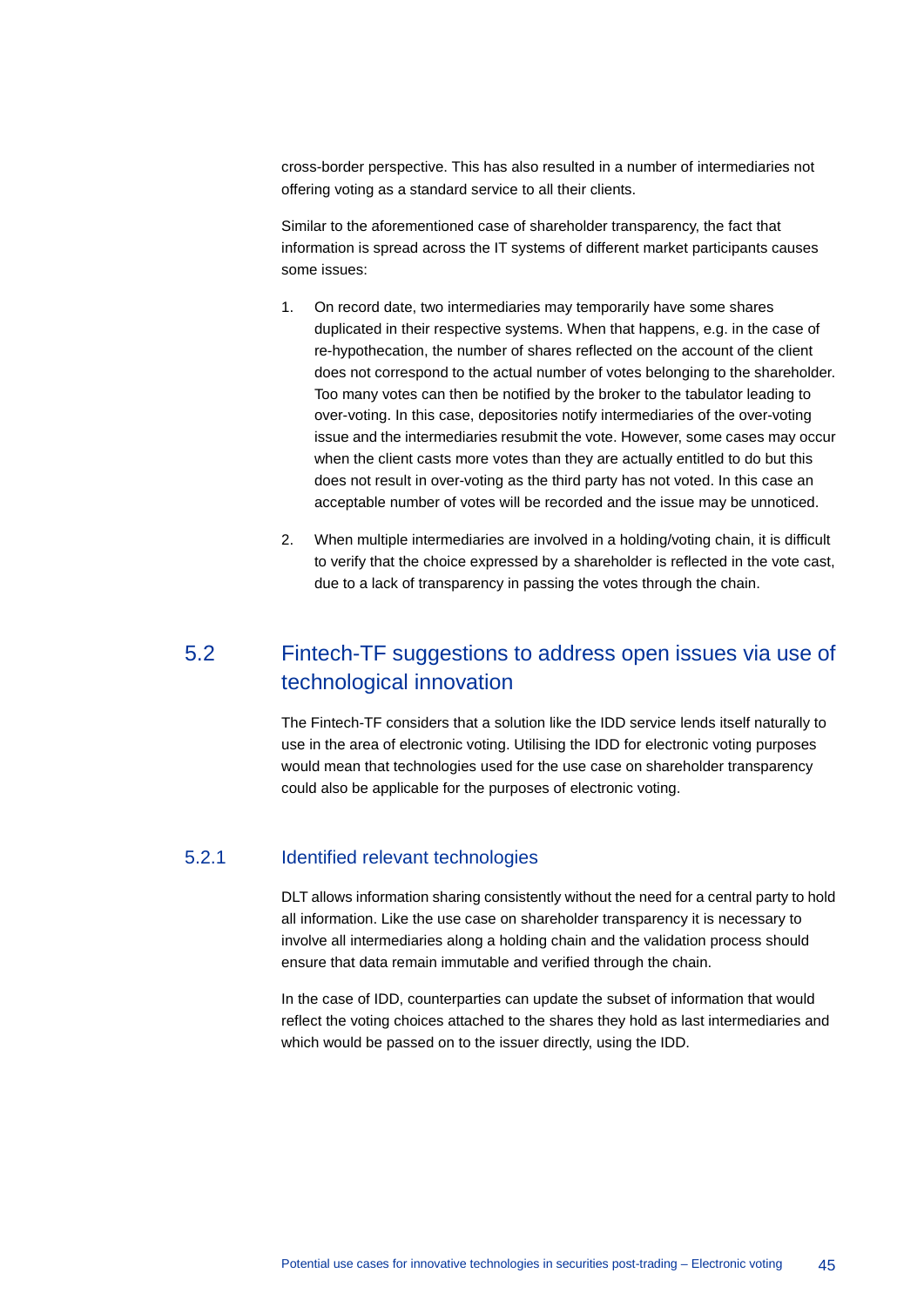cross-border perspective. This has also resulted in a number of intermediaries not offering voting as a standard service to all their clients.

Similar to the aforementioned case of shareholder transparency, the fact that information is spread across the IT systems of different market participants causes some issues:

1. On record date, two intermediaries may temporarily have some shares duplicated in their respective systems. When that happens, e.g. in the case of re-hypothecation, the number of shares reflected on the account of the client does not correspond to the actual number of votes belonging to the shareholder. Too many votes can then be notified by the broker to the tabulator leading to over-voting. In this case, depositories notify intermediaries of the over-voting issue and the intermediaries resubmit the vote. However, some cases may occur when the client casts more votes than they are actually entitled to do but this does not result in over-voting as the third party has not voted. In this case an acceptable number of votes will be recorded and the issue may be unnoticed.

2. When multiple intermediaries are involved in a holding/voting chain, it is difficult to verify that the choice expressed by a shareholder is reflected in the vote cast, due to a lack of transparency in passing the votes through the chain.

## 5.2 Fintech-TF suggestions to address open issues via use of technological innovation

The Fintech-TF considers that a solution like the IDD service lends itself naturally to use in the area of electronic voting. Utilising the IDD for electronic voting purposes would mean that technologies used for the use case on shareholder transparency could also be applicable for the purposes of electronic voting.

### 5.2.1 Identified relevant technologies

DLT allows information sharing consistently without the need for a central party to hold all information. Like the use case on shareholder transparency it is necessary to involve all intermediaries along a holding chain and the validation process should ensure that data remain immutable and verified through the chain.

In the case of IDD, counterparties can update the subset of information that would reflect the voting choices attached to the shares they hold as last intermediaries and which would be passed on to the issuer directly, using the IDD.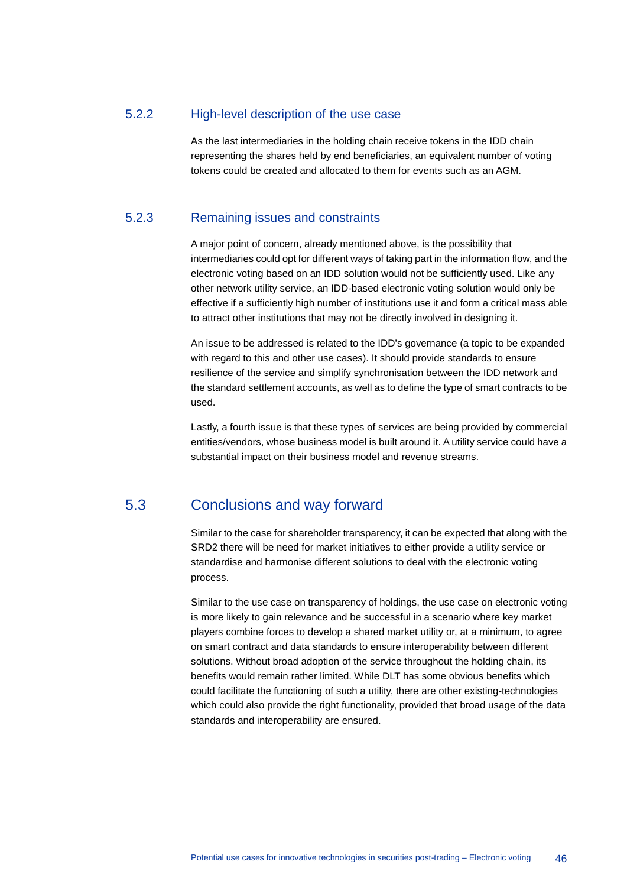### 5.2.2 High-level description of the use case

As the last intermediaries in the holding chain receive tokens in the IDD chain representing the shares held by end beneficiaries, an equivalent number of voting tokens could be created and allocated to them for events such as an AGM.

### 5.2.3 Remaining issues and constraints

A major point of concern, already mentioned above, is the possibility that intermediaries could opt for different ways of taking part in the information flow, and the electronic voting based on an IDD solution would not be sufficiently used. Like any other network utility service, an IDD-based electronic voting solution would only be effective if a sufficiently high number of institutions use it and form a critical mass able to attract other institutions that may not be directly involved in designing it.

An issue to be addressed is related to the IDD's governance (a topic to be expanded with regard to this and other use cases). It should provide standards to ensure resilience of the service and simplify synchronisation between the IDD network and the standard settlement accounts, as well as to define the type of smart contracts to be used.

Lastly, a fourth issue is that these types of services are being provided by commercial entities/vendors, whose business model is built around it. A utility service could have a substantial impact on their business model and revenue streams.

## 5.3 Conclusions and way forward

Similar to the case for shareholder transparency, it can be expected that along with the SRD2 there will be need for market initiatives to either provide a utility service or standardise and harmonise different solutions to deal with the electronic voting process.

Similar to the use case on transparency of holdings, the use case on electronic voting is more likely to gain relevance and be successful in a scenario where key market players combine forces to develop a shared market utility or, at a minimum, to agree on smart contract and data standards to ensure interoperability between different solutions. Without broad adoption of the service throughout the holding chain, its benefits would remain rather limited. While DLT has some obvious benefits which could facilitate the functioning of such a utility, there are other existing-technologies which could also provide the right functionality, provided that broad usage of the data standards and interoperability are ensured.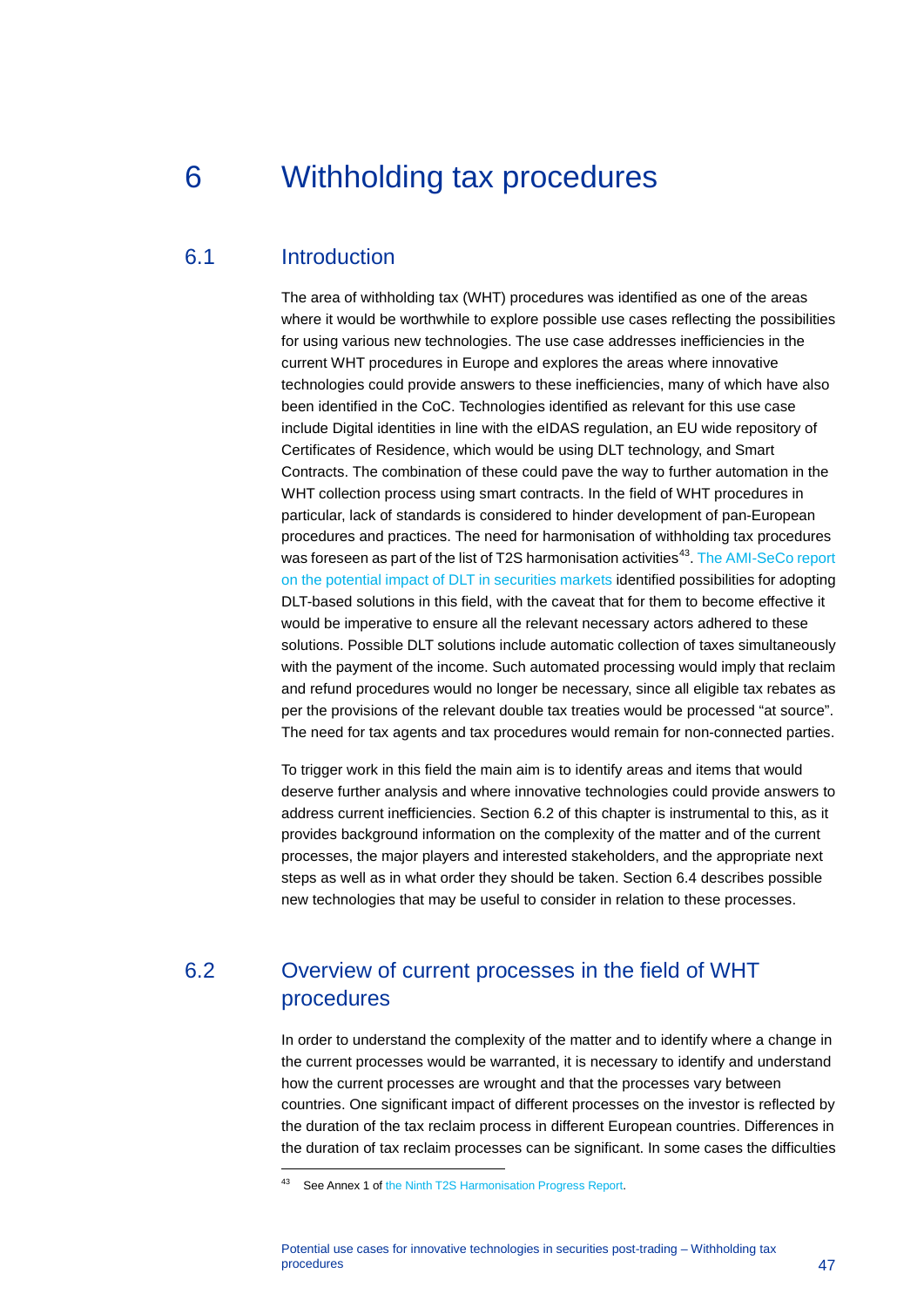# 6 Withholding tax procedures

## 6.1 Introduction

The area of withholding tax (WHT) procedures was identified as one of the areas where it would be worthwhile to explore possible use cases reflecting the possibilities for using various new technologies. The use case addresses inefficiencies in the current WHT procedures in Europe and explores the areas where innovative technologies could provide answers to these inefficiencies, many of which have also been identified in the CoC. Technologies identified as relevant for this use case include Digital identities in line with the eIDAS regulation, an EU wide repository of Certificates of Residence, which would be using DLT technology, and Smart Contracts. The combination of these could pave the way to further automation in the WHT collection process using smart contracts. In the field of WHT procedures in particular, lack of standards is considered to hinder development of pan-European procedures and practices. The need for harmonisation of withholding tax procedures was foreseen as part of the list of T2S harmonisation activities[43]. The AMI-SeCo report on the potential impact of DLT in securities markets identified possibilities for adopting DLT-based solutions in this field, with the caveat that for them to become effective it would be imperative to ensure all the relevant necessary actors adhered to these solutions. Possible DLT solutions include automatic collection of taxes simultaneously with the payment of the income. Such automated processing would imply that reclaim and refund procedures would no longer be necessary, since all eligible tax rebates as per the provisions of the relevant double tax treaties would be processed "at source". The need for tax agents and tax procedures would remain for non-connected parties.

To trigger work in this field the main aim is to identify areas and items that would deserve further analysis and where innovative technologies could provide answers to address current inefficiencies. Section 6.2 of this chapter is instrumental to this, as it provides background information on the complexity of the matter and of the current processes, the major players and interested stakeholders, and the appropriate next steps as well as in what order they should be taken. Section 6.4 describes possible new technologies that may be useful to consider in relation to these processes.

## 6.2 Overview of current processes in the field of WHT procedures

In order to understand the complexity of the matter and to identify where a change in the current processes would be warranted, it is necessary to identify and understand how the current processes are wrought and that the processes vary between countries. One significant impact of different processes on the investor is reflected by the duration of the tax reclaim process in different European countries. Differences in the duration of tax reclaim processes can be significant. In some cases the difficulties

[43] See Annex 1 of the Ninth T2S Harmonisation Progress Report.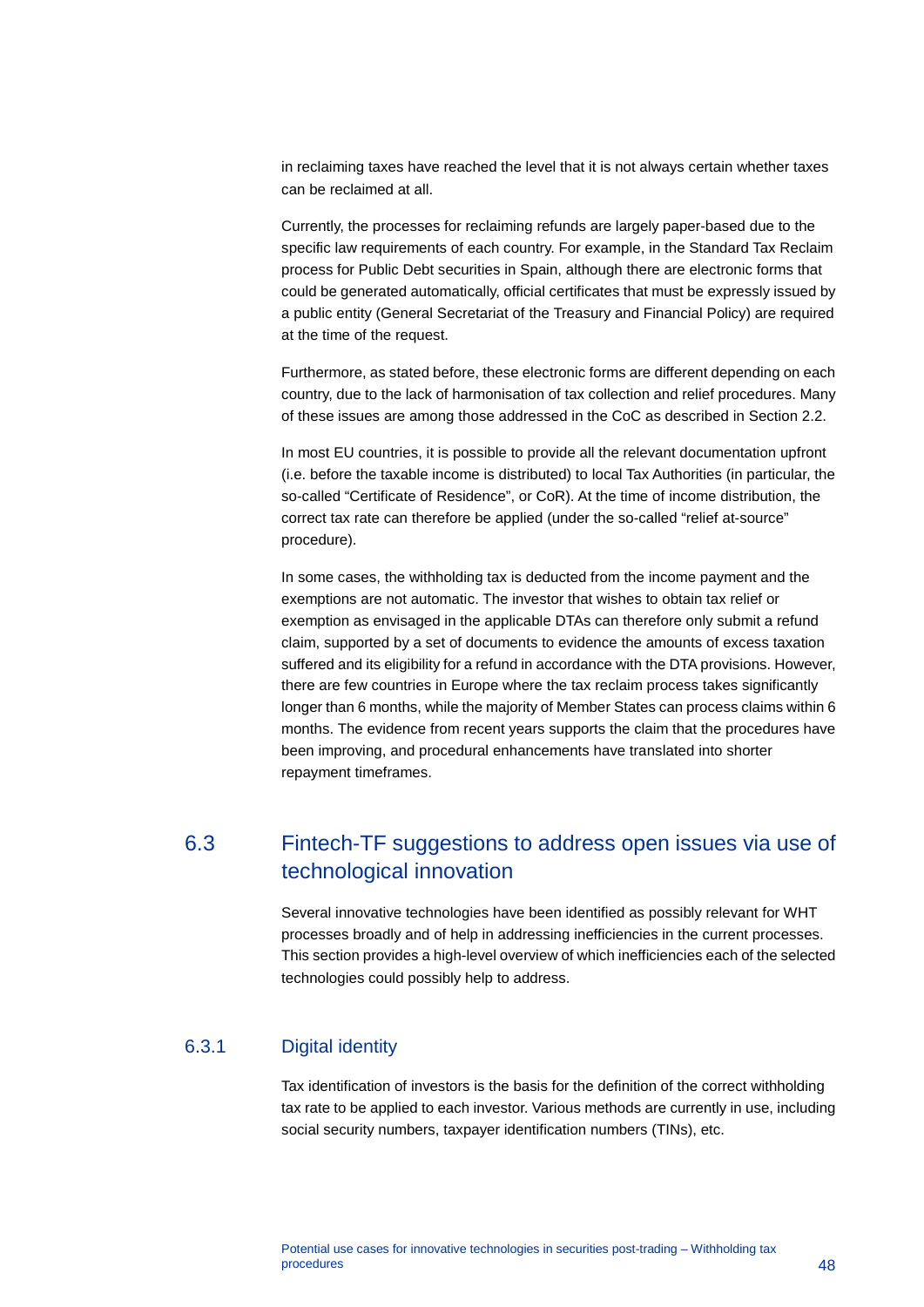in reclaiming taxes have reached the level that it is not always certain whether taxes can be reclaimed at all.

Currently, the processes for reclaiming refunds are largely paper-based due to the specific law requirements of each country. For example, in the Standard Tax Reclaim process for Public Debt securities in Spain, although there are electronic forms that could be generated automatically, official certificates that must be expressly issued by a public entity (General Secretariat of the Treasury and Financial Policy) are required at the time of the request.

Furthermore, as stated before, these electronic forms are different depending on each country, due to the lack of harmonisation of tax collection and relief procedures. Many of these issues are among those addressed in the CoC as described in Section 2.2.

In most EU countries, it is possible to provide all the relevant documentation upfront (i.e. before the taxable income is distributed) to local Tax Authorities (in particular, the so-called “Certificate of Residence”, or CoR). At the time of income distribution, the correct tax rate can therefore be applied (under the so-called “relief at-source” procedure).

In some cases, the withholding tax is deducted from the income payment and the exemptions are not automatic. The investor that wishes to obtain tax relief or exemption as envisaged in the applicable DTAs can therefore only submit a refund claim, supported by a set of documents to evidence the amounts of excess taxation suffered and its eligibility for a refund in accordance with the DTA provisions. However, there are few countries in Europe where the tax reclaim process takes significantly longer than 6 months, while the majority of Member States can process claims within 6 months. The evidence from recent years supports the claim that the procedures have been improving, and procedural enhancements have translated into shorter repayment timeframes.

## 6.3 Fintech-TF suggestions to address open issues via use of technological innovation

Several innovative technologies have been identified as possibly relevant for WHT processes broadly and of help in addressing inefficiencies in the current processes. This section provides a high-level overview of which inefficiencies each of the selected technologies could possibly help to address.

### 6.3.1 Digital identity

Tax identification of investors is the basis for the definition of the correct withholding tax rate to be applied to each investor. Various methods are currently in use, including social security numbers, taxpayer identification numbers (TINs), etc.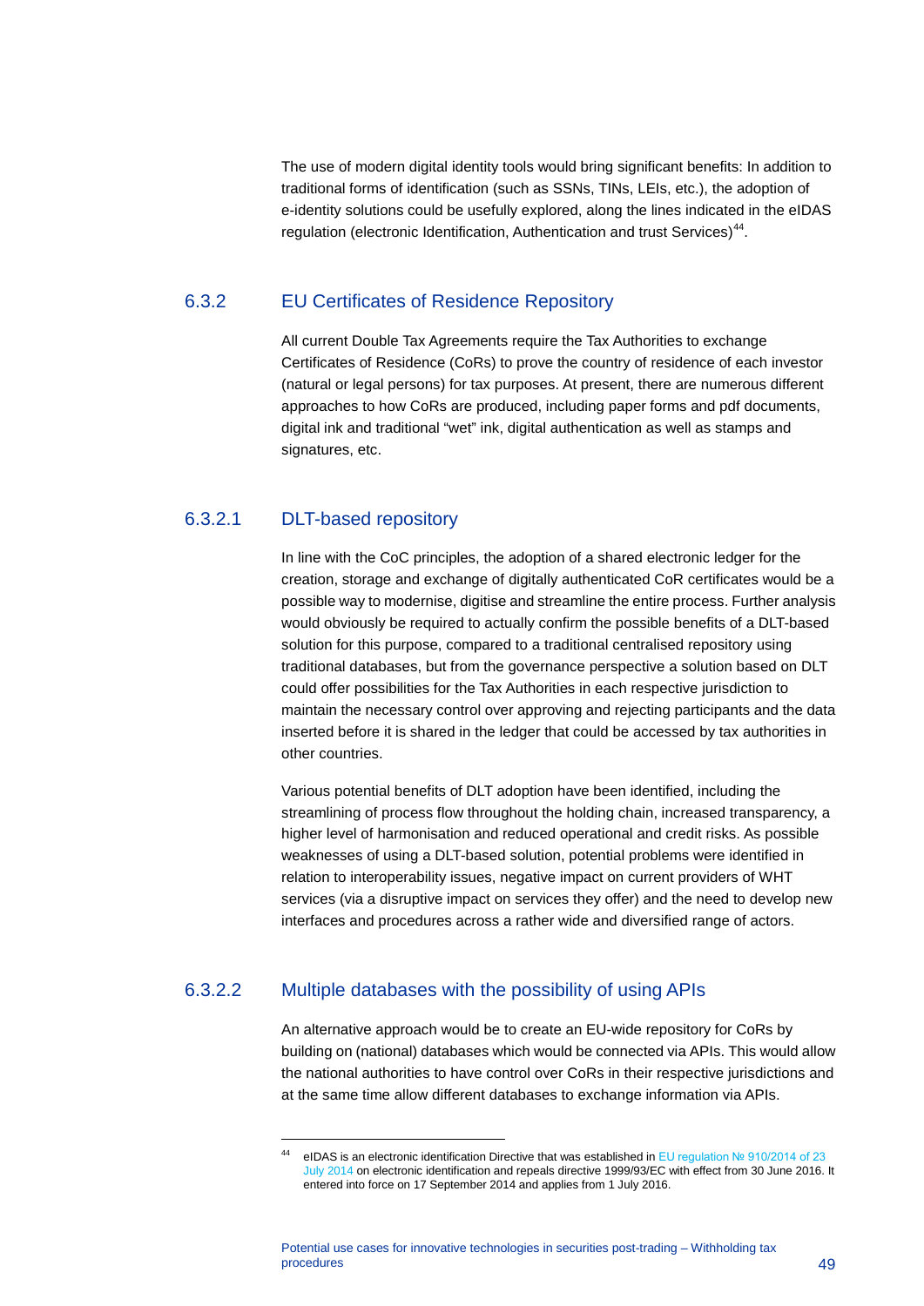The use of modern digital identity tools would bring significant benefits: In addition to traditional forms of identification (such as SSNs, TINs, LEIs, etc.), the adoption of e-identity solutions could be usefully explored, along the lines indicated in the eIDAS regulation (electronic Identification, Authentication and trust Services)[44].

### 6.3.2 EU Certificates of Residence Repository

All current Double Tax Agreements require the Tax Authorities to exchange Certificates of Residence (CoRs) to prove the country of residence of each investor (natural or legal persons) for tax purposes. At present, there are numerous different approaches to how CoRs are produced, including paper forms and pdf documents, digital ink and traditional "wet" ink, digital authentication as well as stamps and signatures, etc.

#### 6.3.2.1 DLT-based repository

In line with the CoC principles, the adoption of a shared electronic ledger for the creation, storage and exchange of digitally authenticated CoR certificates would be a possible way to modernise, digitise and streamline the entire process. Further analysis would obviously be required to actually confirm the possible benefits of a DLT-based solution for this purpose, compared to a traditional centralised repository using traditional databases, but from the governance perspective a solution based on DLT could offer possibilities for the Tax Authorities in each respective jurisdiction to maintain the necessary control over approving and rejecting participants and the data inserted before it is shared in the ledger that could be accessed by tax authorities in other countries.

Various potential benefits of DLT adoption have been identified, including the streamlining of process flow throughout the holding chain, increased transparency, a higher level of harmonisation and reduced operational and credit risks. As possible weaknesses of using a DLT-based solution, potential problems were identified in relation to interoperability issues, negative impact on current providers of WHT services (via a disruptive impact on services they offer) and the need to develop new interfaces and procedures across a rather wide and diversified range of actors.

#### 6.3.2.2 Multiple databases with the possibility of using APIs

An alternative approach would be to create an EU-wide repository for CoRs by building on (national) databases which would be connected via APIs. This would allow the national authorities to have control over CoRs in their respective jurisdictions and at the same time allow different databases to exchange information via APIs.

---

[44] eIDAS is an electronic identification Directive that was established in EU regulation № 910/2014 of 23 July 2014 on electronic identification and repeals directive 1999/93/EC with effect from 30 June 2016. It entered into force on 17 September 2014 and applies from 1 July 2016.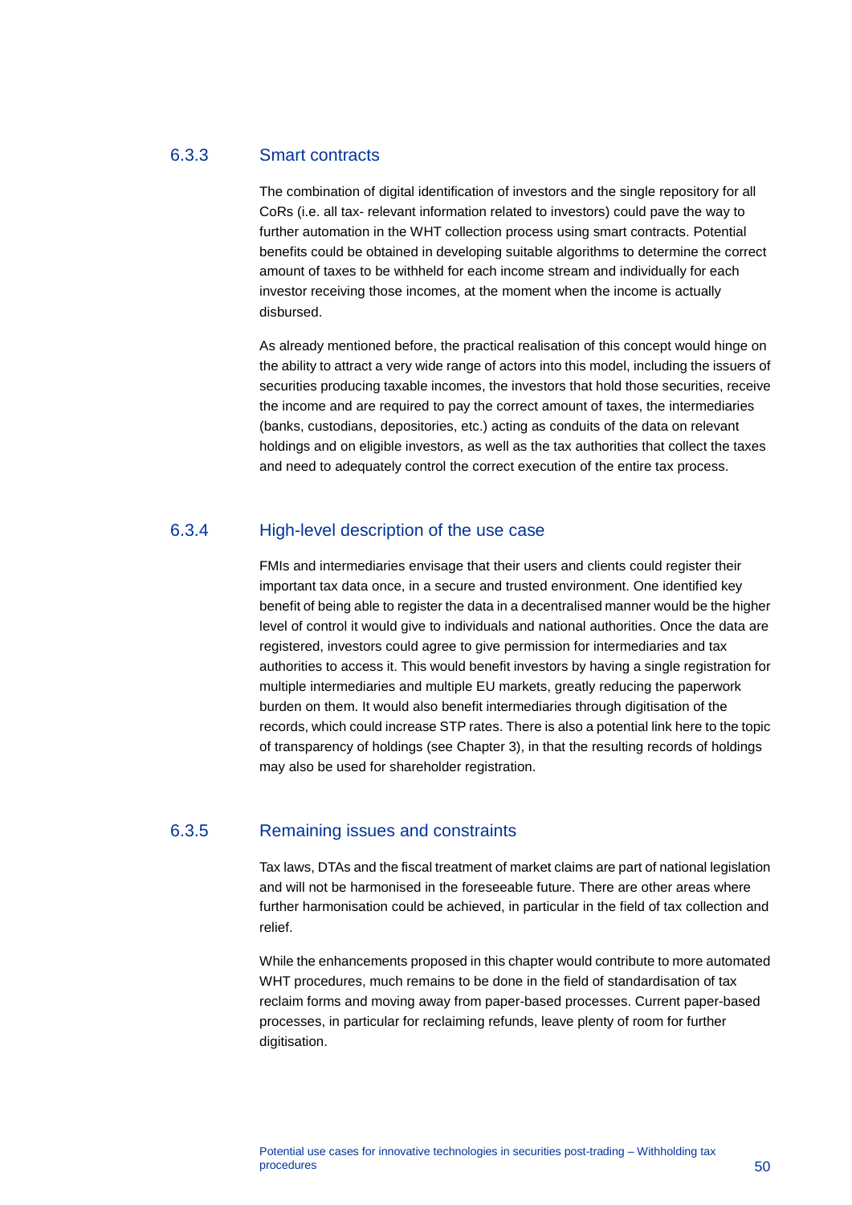### 6.3.3 Smart contracts

The combination of digital identification of investors and the single repository for all CoRs (i.e. all tax- relevant information related to investors) could pave the way to further automation in the WHT collection process using smart contracts. Potential benefits could be obtained in developing suitable algorithms to determine the correct amount of taxes to be withheld for each income stream and individually for each investor receiving those incomes, at the moment when the income is actually disbursed.

As already mentioned before, the practical realisation of this concept would hinge on the ability to attract a very wide range of actors into this model, including the issuers of securities producing taxable incomes, the investors that hold those securities, receive the income and are required to pay the correct amount of taxes, the intermediaries (banks, custodians, depositories, etc.) acting as conduits of the data on relevant holdings and on eligible investors, as well as the tax authorities that collect the taxes and need to adequately control the correct execution of the entire tax process.

### 6.3.4 High-level description of the use case

FMIs and intermediaries envisage that their users and clients could register their important tax data once, in a secure and trusted environment. One identified key benefit of being able to register the data in a decentralised manner would be the higher level of control it would give to individuals and national authorities. Once the data are registered, investors could agree to give permission for intermediaries and tax authorities to access it. This would benefit investors by having a single registration for multiple intermediaries and multiple EU markets, greatly reducing the paperwork burden on them. It would also benefit intermediaries through digitisation of the records, which could increase STP rates. There is also a potential link here to the topic of transparency of holdings (see Chapter 3), in that the resulting records of holdings may also be used for shareholder registration.

### 6.3.5 Remaining issues and constraints

Tax laws, DTAs and the fiscal treatment of market claims are part of national legislation and will not be harmonised in the foreseeable future. There are other areas where further harmonisation could be achieved, in particular in the field of tax collection and relief.

While the enhancements proposed in this chapter would contribute to more automated WHT procedures, much remains to be done in the field of standardisation of tax reclaim forms and moving away from paper-based processes. Current paper-based processes, in particular for reclaiming refunds, leave plenty of room for further digitisation.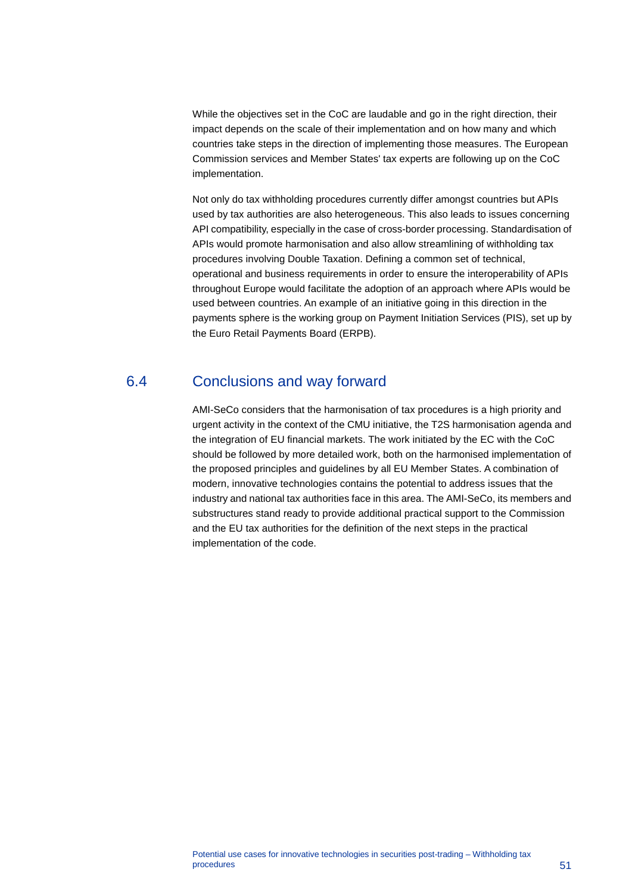While the objectives set in the CoC are laudable and go in the right direction, their impact depends on the scale of their implementation and on how many and which countries take steps in the direction of implementing those measures. The European Commission services and Member States' tax experts are following up on the CoC implementation.

Not only do tax withholding procedures currently differ amongst countries but APIs used by tax authorities are also heterogeneous. This also leads to issues concerning API compatibility, especially in the case of cross-border processing. Standardisation of APIs would promote harmonisation and also allow streamlining of withholding tax procedures involving Double Taxation. Defining a common set of technical, operational and business requirements in order to ensure the interoperability of APIs throughout Europe would facilitate the adoption of an approach where APIs would be used between countries. An example of an initiative going in this direction in the payments sphere is the working group on Payment Initiation Services (PIS), set up by the Euro Retail Payments Board (ERPB).

## 6.4 Conclusions and way forward

AMI-SeCo considers that the harmonisation of tax procedures is a high priority and urgent activity in the context of the CMU initiative, the T2S harmonisation agenda and the integration of EU financial markets. The work initiated by the EC with the CoC should be followed by more detailed work, both on the harmonised implementation of the proposed principles and guidelines by all EU Member States. A combination of modern, innovative technologies contains the potential to address issues that the industry and national tax authorities face in this area. The AMI-SeCo, its members and substructures stand ready to provide additional practical support to the Commission and the EU tax authorities for the definition of the next steps in the practical implementation of the code.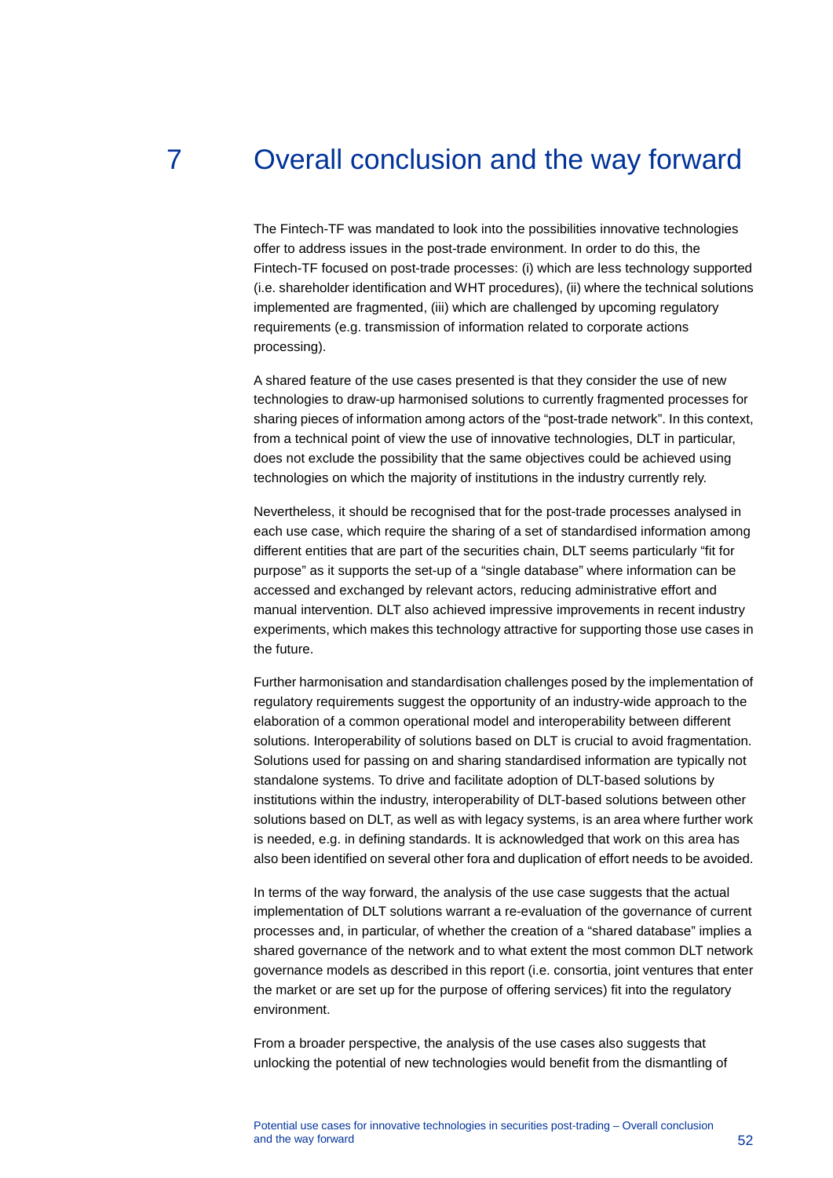# 7 Overall conclusion and the way forward

The Fintech-TF was mandated to look into the possibilities innovative technologies offer to address issues in the post-trade environment. In order to do this, the Fintech-TF focused on post-trade processes: (i) which are less technology supported (i.e. shareholder identification and WHT procedures), (ii) where the technical solutions implemented are fragmented, (iii) which are challenged by upcoming regulatory requirements (e.g. transmission of information related to corporate actions processing).

A shared feature of the use cases presented is that they consider the use of new technologies to draw-up harmonised solutions to currently fragmented processes for sharing pieces of information among actors of the "post-trade network". In this context, from a technical point of view the use of innovative technologies, DLT in particular, does not exclude the possibility that the same objectives could be achieved using technologies on which the majority of institutions in the industry currently rely.

Nevertheless, it should be recognised that for the post-trade processes analysed in each use case, which require the sharing of a set of standardised information among different entities that are part of the securities chain, DLT seems particularly "fit for purpose" as it supports the set-up of a "single database" where information can be accessed and exchanged by relevant actors, reducing administrative effort and manual intervention. DLT also achieved impressive improvements in recent industry experiments, which makes this technology attractive for supporting those use cases in the future.

Further harmonisation and standardisation challenges posed by the implementation of regulatory requirements suggest the opportunity of an industry-wide approach to the elaboration of a common operational model and interoperability between different solutions. Interoperability of solutions based on DLT is crucial to avoid fragmentation. Solutions used for passing on and sharing standardised information are typically not standalone systems. To drive and facilitate adoption of DLT-based solutions by institutions within the industry, interoperability of DLT-based solutions between other solutions based on DLT, as well as with legacy systems, is an area where further work is needed, e.g. in defining standards. It is acknowledged that work on this area has also been identified on several other fora and duplication of effort needs to be avoided.

In terms of the way forward, the analysis of the use case suggests that the actual implementation of DLT solutions warrant a re-evaluation of the governance of current processes and, in particular, of whether the creation of a "shared database" implies a shared governance of the network and to what extent the most common DLT network governance models as described in this report (i.e. consortia, joint ventures that enter the market or are set up for the purpose of offering services) fit into the regulatory environment.

From a broader perspective, the analysis of the use cases also suggests that unlocking the potential of new technologies would benefit from the dismantling of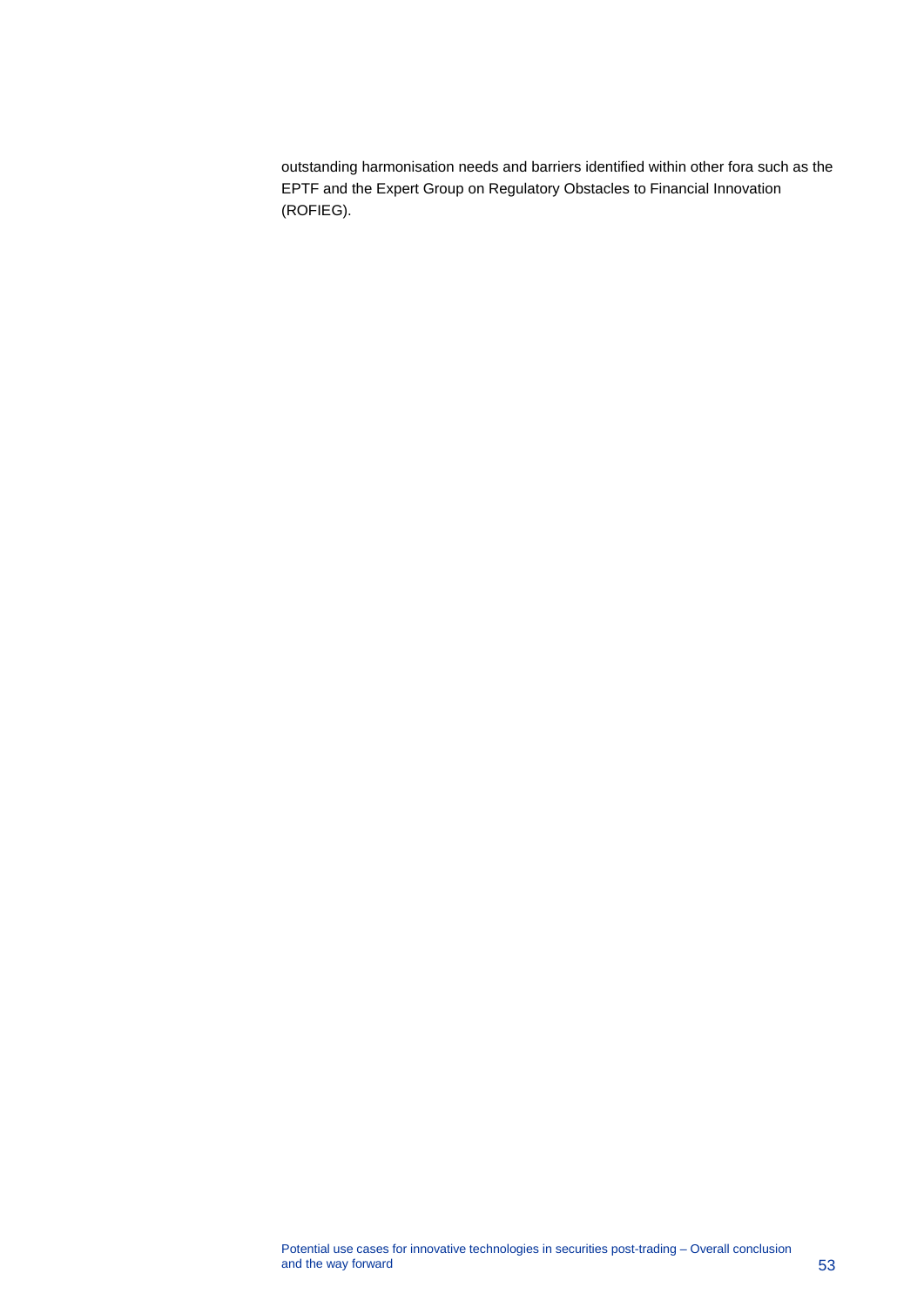outstanding harmonisation needs and barriers identified within other fora such as the EPTF and the Expert Group on Regulatory Obstacles to Financial Innovation (ROFIEG).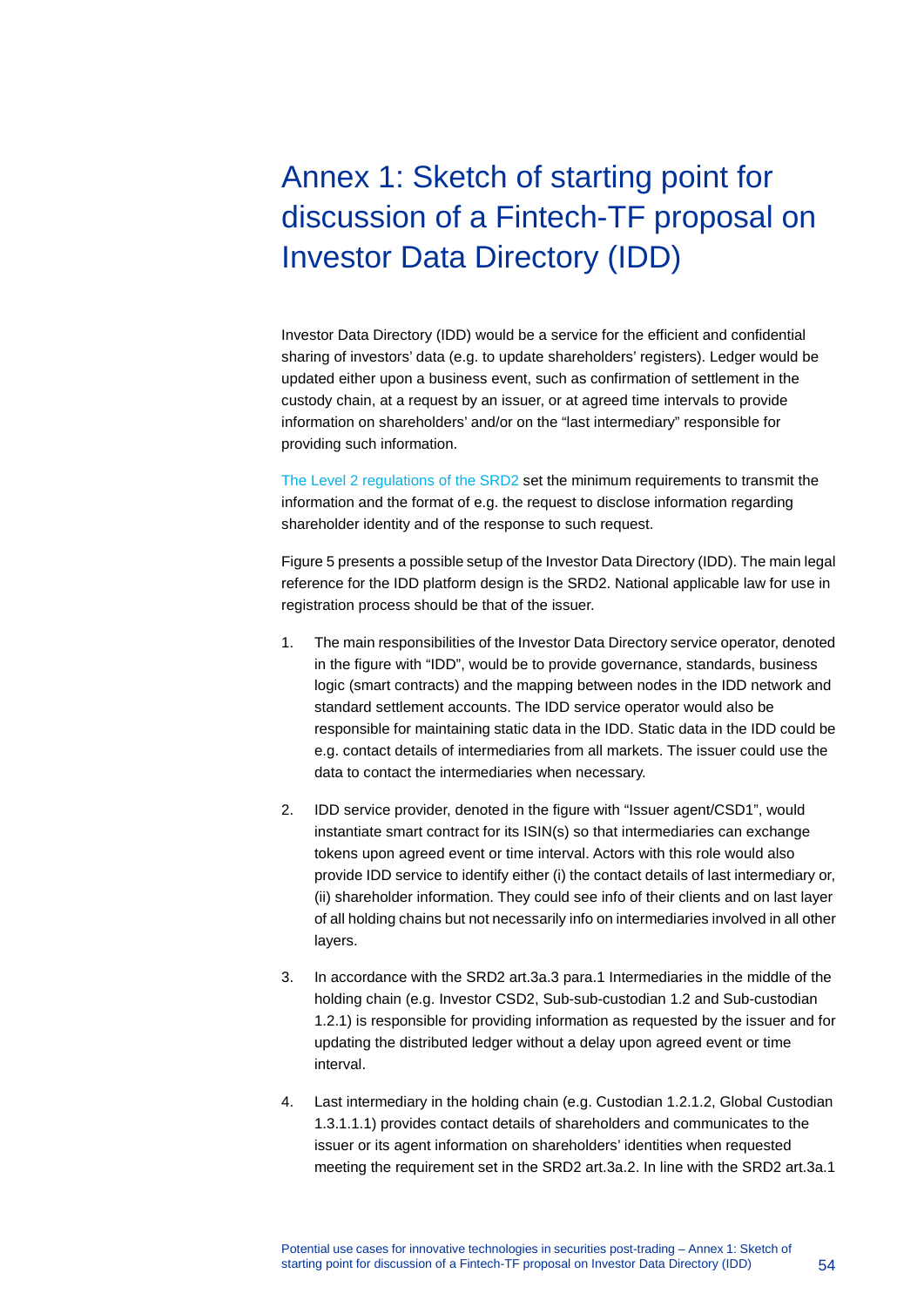# Annex 1: Sketch of starting point for discussion of a Fintech-TF proposal on Investor Data Directory (IDD)

Investor Data Directory (IDD) would be a service for the efficient and confidential sharing of investors' data (e.g. to update shareholders' registers). Ledger would be updated either upon a business event, such as confirmation of settlement in the custody chain, at a request by an issuer, or at agreed time intervals to provide information on shareholders' and/or on the "last intermediary" responsible for providing such information.

The Level 2 regulations of the SRD2 set the minimum requirements to transmit the information and the format of e.g. the request to disclose information regarding shareholder identity and of the response to such request.

Figure 5 presents a possible setup of the Investor Data Directory (IDD). The main legal reference for the IDD platform design is the SRD2. National applicable law for use in registration process should be that of the issuer.

1. The main responsibilities of the Investor Data Directory service operator, denoted in the figure with "IDD", would be to provide governance, standards, business logic (smart contracts) and the mapping between nodes in the IDD network and standard settlement accounts. The IDD service operator would also be responsible for maintaining static data in the IDD. Static data in the IDD could be e.g. contact details of intermediaries from all markets. The issuer could use the data to contact the intermediaries when necessary.

2. IDD service provider, denoted in the figure with "Issuer agent/CSD1", would instantiate smart contract for its ISIN(s) so that intermediaries can exchange tokens upon agreed event or time interval. Actors with this role would also provide IDD service to identify either (i) the contact details of last intermediary or, (ii) shareholder information. They could see info of their clients and on last layer of all holding chains but not necessarily info on intermediaries involved in all other layers.

3. In accordance with the SRD2 art.3a.3 para.1 Intermediaries in the middle of the holding chain (e.g. Investor CSD2, Sub-sub-custodian 1.2 and Sub-custodian 1.2.1) is responsible for providing information as requested by the issuer and for updating the distributed ledger without a delay upon agreed event or time interval.

4. Last intermediary in the holding chain (e.g. Custodian 1.2.1.2, Global Custodian 1.3.1.1.1) provides contact details of shareholders and communicates to the issuer or its agent information on shareholders' identities when requested meeting the requirement set in the SRD2 art.3a.2. In line with the SRD2 art.3a.1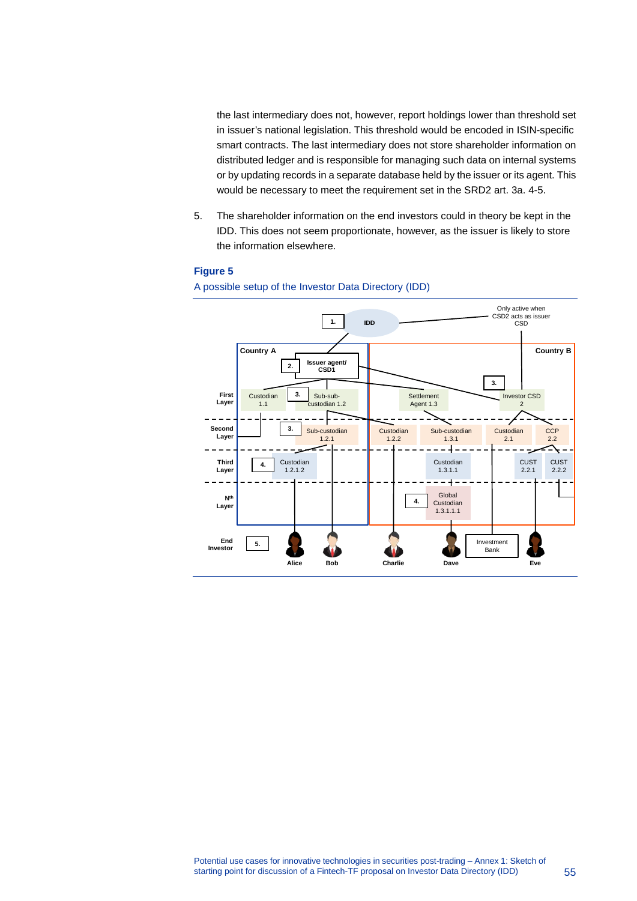the last intermediary does not, however, report holdings lower than threshold set in issuer's national legislation. This threshold would be encoded in ISIN-specific smart contracts. The last intermediary does not store shareholder information on distributed ledger and is responsible for managing such data on internal systems or by updating records in a separate database held by the issuer or its agent. This would be necessary to meet the requirement set in the SRD2 art. 3a. 4-5.

5. The shareholder information on the end investors could in theory be kept in the IDD. This does not seem proportionate, however, as the issuer is likely to store the information elsewhere.

**Figure 5**

A possible setup of the Investor Data Directory (IDD)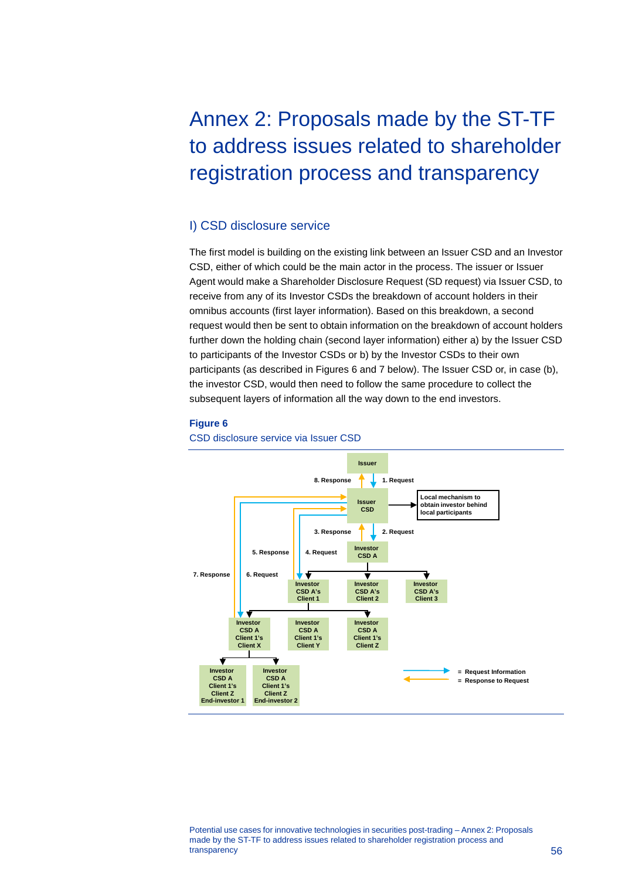# Annex 2: Proposals made by the ST-TF to address issues related to shareholder registration process and transparency

## I) CSD disclosure service

The first model is building on the existing link between an Issuer CSD and an Investor CSD, either of which could be the main actor in the process. The issuer or Issuer Agent would make a Shareholder Disclosure Request (SD request) via Issuer CSD, to receive from any of its Investor CSDs the breakdown of account holders in their omnibus accounts (first layer information). Based on this breakdown, a second request would then be sent to obtain information on the breakdown of account holders further down the holding chain (second layer information) either a) by the Issuer CSD to participants of the Investor CSDs or b) by the Investor CSDs to their own participants (as described in Figures 6 and 7 below). The Issuer CSD or, in case (b), the investor CSD, would then need to follow the same procedure to collect the subsequent layers of information all the way down to the end investors.

**Figure 6**

CSD disclosure service via Issuer CSD

Issuer

8. Response — 1. Request

Issuer CSD → Local mechanism to obtain investor behind local participants

3. Response — 2. Request

Investor CSD A

5. Response — 4. Request

Investor CSD A's Client 1 | Investor CSD A's Client 2 | Investor CSD A's Client 3

7. Response — 6. Request

Investor CSD A Client 1's Client X | Investor CSD A Client 1's Client Y | Investor CSD A Client 1's Client Z

Investor CSD A Client 1's Client Z End-investor 1 | Investor CSD A Client 1's Client Z End-investor 2

= Request Information

= Response to Request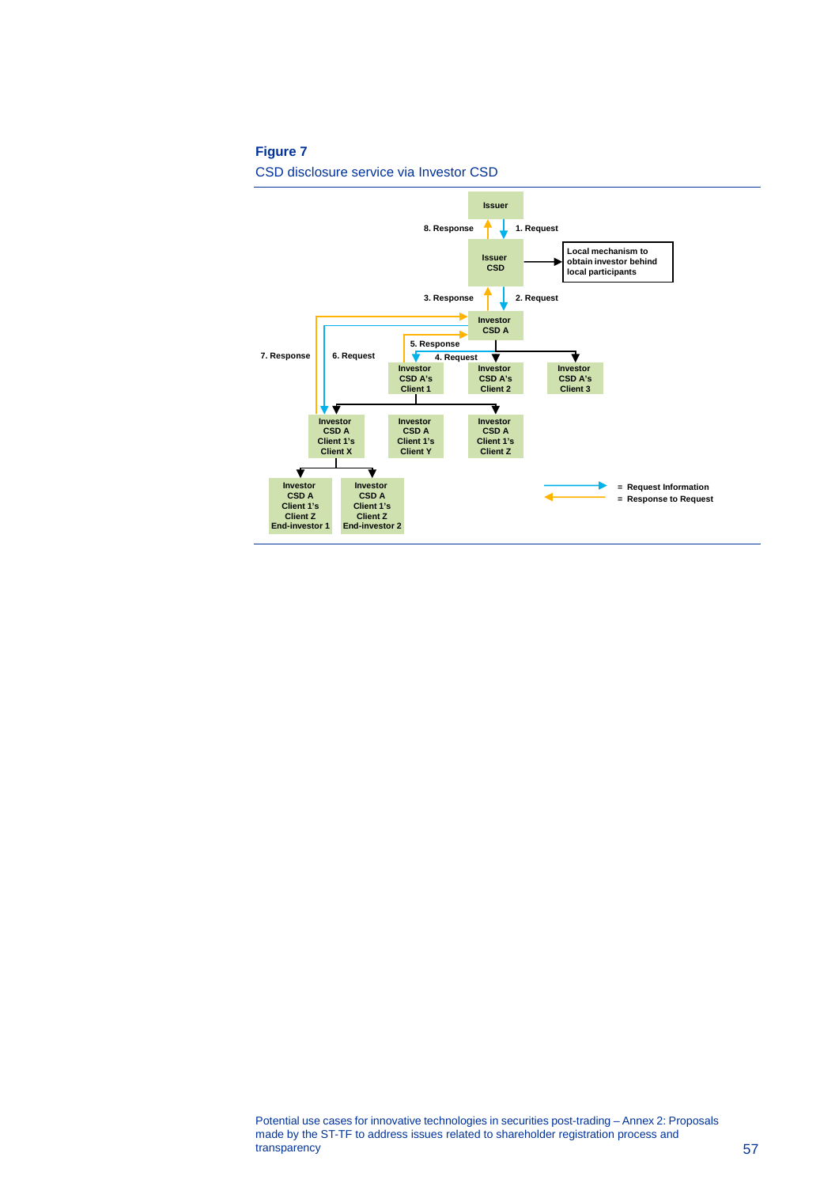**Figure 7**

CSD disclosure service via Investor CSD

Issuer

8. Response

1. Request

Issuer CSD

Local mechanism to obtain investor behind local participants

3. Response

2. Request

Investor CSD A

7. Response

6. Request

5. Response

4. Request

Investor CSD A's Client 1

Investor CSD A's Client 2

Investor CSD A's Client 3

Investor CSD A Client 1's Client X

Investor CSD A Client 1's Client Y

Investor CSD A Client 1's Client Z

Investor CSD A Client 1's Client Z End-investor 1

Investor CSD A Client 1's Client Z End-investor 2

= Request Information

= Response to Request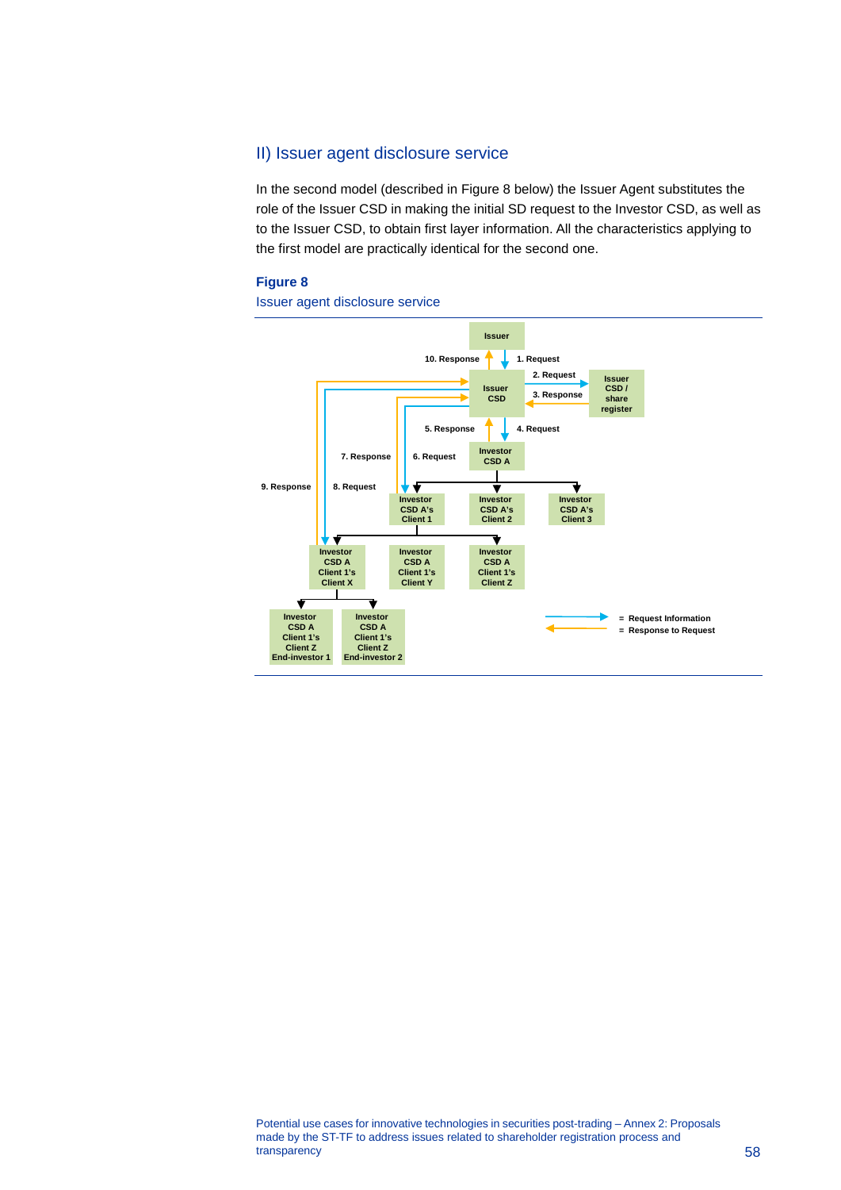## II) Issuer agent disclosure service

In the second model (described in Figure 8 below) the Issuer Agent substitutes the role of the Issuer CSD in making the initial SD request to the Investor CSD, as well as to the Issuer CSD, to obtain first layer information. All the characteristics applying to the first model are practically identical for the second one.

**Figure 8**

Issuer agent disclosure service

Issuer

10. Response 1. Request

2. Request

Issuer CSD

3. Response

Issuer CSD / share register

5. Response 4. Request

7. Response 6. Request

Investor CSD A

9. Response 8. Request

Investor CSD A's Client 1

Investor CSD A's Client 2

Investor CSD A's Client 3

Investor CSD A Client 1's Client X

Investor CSD A Client 1's Client Y

Investor CSD A Client 1's Client Z

Investor CSD A Client 1's Client Z End-investor 1

Investor CSD A Client 1's Client Z End-investor 2

= Request Information

= Response to Request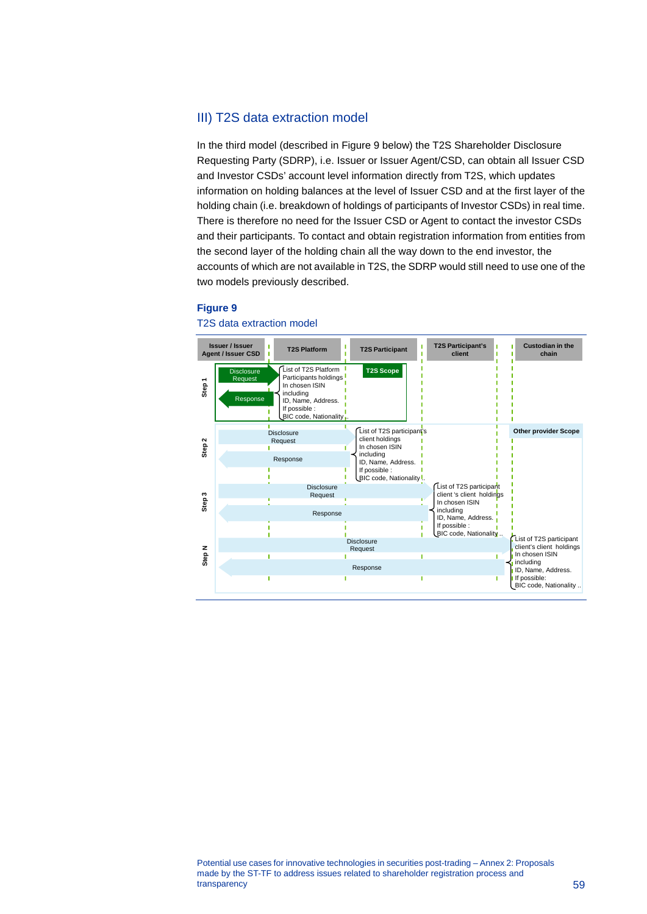## III) T2S data extraction model

In the third model (described in Figure 9 below) the T2S Shareholder Disclosure Requesting Party (SDRP), i.e. Issuer or Issuer Agent/CSD, can obtain all Issuer CSD and Investor CSDs' account level information directly from T2S, which updates information on holding balances at the level of Issuer CSD and at the first layer of the holding chain (i.e. breakdown of holdings of participants of Investor CSDs) in real time. There is therefore no need for the Issuer CSD or Agent to contact the investor CSDs and their participants. To contact and obtain registration information from entities from the second layer of the holding chain all the way down to the end investor, the accounts of which are not available in T2S, the SDRP would still need to use one of the two models previously described.

**Figure 9**

T2S data extraction model

Columns: Issuer / Issuer Agent / Issuer CSD | T2S Platform | T2S Participant | T2S Participant's client | Custodian in the chain

**Step 1** (T2S Scope)
- Disclosure Request → T2S Platform
- Response ← T2S Platform
- List of T2S Platform Participants holdings In chosen ISIN including ID, Name, Address. If possible : BIC code, Nationality

**Step 2** (Other provider Scope)
- Disclosure Request → T2S Participant
- Response ← T2S Participant
- List of T2S participant's client holdings In chosen ISIN including ID, Name, Address. If possible : BIC code, Nationality

**Step 3**
- Disclosure Request → T2S Participant's client
- Response ← T2S Participant's client
- List of T2S participant client 's client holdings In chosen ISIN including ID, Name, Address. If possible : BIC code, Nationality ..

**Step N**
- Disclosure Request → Custodian in the chain
- Response ← Custodian in the chain
- List of T2S participant client's client holdings In chosen ISIN including ID, Name, Address. If possible: BIC code, Nationality ..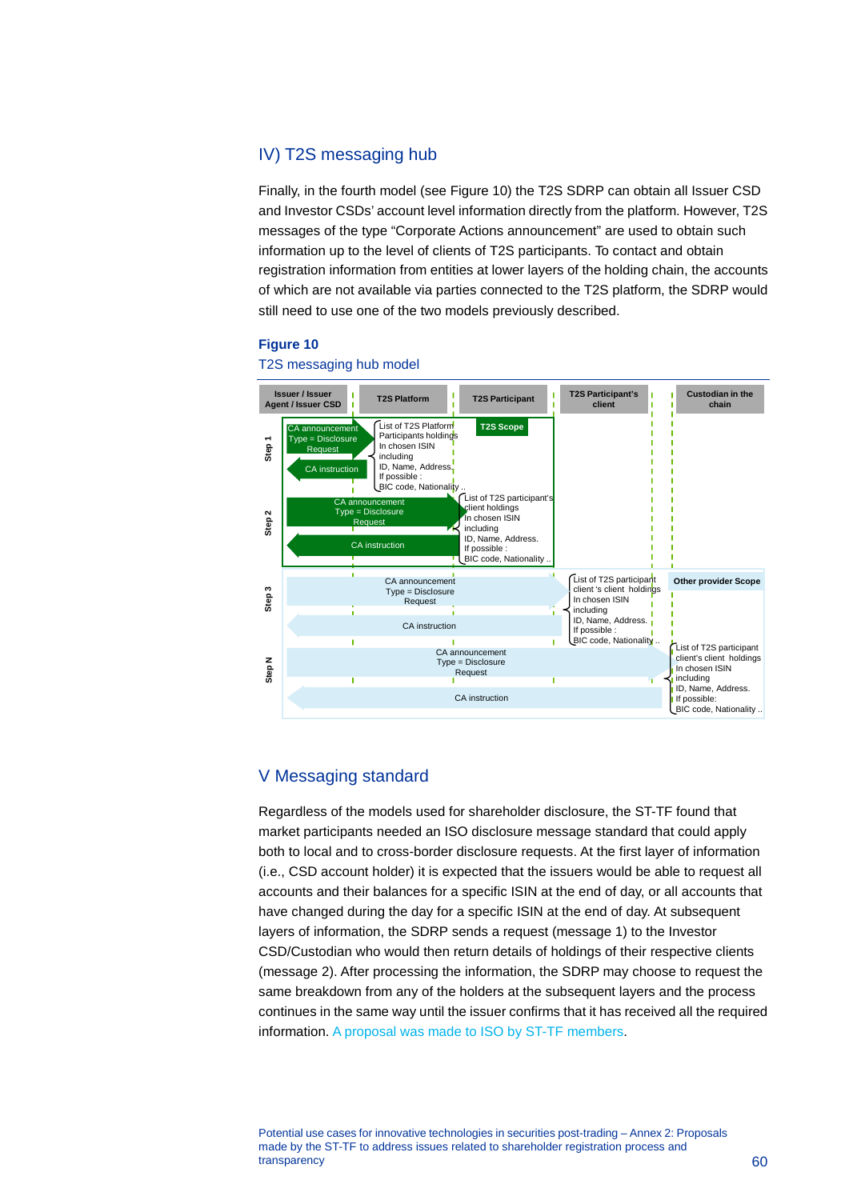## IV) T2S messaging hub

Finally, in the fourth model (see Figure 10) the T2S SDRP can obtain all Issuer CSD and Investor CSDs' account level information directly from the platform. However, T2S messages of the type "Corporate Actions announcement" are used to obtain such information up to the level of clients of T2S participants. To contact and obtain registration information from entities at lower layers of the holding chain, the accounts of which are not available via parties connected to the T2S platform, the SDRP would still need to use one of the two models previously described.

**Figure 10**

T2S messaging hub model

| | Issuer / Issuer Agent / Issuer CSD | T2S Platform | T2S Participant | T2S Participant's client | Custodian in the chain |
|---|---|---|---|---|---|
| Step 1 | CA announcement Type = Disclosure Request → ; ← CA instruction | List of T2S Platform Participants holdings In chosen ISIN including ID, Name, Address, If possible : BIC code, Nationality .. | T2S Scope | | |
| Step 2 | CA announcement Type = Disclosure Request → ; ← CA instruction | | List of T2S participant's client holdings In chosen ISIN including ID, Name, Address. If possible : BIC code, Nationality .. | | |
| Step 3 | CA announcement Type = Disclosure Request → ; ← CA instruction | | | List of T2S participant client 's client holdings In chosen ISIN including ID, Name, Address. If possible : BIC code, Nationality .. | Other provider Scope |
| Step N | CA announcement Type = Disclosure Request → ; ← CA instruction | | | | List of T2S participant client's client holdings In chosen ISIN including ID, Name, Address. If possible: BIC code, Nationality .. |

## V Messaging standard

Regardless of the models used for shareholder disclosure, the ST-TF found that market participants needed an ISO disclosure message standard that could apply both to local and to cross-border disclosure requests. At the first layer of information (i.e., CSD account holder) it is expected that the issuers would be able to request all accounts and their balances for a specific ISIN at the end of day, or all accounts that have changed during the day for a specific ISIN at the end of day. At subsequent layers of information, the SDRP sends a request (message 1) to the Investor CSD/Custodian who would then return details of holdings of their respective clients (message 2). After processing the information, the SDRP may choose to request the same breakdown from any of the holders at the subsequent layers and the process continues in the same way until the issuer confirms that it has received all the required information. A proposal was made to ISO by ST-TF members.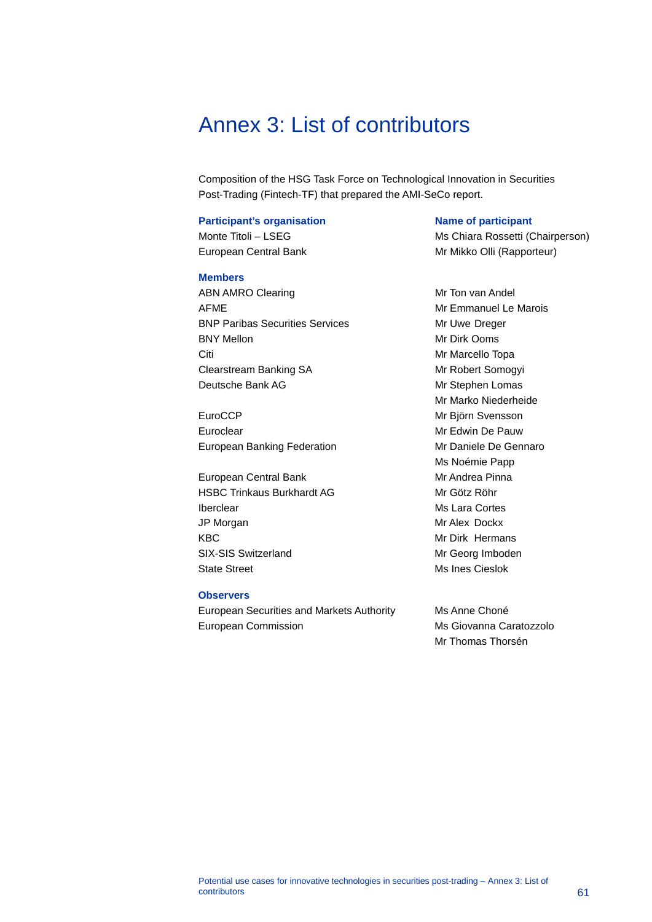# Annex 3: List of contributors

Composition of the HSG Task Force on Technological Innovation in Securities Post-Trading (Fintech-TF) that prepared the AMI-SeCo report.

| Participant's organisation | Name of participant |
| --- | --- |
| Monte Titoli – LSEG | Ms Chiara Rossetti (Chairperson) |
| European Central Bank | Mr Mikko Olli (Rapporteur) |
| **Members** | |
| ABN AMRO Clearing | Mr Ton van Andel |
| AFME | Mr Emmanuel Le Marois |
| BNP Paribas Securities Services | Mr Uwe Dreger |
| BNY Mellon | Mr Dirk Ooms |
| Citi | Mr Marcello Topa |
| Clearstream Banking SA | Mr Robert Somogyi |
| Deutsche Bank AG | Mr Stephen Lomas |
| | Mr Marko Niederheide |
| EuroCCP | Mr Björn Svensson |
| Euroclear | Mr Edwin De Pauw |
| European Banking Federation | Mr Daniele De Gennaro |
| | Ms Noémie Papp |
| European Central Bank | Mr Andrea Pinna |
| HSBC Trinkaus Burkhardt AG | Mr Götz Röhr |
| Iberclear | Ms Lara Cortes |
| JP Morgan | Mr Alex Dockx |
| KBC | Mr Dirk Hermans |
| SIX-SIS Switzerland | Mr Georg Imboden |
| State Street | Ms Ines Cieslok |
| **Observers** | |
| European Securities and Markets Authority | Ms Anne Choné |
| European Commission | Ms Giovanna Caratozzolo |
| | Mr Thomas Thorsén |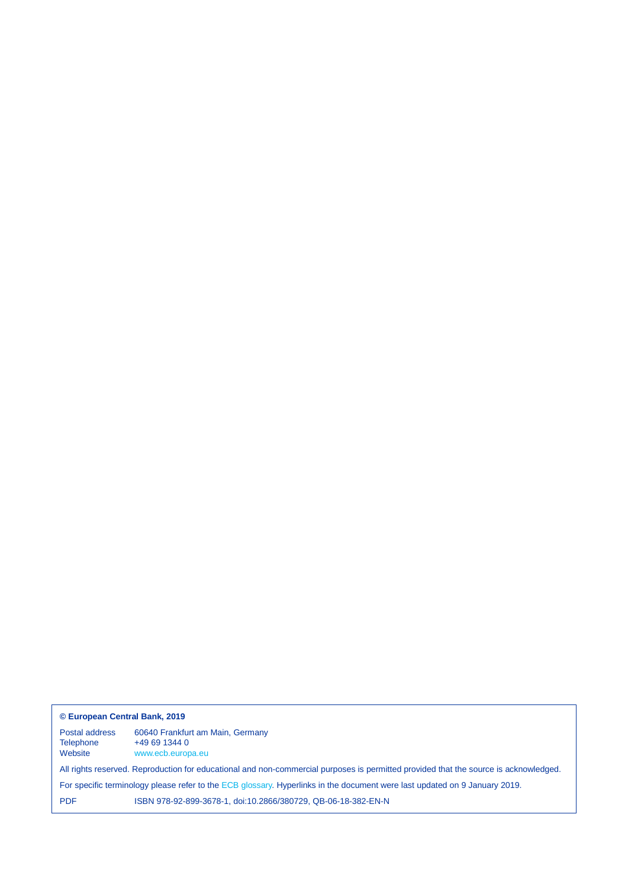**© European Central Bank, 2019**

| | |
|---|---|
| Postal address | 60640 Frankfurt am Main, Germany |
| Telephone | +49 69 1344 0 |
| Website | www.ecb.europa.eu |

All rights reserved. Reproduction for educational and non-commercial purposes is permitted provided that the source is acknowledged.

For specific terminology please refer to the ECB glossary. Hyperlinks in the document were last updated on 9 January 2019.

| | |
|---|---|
| PDF | ISBN 978-92-899-3678-1, doi:10.2866/380729, QB-06-18-382-EN-N |